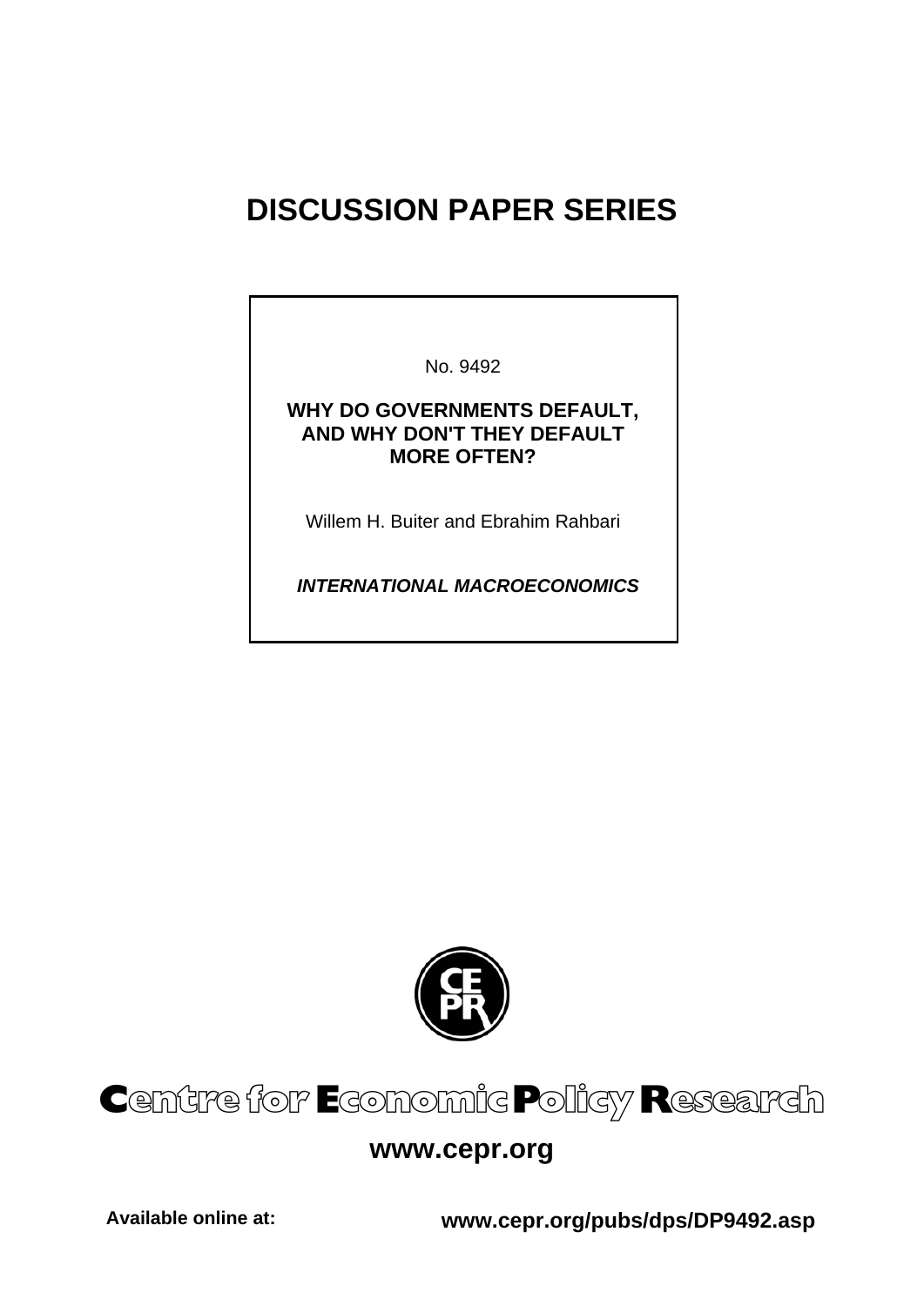# DISCUSSION PAPER SERIES

No. 9492

**WHY DO GOVERNMENTS DEFAULT, AND WHY DON'T THEY DEFAULT MORE OFTEN?**

Willem H. Buiter and Ebrahim Rahbari

***INTERNATIONAL MACROECONOMICS***

**Centre for Economic Policy Research**

**www.cepr.org**

**Available online at:** **www.cepr.org/pubs/dps/DP9492.asp**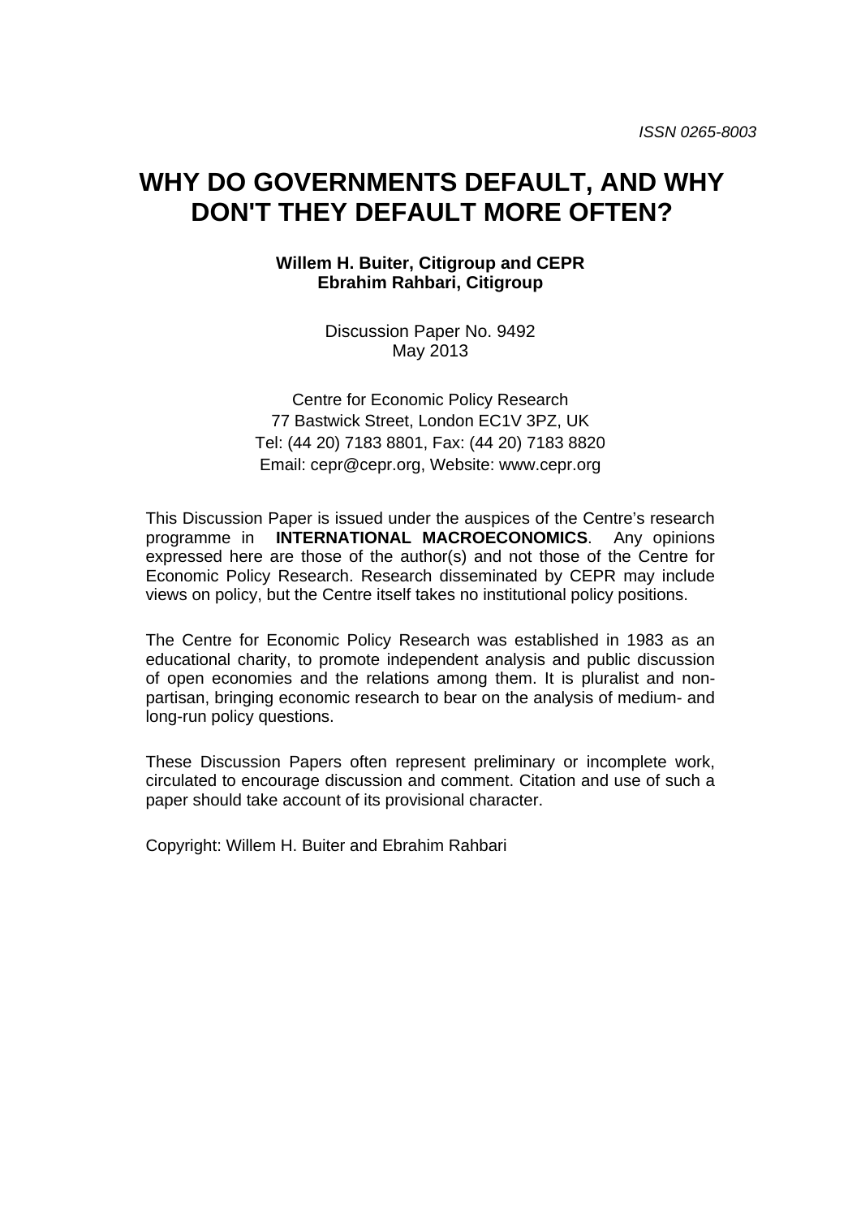ISSN 0265-8003

# WHY DO GOVERNMENTS DEFAULT, AND WHY DON'T THEY DEFAULT MORE OFTEN?

**Willem H. Buiter, Citigroup and CEPR**
**Ebrahim Rahbari, Citigroup**

Discussion Paper No. 9492
May 2013

Centre for Economic Policy Research
77 Bastwick Street, London EC1V 3PZ, UK
Tel: (44 20) 7183 8801, Fax: (44 20) 7183 8820
Email: cepr@cepr.org, Website: www.cepr.org

This Discussion Paper is issued under the auspices of the Centre's research programme in **INTERNATIONAL MACROECONOMICS**. Any opinions expressed here are those of the author(s) and not those of the Centre for Economic Policy Research. Research disseminated by CEPR may include views on policy, but the Centre itself takes no institutional policy positions.

The Centre for Economic Policy Research was established in 1983 as an educational charity, to promote independent analysis and public discussion of open economies and the relations among them. It is pluralist and non-partisan, bringing economic research to bear on the analysis of medium- and long-run policy questions.

These Discussion Papers often represent preliminary or incomplete work, circulated to encourage discussion and comment. Citation and use of such a paper should take account of its provisional character.

Copyright: Willem H. Buiter and Ebrahim Rahbari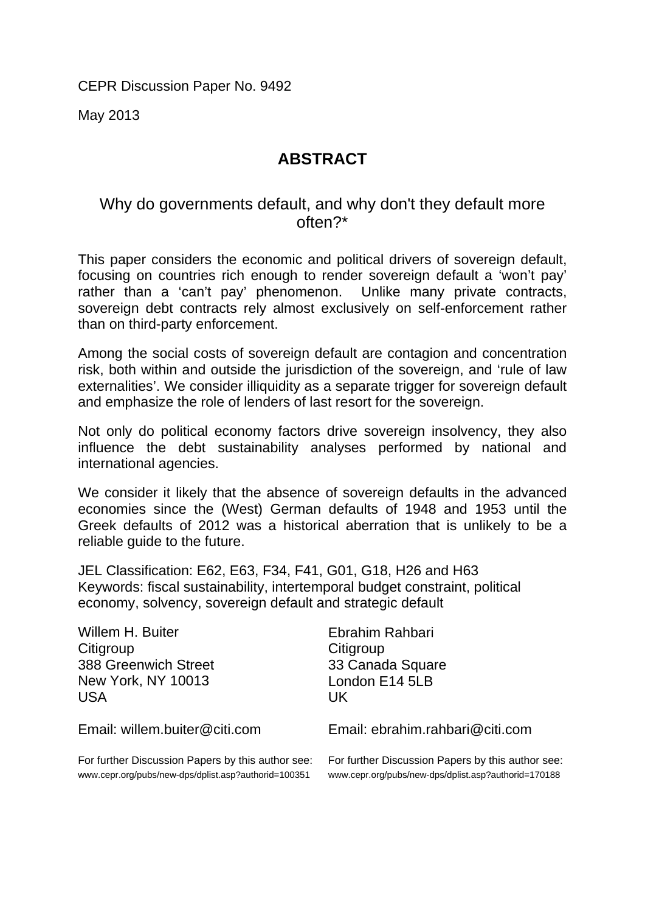CEPR Discussion Paper No. 9492

May 2013

## ABSTRACT

### Why do governments default, and why don't they default more often?*

This paper considers the economic and political drivers of sovereign default, focusing on countries rich enough to render sovereign default a 'won't pay' rather than a 'can't pay' phenomenon. Unlike many private contracts, sovereign debt contracts rely almost exclusively on self-enforcement rather than on third-party enforcement.

Among the social costs of sovereign default are contagion and concentration risk, both within and outside the jurisdiction of the sovereign, and 'rule of law externalities'. We consider illiquidity as a separate trigger for sovereign default and emphasize the role of lenders of last resort for the sovereign.

Not only do political economy factors drive sovereign insolvency, they also influence the debt sustainability analyses performed by national and international agencies.

We consider it likely that the absence of sovereign defaults in the advanced economies since the (West) German defaults of 1948 and 1953 until the Greek defaults of 2012 was a historical aberration that is unlikely to be a reliable guide to the future.

JEL Classification: E62, E63, F34, F41, G01, G18, H26 and H63
Keywords: fiscal sustainability, intertemporal budget constraint, political economy, solvency, sovereign default and strategic default

Willem H. Buiter
Citigroup
388 Greenwich Street
New York, NY 10013
USA

Email: willem.buiter@citi.com

For further Discussion Papers by this author see:
www.cepr.org/pubs/new-dps/dplist.asp?authorid=100351

Ebrahim Rahbari
Citigroup
33 Canada Square
London E14 5LB
UK

Email: ebrahim.rahbari@citi.com

For further Discussion Papers by this author see:
www.cepr.org/pubs/new-dps/dplist.asp?authorid=170188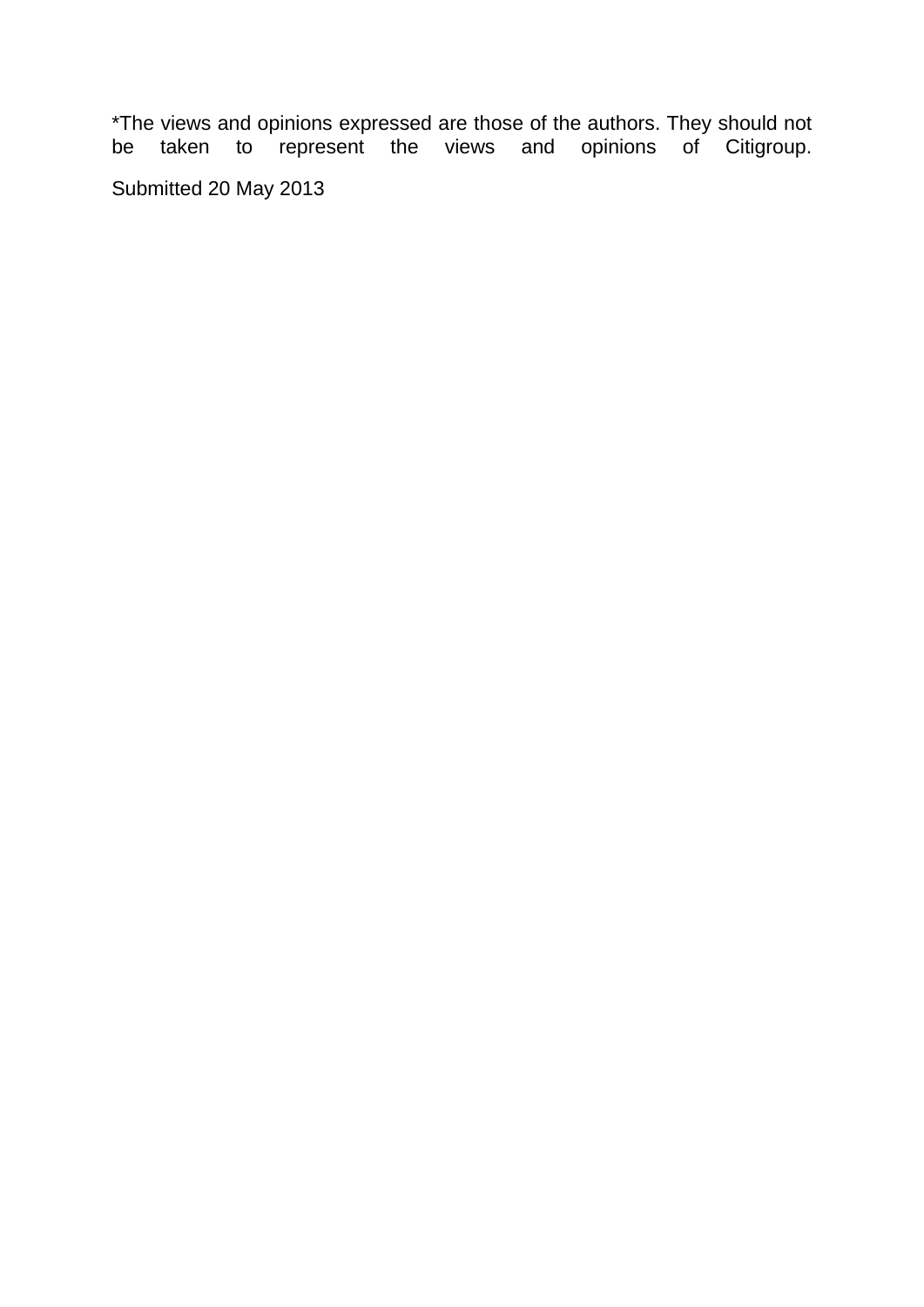*The views and opinions expressed are those of the authors. They should not be taken to represent the views and opinions of Citigroup.

Submitted 20 May 2013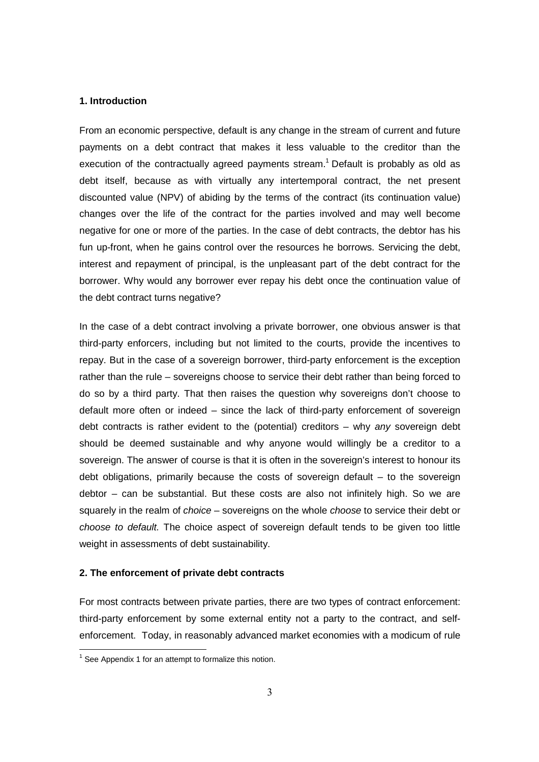## 1. Introduction

From an economic perspective, default is any change in the stream of current and future payments on a debt contract that makes it less valuable to the creditor than the execution of the contractually agreed payments stream.[1] Default is probably as old as debt itself, because as with virtually any intertemporal contract, the net present discounted value (NPV) of abiding by the terms of the contract (its continuation value) changes over the life of the contract for the parties involved and may well become negative for one or more of the parties. In the case of debt contracts, the debtor has his fun up-front, when he gains control over the resources he borrows. Servicing the debt, interest and repayment of principal, is the unpleasant part of the debt contract for the borrower. Why would any borrower ever repay his debt once the continuation value of the debt contract turns negative?

In the case of a debt contract involving a private borrower, one obvious answer is that third-party enforcers, including but not limited to the courts, provide the incentives to repay. But in the case of a sovereign borrower, third-party enforcement is the exception rather than the rule – sovereigns choose to service their debt rather than being forced to do so by a third party. That then raises the question why sovereigns don't choose to default more often or indeed – since the lack of third-party enforcement of sovereign debt contracts is rather evident to the (potential) creditors – why *any* sovereign debt should be deemed sustainable and why anyone would willingly be a creditor to a sovereign. The answer of course is that it is often in the sovereign's interest to honour its debt obligations, primarily because the costs of sovereign default – to the sovereign debtor – can be substantial. But these costs are also not infinitely high. So we are squarely in the realm of *choice* – sovereigns on the whole *choose* to service their debt or *choose to default.* The choice aspect of sovereign default tends to be given too little weight in assessments of debt sustainability.

## 2. The enforcement of private debt contracts

For most contracts between private parties, there are two types of contract enforcement: third-party enforcement by some external entity not a party to the contract, and self-enforcement. Today, in reasonably advanced market economies with a modicum of rule

[1] See Appendix 1 for an attempt to formalize this notion.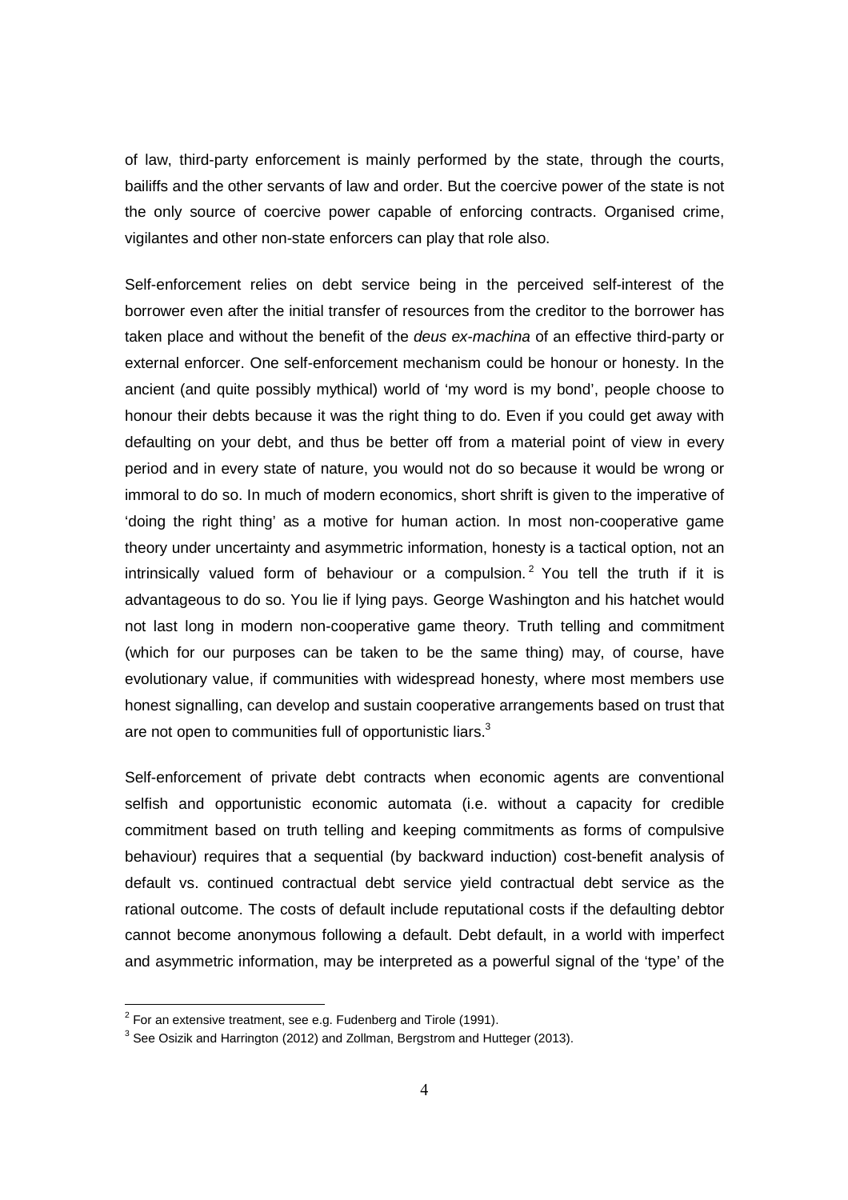of law, third-party enforcement is mainly performed by the state, through the courts, bailiffs and the other servants of law and order. But the coercive power of the state is not the only source of coercive power capable of enforcing contracts. Organised crime, vigilantes and other non-state enforcers can play that role also.

Self-enforcement relies on debt service being in the perceived self-interest of the borrower even after the initial transfer of resources from the creditor to the borrower has taken place and without the benefit of the *deus ex-machina* of an effective third-party or external enforcer. One self-enforcement mechanism could be honour or honesty. In the ancient (and quite possibly mythical) world of 'my word is my bond', people choose to honour their debts because it was the right thing to do. Even if you could get away with defaulting on your debt, and thus be better off from a material point of view in every period and in every state of nature, you would not do so because it would be wrong or immoral to do so. In much of modern economics, short shrift is given to the imperative of 'doing the right thing' as a motive for human action. In most non-cooperative game theory under uncertainty and asymmetric information, honesty is a tactical option, not an intrinsically valued form of behaviour or a compulsion.[2] You tell the truth if it is advantageous to do so. You lie if lying pays. George Washington and his hatchet would not last long in modern non-cooperative game theory. Truth telling and commitment (which for our purposes can be taken to be the same thing) may, of course, have evolutionary value, if communities with widespread honesty, where most members use honest signalling, can develop and sustain cooperative arrangements based on trust that are not open to communities full of opportunistic liars.[3]

Self-enforcement of private debt contracts when economic agents are conventional selfish and opportunistic economic automata (i.e. without a capacity for credible commitment based on truth telling and keeping commitments as forms of compulsive behaviour) requires that a sequential (by backward induction) cost-benefit analysis of default vs. continued contractual debt service yield contractual debt service as the rational outcome. The costs of default include reputational costs if the defaulting debtor cannot become anonymous following a default. Debt default, in a world with imperfect and asymmetric information, may be interpreted as a powerful signal of the 'type' of the

[2] For an extensive treatment, see e.g. Fudenberg and Tirole (1991).

[3] See Osizik and Harrington (2012) and Zollman, Bergstrom and Hutteger (2013).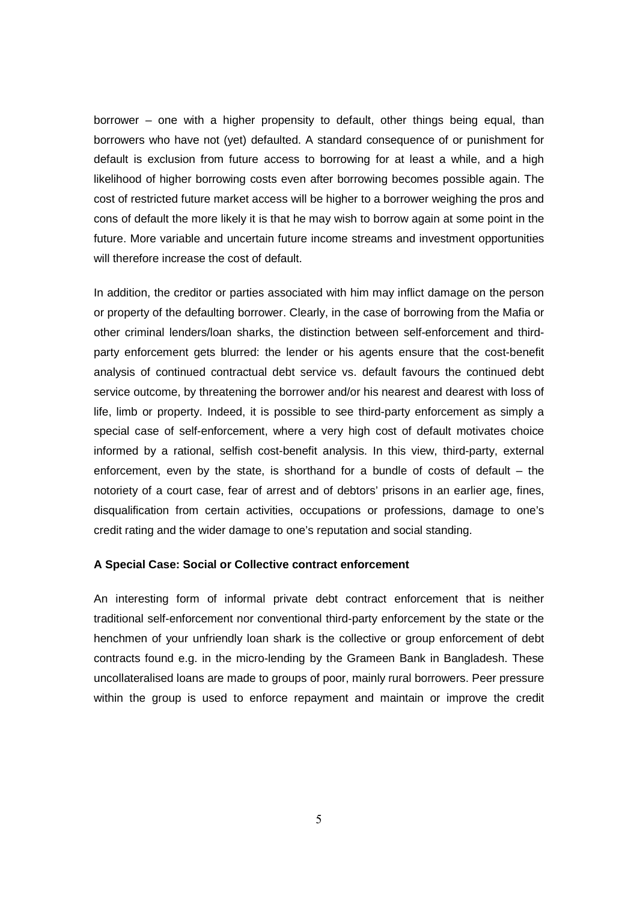borrower – one with a higher propensity to default, other things being equal, than borrowers who have not (yet) defaulted. A standard consequence of or punishment for default is exclusion from future access to borrowing for at least a while, and a high likelihood of higher borrowing costs even after borrowing becomes possible again. The cost of restricted future market access will be higher to a borrower weighing the pros and cons of default the more likely it is that he may wish to borrow again at some point in the future. More variable and uncertain future income streams and investment opportunities will therefore increase the cost of default.

In addition, the creditor or parties associated with him may inflict damage on the person or property of the defaulting borrower. Clearly, in the case of borrowing from the Mafia or other criminal lenders/loan sharks, the distinction between self-enforcement and third-party enforcement gets blurred: the lender or his agents ensure that the cost-benefit analysis of continued contractual debt service vs. default favours the continued debt service outcome, by threatening the borrower and/or his nearest and dearest with loss of life, limb or property. Indeed, it is possible to see third-party enforcement as simply a special case of self-enforcement, where a very high cost of default motivates choice informed by a rational, selfish cost-benefit analysis. In this view, third-party, external enforcement, even by the state, is shorthand for a bundle of costs of default – the notoriety of a court case, fear of arrest and of debtors' prisons in an earlier age, fines, disqualification from certain activities, occupations or professions, damage to one's credit rating and the wider damage to one's reputation and social standing.

**A Special Case: Social or Collective contract enforcement**

An interesting form of informal private debt contract enforcement that is neither traditional self-enforcement nor conventional third-party enforcement by the state or the henchmen of your unfriendly loan shark is the collective or group enforcement of debt contracts found e.g. in the micro-lending by the Grameen Bank in Bangladesh. These uncollateralised loans are made to groups of poor, mainly rural borrowers. Peer pressure within the group is used to enforce repayment and maintain or improve the credit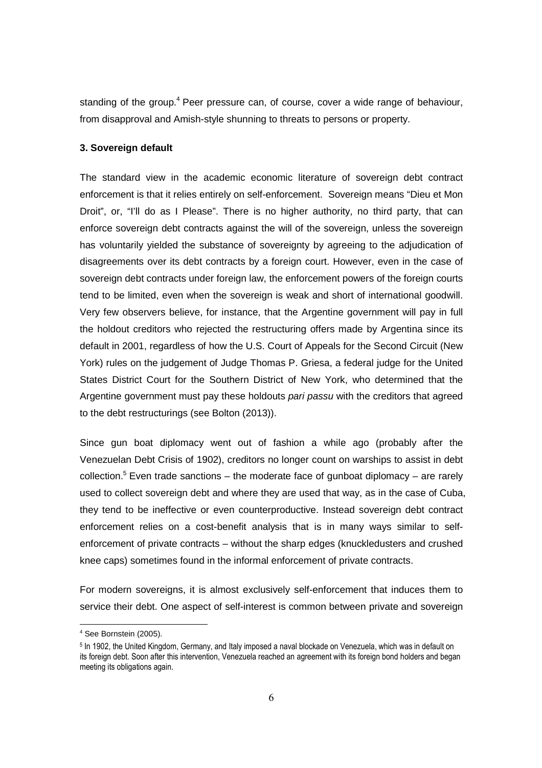standing of the group.[4] Peer pressure can, of course, cover a wide range of behaviour, from disapproval and Amish-style shunning to threats to persons or property.

### 3. Sovereign default

The standard view in the academic economic literature of sovereign debt contract enforcement is that it relies entirely on self-enforcement. Sovereign means "Dieu et Mon Droit", or, "I'll do as I Please". There is no higher authority, no third party, that can enforce sovereign debt contracts against the will of the sovereign, unless the sovereign has voluntarily yielded the substance of sovereignty by agreeing to the adjudication of disagreements over its debt contracts by a foreign court. However, even in the case of sovereign debt contracts under foreign law, the enforcement powers of the foreign courts tend to be limited, even when the sovereign is weak and short of international goodwill. Very few observers believe, for instance, that the Argentine government will pay in full the holdout creditors who rejected the restructuring offers made by Argentina since its default in 2001, regardless of how the U.S. Court of Appeals for the Second Circuit (New York) rules on the judgement of Judge Thomas P. Griesa, a federal judge for the United States District Court for the Southern District of New York, who determined that the Argentine government must pay these holdouts *pari passu* with the creditors that agreed to the debt restructurings (see Bolton (2013)).

Since gun boat diplomacy went out of fashion a while ago (probably after the Venezuelan Debt Crisis of 1902), creditors no longer count on warships to assist in debt collection.[5] Even trade sanctions – the moderate face of gunboat diplomacy – are rarely used to collect sovereign debt and where they are used that way, as in the case of Cuba, they tend to be ineffective or even counterproductive. Instead sovereign debt contract enforcement relies on a cost-benefit analysis that is in many ways similar to self-enforcement of private contracts – without the sharp edges (knuckledusters and crushed knee caps) sometimes found in the informal enforcement of private contracts.

For modern sovereigns, it is almost exclusively self-enforcement that induces them to service their debt. One aspect of self-interest is common between private and sovereign

[4] See Bornstein (2005).

[5] In 1902, the United Kingdom, Germany, and Italy imposed a naval blockade on Venezuela, which was in default on its foreign debt. Soon after this intervention, Venezuela reached an agreement with its foreign bond holders and began meeting its obligations again.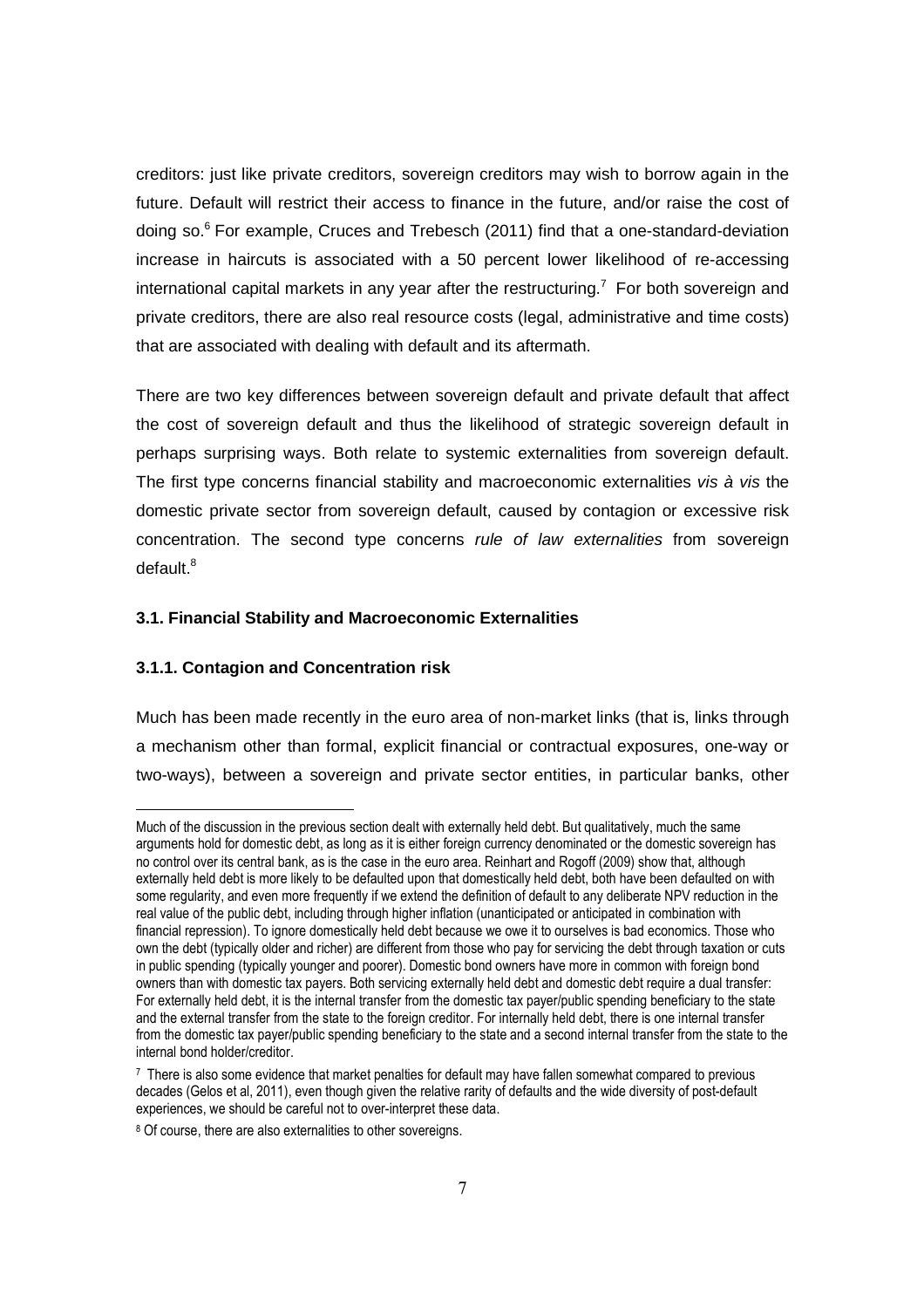creditors: just like private creditors, sovereign creditors may wish to borrow again in the future. Default will restrict their access to finance in the future, and/or raise the cost of doing so.[6] For example, Cruces and Trebesch (2011) find that a one-standard-deviation increase in haircuts is associated with a 50 percent lower likelihood of re-accessing international capital markets in any year after the restructuring.[7] For both sovereign and private creditors, there are also real resource costs (legal, administrative and time costs) that are associated with dealing with default and its aftermath.

There are two key differences between sovereign default and private default that affect the cost of sovereign default and thus the likelihood of strategic sovereign default in perhaps surprising ways. Both relate to systemic externalities from sovereign default. The first type concerns financial stability and macroeconomic externalities *vis à vis* the domestic private sector from sovereign default, caused by contagion or excessive risk concentration. The second type concerns *rule of law externalities* from sovereign default.[8]

### 3.1. Financial Stability and Macroeconomic Externalities

#### 3.1.1. Contagion and Concentration risk

Much has been made recently in the euro area of non-market links (that is, links through a mechanism other than formal, explicit financial or contractual exposures, one-way or two-ways), between a sovereign and private sector entities, in particular banks, other

---

Much of the discussion in the previous section dealt with externally held debt. But qualitatively, much the same arguments hold for domestic debt, as long as it is either foreign currency denominated or the domestic sovereign has no control over its central bank, as is the case in the euro area. Reinhart and Rogoff (2009) show that, although externally held debt is more likely to be defaulted upon that domestically held debt, both have been defaulted on with some regularity, and even more frequently if we extend the definition of default to any deliberate NPV reduction in the real value of the public debt, including through higher inflation (unanticipated or anticipated in combination with financial repression). To ignore domestically held debt because we owe it to ourselves is bad economics. Those who own the debt (typically older and richer) are different from those who pay for servicing the debt through taxation or cuts in public spending (typically younger and poorer). Domestic bond owners have more in common with foreign bond owners than with domestic tax payers. Both servicing externally held debt and domestic debt require a dual transfer: For externally held debt, it is the internal transfer from the domestic tax payer/public spending beneficiary to the state and the external transfer from the state to the foreign creditor. For internally held debt, there is one internal transfer from the domestic tax payer/public spending beneficiary to the state and a second internal transfer from the state to the internal bond holder/creditor.

[7] There is also some evidence that market penalties for default may have fallen somewhat compared to previous decades (Gelos et al, 2011), even though given the relative rarity of defaults and the wide diversity of post-default experiences, we should be careful not to over-interpret these data.

[8] Of course, there are also externalities to other sovereigns.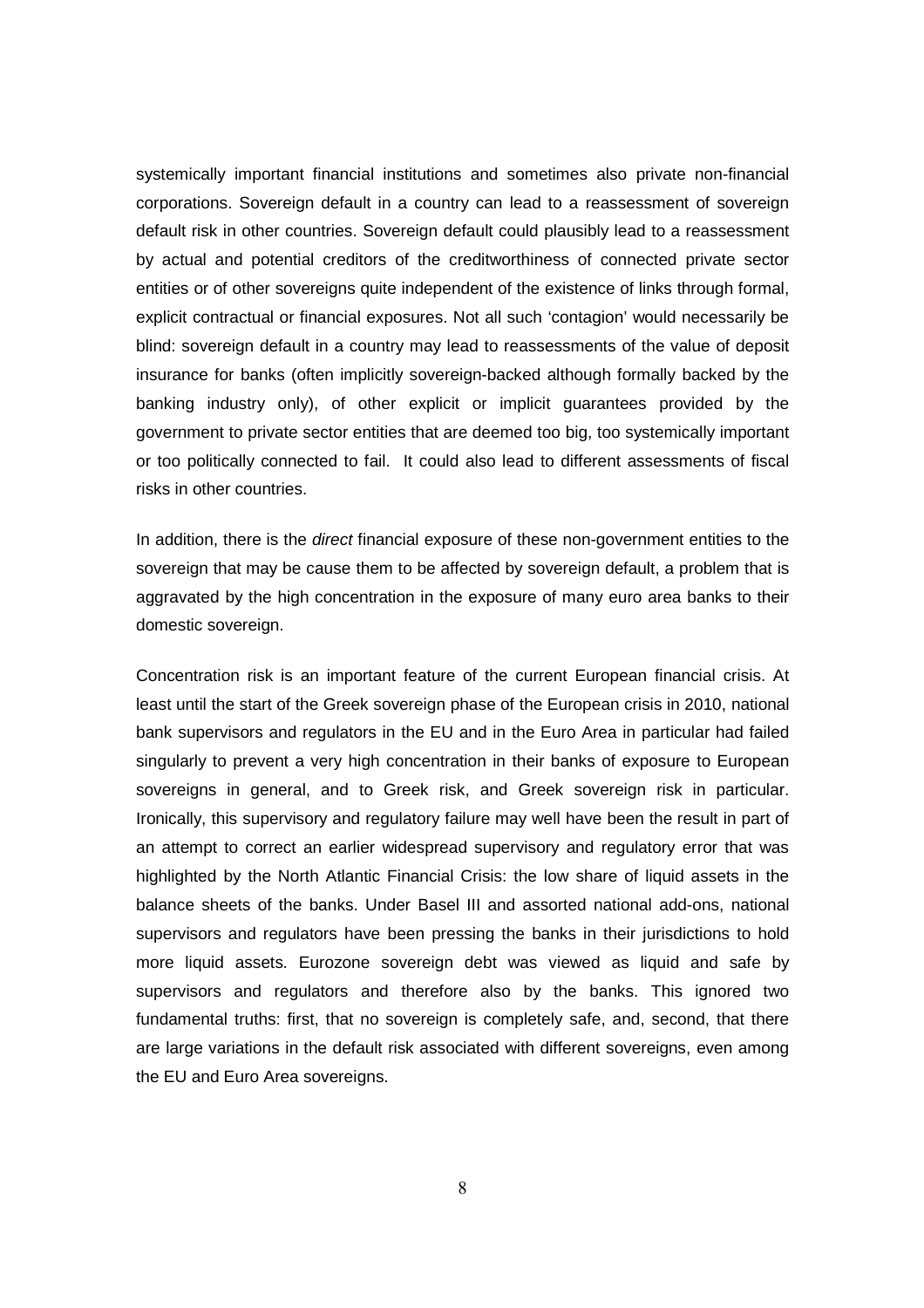systemically important financial institutions and sometimes also private non-financial corporations. Sovereign default in a country can lead to a reassessment of sovereign default risk in other countries. Sovereign default could plausibly lead to a reassessment by actual and potential creditors of the creditworthiness of connected private sector entities or of other sovereigns quite independent of the existence of links through formal, explicit contractual or financial exposures. Not all such 'contagion' would necessarily be blind: sovereign default in a country may lead to reassessments of the value of deposit insurance for banks (often implicitly sovereign-backed although formally backed by the banking industry only), of other explicit or implicit guarantees provided by the government to private sector entities that are deemed too big, too systemically important or too politically connected to fail. It could also lead to different assessments of fiscal risks in other countries.

In addition, there is the *direct* financial exposure of these non-government entities to the sovereign that may be cause them to be affected by sovereign default, a problem that is aggravated by the high concentration in the exposure of many euro area banks to their domestic sovereign.

Concentration risk is an important feature of the current European financial crisis. At least until the start of the Greek sovereign phase of the European crisis in 2010, national bank supervisors and regulators in the EU and in the Euro Area in particular had failed singularly to prevent a very high concentration in their banks of exposure to European sovereigns in general, and to Greek risk, and Greek sovereign risk in particular. Ironically, this supervisory and regulatory failure may well have been the result in part of an attempt to correct an earlier widespread supervisory and regulatory error that was highlighted by the North Atlantic Financial Crisis: the low share of liquid assets in the balance sheets of the banks. Under Basel III and assorted national add-ons, national supervisors and regulators have been pressing the banks in their jurisdictions to hold more liquid assets. Eurozone sovereign debt was viewed as liquid and safe by supervisors and regulators and therefore also by the banks. This ignored two fundamental truths: first, that no sovereign is completely safe, and, second, that there are large variations in the default risk associated with different sovereigns, even among the EU and Euro Area sovereigns.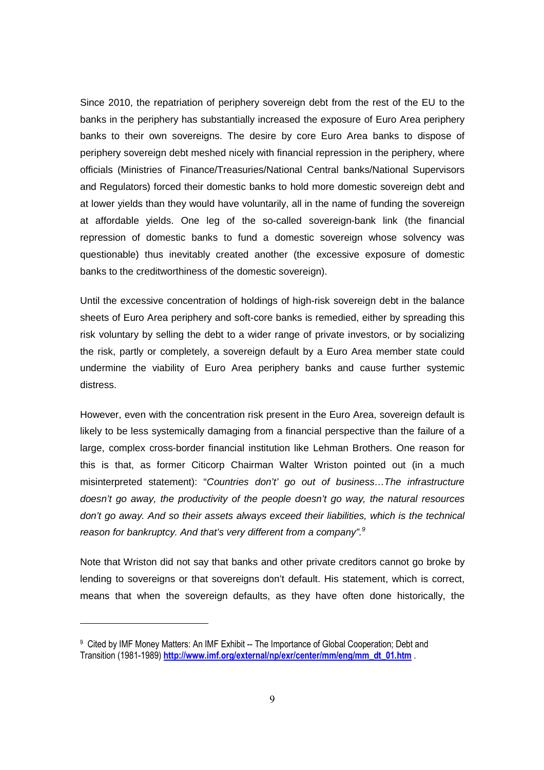Since 2010, the repatriation of periphery sovereign debt from the rest of the EU to the banks in the periphery has substantially increased the exposure of Euro Area periphery banks to their own sovereigns. The desire by core Euro Area banks to dispose of periphery sovereign debt meshed nicely with financial repression in the periphery, where officials (Ministries of Finance/Treasuries/National Central banks/National Supervisors and Regulators) forced their domestic banks to hold more domestic sovereign debt and at lower yields than they would have voluntarily, all in the name of funding the sovereign at affordable yields. One leg of the so-called sovereign-bank link (the financial repression of domestic banks to fund a domestic sovereign whose solvency was questionable) thus inevitably created another (the excessive exposure of domestic banks to the creditworthiness of the domestic sovereign).

Until the excessive concentration of holdings of high-risk sovereign debt in the balance sheets of Euro Area periphery and soft-core banks is remedied, either by spreading this risk voluntary by selling the debt to a wider range of private investors, or by socializing the risk, partly or completely, a sovereign default by a Euro Area member state could undermine the viability of Euro Area periphery banks and cause further systemic distress.

However, even with the concentration risk present in the Euro Area, sovereign default is likely to be less systemically damaging from a financial perspective than the failure of a large, complex cross-border financial institution like Lehman Brothers. One reason for this is that, as former Citicorp Chairman Walter Wriston pointed out (in a much misinterpreted statement): "*Countries don't' go out of business…The infrastructure doesn't go away, the productivity of the people doesn't go way, the natural resources don't go away. And so their assets always exceed their liabilities, which is the technical reason for bankruptcy. And that's very different from a company".*[9]

Note that Wriston did not say that banks and other private creditors cannot go broke by lending to sovereigns or that sovereigns don't default. His statement, which is correct, means that when the sovereign defaults, as they have often done historically, the

---

[9] Cited by IMF Money Matters: An IMF Exhibit -- The Importance of Global Cooperation; Debt and Transition (1981-1989) **http://www.imf.org/external/np/exr/center/mm/eng/mm_dt_01.htm** .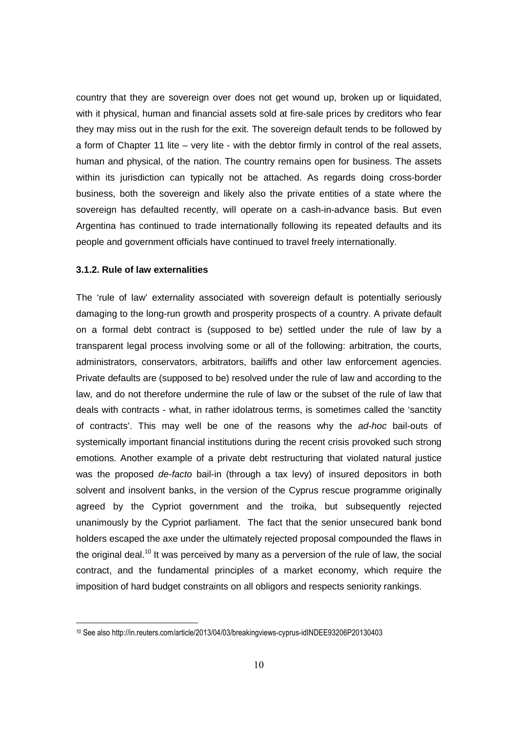country that they are sovereign over does not get wound up, broken up or liquidated, with it physical, human and financial assets sold at fire-sale prices by creditors who fear they may miss out in the rush for the exit. The sovereign default tends to be followed by a form of Chapter 11 lite – very lite - with the debtor firmly in control of the real assets, human and physical, of the nation. The country remains open for business. The assets within its jurisdiction can typically not be attached. As regards doing cross-border business, both the sovereign and likely also the private entities of a state where the sovereign has defaulted recently, will operate on a cash-in-advance basis. But even Argentina has continued to trade internationally following its repeated defaults and its people and government officials have continued to travel freely internationally.

### 3.1.2. Rule of law externalities

The 'rule of law' externality associated with sovereign default is potentially seriously damaging to the long-run growth and prosperity prospects of a country. A private default on a formal debt contract is (supposed to be) settled under the rule of law by a transparent legal process involving some or all of the following: arbitration, the courts, administrators, conservators, arbitrators, bailiffs and other law enforcement agencies. Private defaults are (supposed to be) resolved under the rule of law and according to the law, and do not therefore undermine the rule of law or the subset of the rule of law that deals with contracts - what, in rather idolatrous terms, is sometimes called the 'sanctity of contracts'. This may well be one of the reasons why the *ad-hoc* bail-outs of systemically important financial institutions during the recent crisis provoked such strong emotions. Another example of a private debt restructuring that violated natural justice was the proposed *de-facto* bail-in (through a tax levy) of insured depositors in both solvent and insolvent banks, in the version of the Cyprus rescue programme originally agreed by the Cypriot government and the troika, but subsequently rejected unanimously by the Cypriot parliament. The fact that the senior unsecured bank bond holders escaped the axe under the ultimately rejected proposal compounded the flaws in the original deal.[10] It was perceived by many as a perversion of the rule of law, the social contract, and the fundamental principles of a market economy, which require the imposition of hard budget constraints on all obligors and respects seniority rankings.

[10] See also http://in.reuters.com/article/2013/04/03/breakingviews-cyprus-idINDEE93206P20130403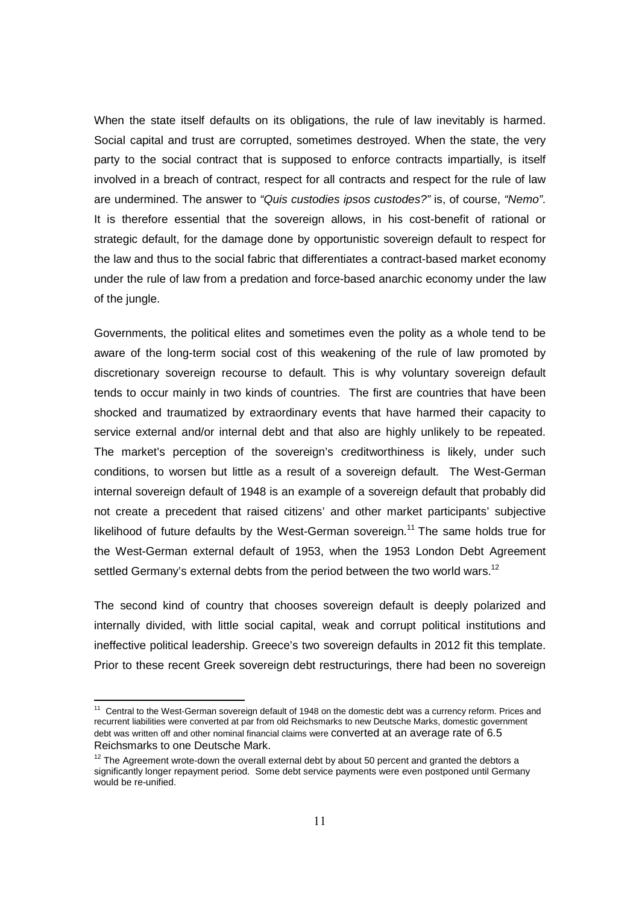When the state itself defaults on its obligations, the rule of law inevitably is harmed. Social capital and trust are corrupted, sometimes destroyed. When the state, the very party to the social contract that is supposed to enforce contracts impartially, is itself involved in a breach of contract, respect for all contracts and respect for the rule of law are undermined. The answer to *"Quis custodies ipsos custodes?"* is, of course, *"Nemo"*. It is therefore essential that the sovereign allows, in his cost-benefit of rational or strategic default, for the damage done by opportunistic sovereign default to respect for the law and thus to the social fabric that differentiates a contract-based market economy under the rule of law from a predation and force-based anarchic economy under the law of the jungle.

Governments, the political elites and sometimes even the polity as a whole tend to be aware of the long-term social cost of this weakening of the rule of law promoted by discretionary sovereign recourse to default. This is why voluntary sovereign default tends to occur mainly in two kinds of countries. The first are countries that have been shocked and traumatized by extraordinary events that have harmed their capacity to service external and/or internal debt and that also are highly unlikely to be repeated. The market's perception of the sovereign's creditworthiness is likely, under such conditions, to worsen but little as a result of a sovereign default. The West-German internal sovereign default of 1948 is an example of a sovereign default that probably did not create a precedent that raised citizens' and other market participants' subjective likelihood of future defaults by the West-German sovereign.[11] The same holds true for the West-German external default of 1953, when the 1953 London Debt Agreement settled Germany's external debts from the period between the two world wars.[12]

The second kind of country that chooses sovereign default is deeply polarized and internally divided, with little social capital, weak and corrupt political institutions and ineffective political leadership. Greece's two sovereign defaults in 2012 fit this template. Prior to these recent Greek sovereign debt restructurings, there had been no sovereign

---

[11] Central to the West-German sovereign default of 1948 on the domestic debt was a currency reform. Prices and recurrent liabilities were converted at par from old Reichsmarks to new Deutsche Marks, domestic government debt was written off and other nominal financial claims were converted at an average rate of 6.5 Reichsmarks to one Deutsche Mark.

[12] The Agreement wrote-down the overall external debt by about 50 percent and granted the debtors a significantly longer repayment period. Some debt service payments were even postponed until Germany would be re-unified.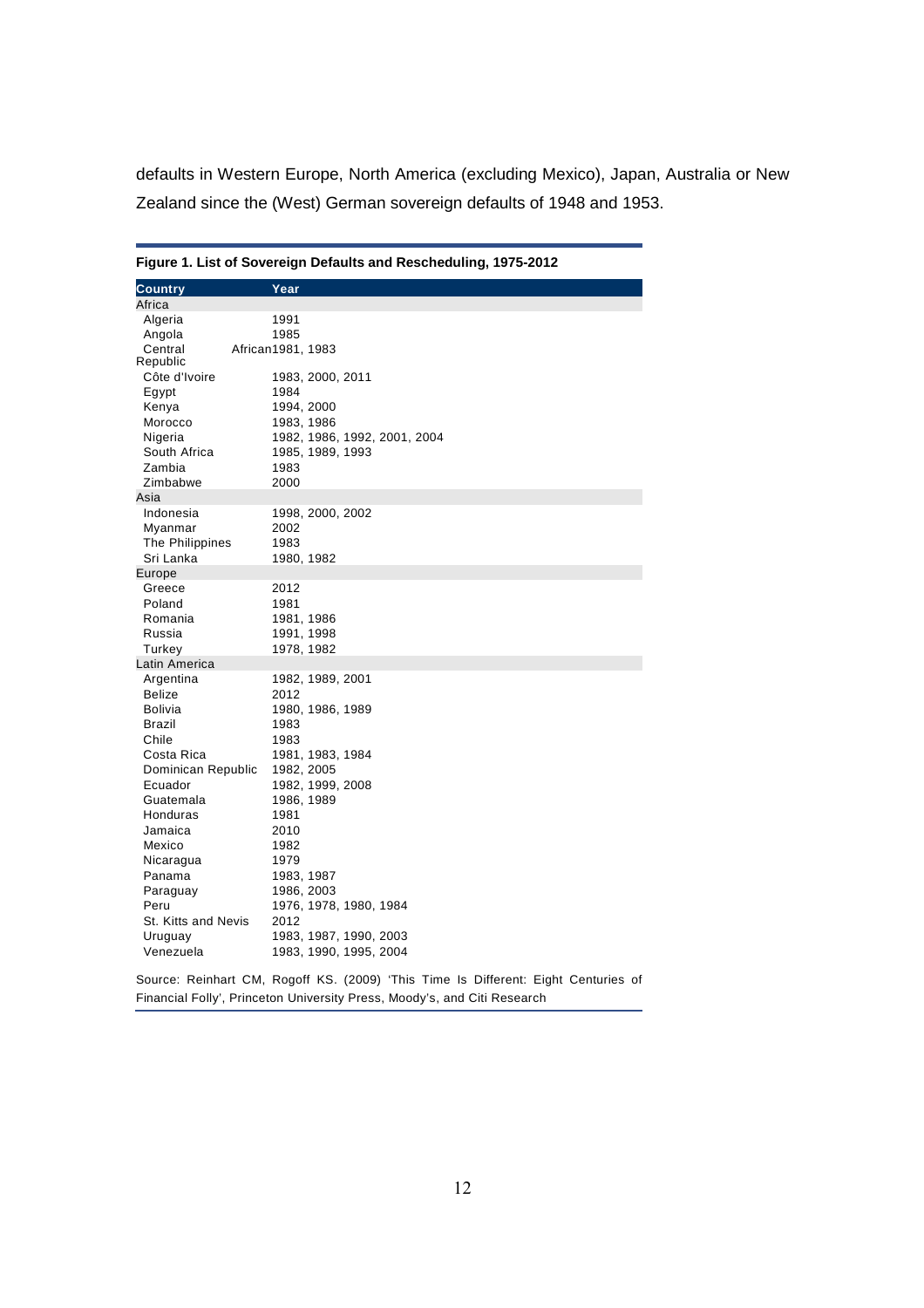defaults in Western Europe, North America (excluding Mexico), Japan, Australia or New Zealand since the (West) German sovereign defaults of 1948 and 1953.

**Figure 1. List of Sovereign Defaults and Rescheduling, 1975-2012**

| Country | Year |
|---|---|
| Africa | |
| Algeria | 1991 |
| Angola | 1985 |
| Central African Republic | 1981, 1983 |
| Côte d'Ivoire | 1983, 2000, 2011 |
| Egypt | 1984 |
| Kenya | 1994, 2000 |
| Morocco | 1983, 1986 |
| Nigeria | 1982, 1986, 1992, 2001, 2004 |
| South Africa | 1985, 1989, 1993 |
| Zambia | 1983 |
| Zimbabwe | 2000 |
| Asia | |
| Indonesia | 1998, 2000, 2002 |
| Myanmar | 2002 |
| The Philippines | 1983 |
| Sri Lanka | 1980, 1982 |
| Europe | |
| Greece | 2012 |
| Poland | 1981 |
| Romania | 1981, 1986 |
| Russia | 1991, 1998 |
| Turkey | 1978, 1982 |
| Latin America | |
| Argentina | 1982, 1989, 2001 |
| Belize | 2012 |
| Bolivia | 1980, 1986, 1989 |
| Brazil | 1983 |
| Chile | 1983 |
| Costa Rica | 1981, 1983, 1984 |
| Dominican Republic | 1982, 2005 |
| Ecuador | 1982, 1999, 2008 |
| Guatemala | 1986, 1989 |
| Honduras | 1981 |
| Jamaica | 2010 |
| Mexico | 1982 |
| Nicaragua | 1979 |
| Panama | 1983, 1987 |
| Paraguay | 1986, 2003 |
| Peru | 1976, 1978, 1980, 1984 |
| St. Kitts and Nevis | 2012 |
| Uruguay | 1983, 1987, 1990, 2003 |
| Venezuela | 1983, 1990, 1995, 2004 |

Source: Reinhart CM, Rogoff KS. (2009) 'This Time Is Different: Eight Centuries of Financial Folly', Princeton University Press, Moody's, and Citi Research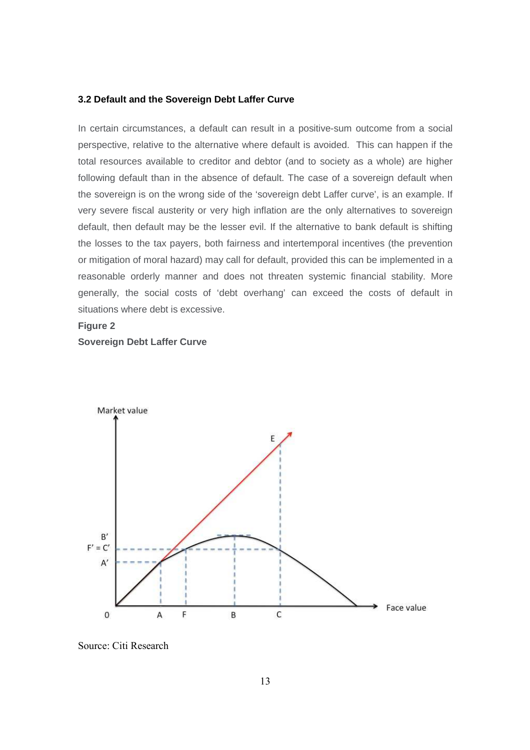### 3.2 Default and the Sovereign Debt Laffer Curve

In certain circumstances, a default can result in a positive-sum outcome from a social perspective, relative to the alternative where default is avoided. This can happen if the total resources available to creditor and debtor (and to society as a whole) are higher following default than in the absence of default. The case of a sovereign default when the sovereign is on the wrong side of the 'sovereign debt Laffer curve', is an example. If very severe fiscal austerity or very high inflation are the only alternatives to sovereign default, then default may be the lesser evil. If the alternative to bank default is shifting the losses to the tax payers, both fairness and intertemporal incentives (the prevention or mitigation of moral hazard) may call for default, provided this can be implemented in a reasonable orderly manner and does not threaten systemic financial stability. More generally, the social costs of 'debt overhang' can exceed the costs of default in situations where debt is excessive.

**Figure 2**

**Sovereign Debt Laffer Curve**

Source: Citi Research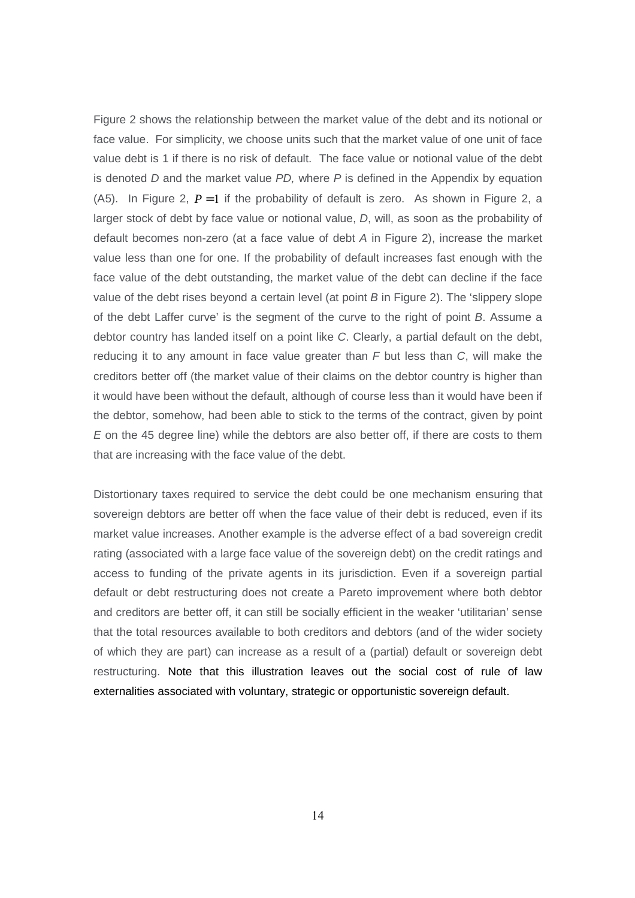Figure 2 shows the relationship between the market value of the debt and its notional or face value. For simplicity, we choose units such that the market value of one unit of face value debt is 1 if there is no risk of default. The face value or notional value of the debt is denoted *D* and the market value *PD,* where *P* is defined in the Appendix by equation (A5). In Figure 2, $P = 1$ if the probability of default is zero. As shown in Figure 2, a larger stock of debt by face value or notional value, *D*, will, as soon as the probability of default becomes non-zero (at a face value of debt *A* in Figure 2), increase the market value less than one for one. If the probability of default increases fast enough with the face value of the debt outstanding, the market value of the debt can decline if the face value of the debt rises beyond a certain level (at point *B* in Figure 2). The 'slippery slope of the debt Laffer curve' is the segment of the curve to the right of point *B*. Assume a debtor country has landed itself on a point like *C*. Clearly, a partial default on the debt, reducing it to any amount in face value greater than *F* but less than *C*, will make the creditors better off (the market value of their claims on the debtor country is higher than it would have been without the default, although of course less than it would have been if the debtor, somehow, had been able to stick to the terms of the contract, given by point *E* on the 45 degree line) while the debtors are also better off, if there are costs to them that are increasing with the face value of the debt.

Distortionary taxes required to service the debt could be one mechanism ensuring that sovereign debtors are better off when the face value of their debt is reduced, even if its market value increases. Another example is the adverse effect of a bad sovereign credit rating (associated with a large face value of the sovereign debt) on the credit ratings and access to funding of the private agents in its jurisdiction. Even if a sovereign partial default or debt restructuring does not create a Pareto improvement where both debtor and creditors are better off, it can still be socially efficient in the weaker 'utilitarian' sense that the total resources available to both creditors and debtors (and of the wider society of which they are part) can increase as a result of a (partial) default or sovereign debt restructuring. Note that this illustration leaves out the social cost of rule of law externalities associated with voluntary, strategic or opportunistic sovereign default.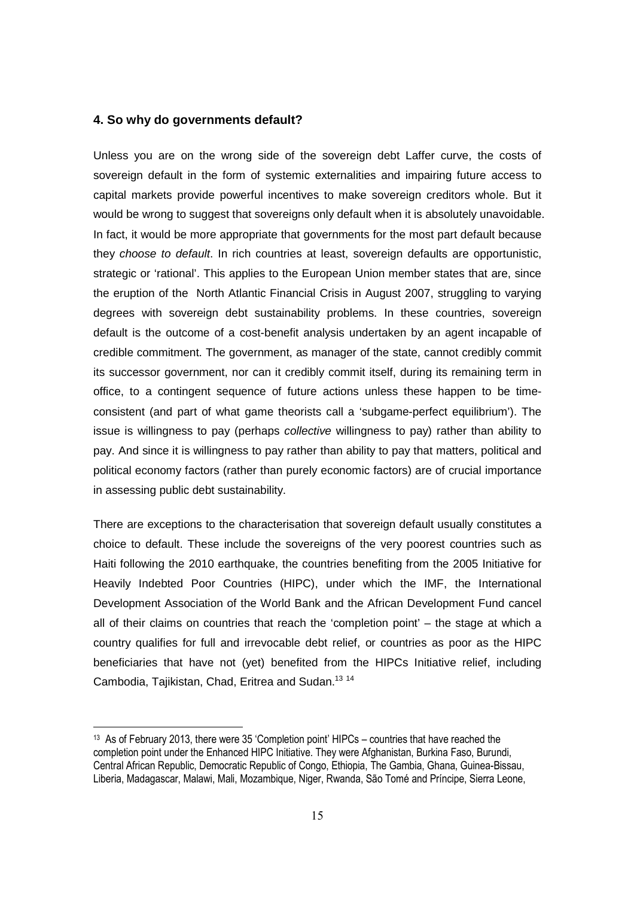### 4. So why do governments default?

Unless you are on the wrong side of the sovereign debt Laffer curve, the costs of sovereign default in the form of systemic externalities and impairing future access to capital markets provide powerful incentives to make sovereign creditors whole. But it would be wrong to suggest that sovereigns only default when it is absolutely unavoidable. In fact, it would be more appropriate that governments for the most part default because they *choose to default*. In rich countries at least, sovereign defaults are opportunistic, strategic or 'rational'. This applies to the European Union member states that are, since the eruption of the North Atlantic Financial Crisis in August 2007, struggling to varying degrees with sovereign debt sustainability problems. In these countries, sovereign default is the outcome of a cost-benefit analysis undertaken by an agent incapable of credible commitment. The government, as manager of the state, cannot credibly commit its successor government, nor can it credibly commit itself, during its remaining term in office, to a contingent sequence of future actions unless these happen to be time-consistent (and part of what game theorists call a 'subgame-perfect equilibrium'). The issue is willingness to pay (perhaps *collective* willingness to pay) rather than ability to pay. And since it is willingness to pay rather than ability to pay that matters, political and political economy factors (rather than purely economic factors) are of crucial importance in assessing public debt sustainability.

There are exceptions to the characterisation that sovereign default usually constitutes a choice to default. These include the sovereigns of the very poorest countries such as Haiti following the 2010 earthquake, the countries benefiting from the 2005 Initiative for Heavily Indebted Poor Countries (HIPC), under which the IMF, the International Development Association of the World Bank and the African Development Fund cancel all of their claims on countries that reach the 'completion point' – the stage at which a country qualifies for full and irrevocable debt relief, or countries as poor as the HIPC beneficiaries that have not (yet) benefited from the HIPCs Initiative relief, including Cambodia, Tajikistan, Chad, Eritrea and Sudan.[13] [14]

[13] As of February 2013, there were 35 'Completion point' HIPCs – countries that have reached the completion point under the Enhanced HIPC Initiative. They were Afghanistan, Burkina Faso, Burundi, Central African Republic, Democratic Republic of Congo, Ethiopia, The Gambia, Ghana, Guinea-Bissau, Liberia, Madagascar, Malawi, Mali, Mozambique, Niger, Rwanda, São Tomé and Príncipe, Sierra Leone,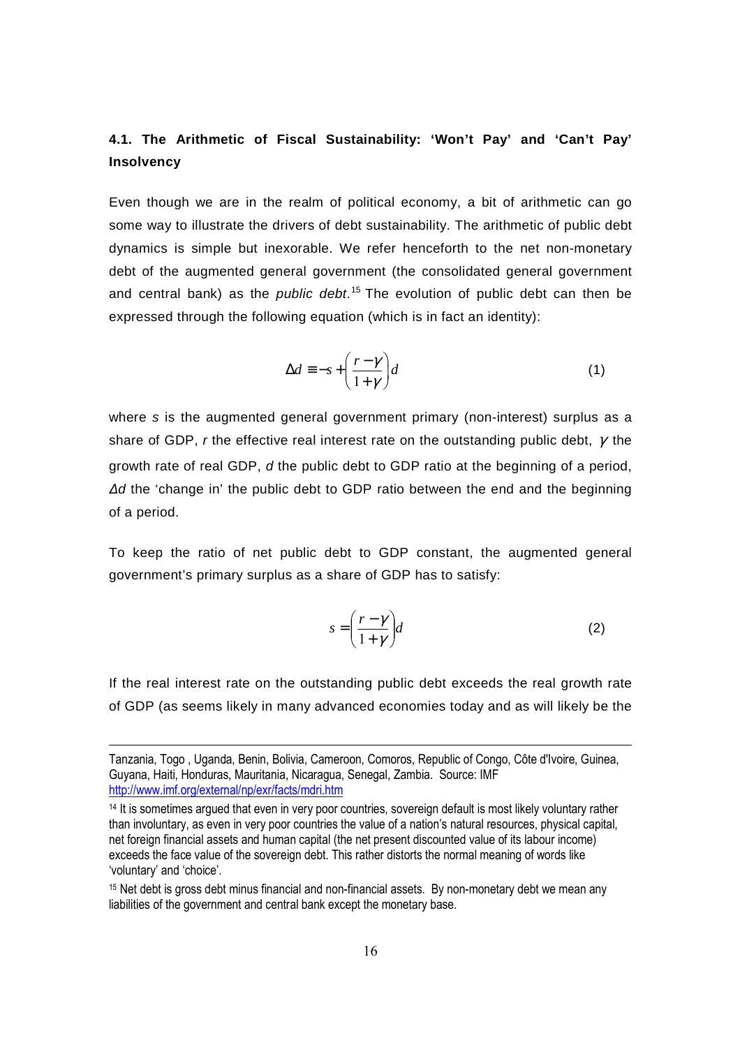### 4.1. The Arithmetic of Fiscal Sustainability: 'Won't Pay' and 'Can't Pay' Insolvency

Even though we are in the realm of political economy, a bit of arithmetic can go some way to illustrate the drivers of debt sustainability. The arithmetic of public debt dynamics is simple but inexorable. We refer henceforth to the net non-monetary debt of the augmented general government (the consolidated general government and central bank) as the *public debt*.[15] The evolution of public debt can then be expressed through the following equation (which is in fact an identity):

$$\Delta d \equiv -s + \left(\frac{r-\gamma}{1+\gamma}\right)d \quad (1)$$

where $s$ is the augmented general government primary (non-interest) surplus as a share of GDP, $r$ the effective real interest rate on the outstanding public debt, $\gamma$ the growth rate of real GDP, $d$ the public debt to GDP ratio at the beginning of a period, $\Delta d$ the 'change in' the public debt to GDP ratio between the end and the beginning of a period.

To keep the ratio of net public debt to GDP constant, the augmented general government's primary surplus as a share of GDP has to satisfy:

$$s = \left(\frac{r-\gamma}{1+\gamma}\right)d \quad (2)$$

If the real interest rate on the outstanding public debt exceeds the real growth rate of GDP (as seems likely in many advanced economies today and as will likely be the

---

Tanzania, Togo , Uganda, Benin, Bolivia, Cameroon, Comoros, Republic of Congo, Côte d'Ivoire, Guinea, Guyana, Haiti, Honduras, Mauritania, Nicaragua, Senegal, Zambia. Source: IMF http://www.imf.org/external/np/exr/facts/mdri.htm

[14] It is sometimes argued that even in very poor countries, sovereign default is most likely voluntary rather than involuntary, as even in very poor countries the value of a nation's natural resources, physical capital, net foreign financial assets and human capital (the net present discounted value of its labour income) exceeds the face value of the sovereign debt. This rather distorts the normal meaning of words like 'voluntary' and 'choice'.

[15] Net debt is gross debt minus financial and non-financial assets. By non-monetary debt we mean any liabilities of the government and central bank except the monetary base.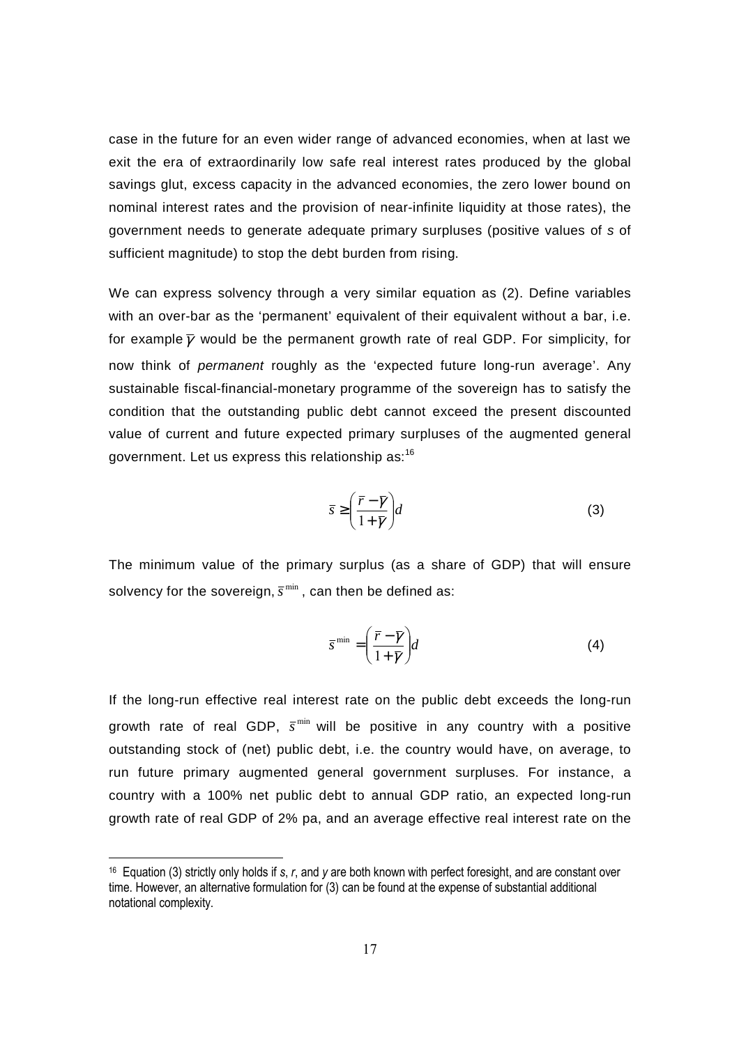case in the future for an even wider range of advanced economies, when at last we exit the era of extraordinarily low safe real interest rates produced by the global savings glut, excess capacity in the advanced economies, the zero lower bound on nominal interest rates and the provision of near-infinite liquidity at those rates), the government needs to generate adequate primary surpluses (positive values of $s$ of sufficient magnitude) to stop the debt burden from rising.

We can express solvency through a very similar equation as (2). Define variables with an over-bar as the 'permanent' equivalent of their equivalent without a bar, i.e. for example $\bar{\gamma}$ would be the permanent growth rate of real GDP. For simplicity, for now think of *permanent* roughly as the 'expected future long-run average'. Any sustainable fiscal-financial-monetary programme of the sovereign has to satisfy the condition that the outstanding public debt cannot exceed the present discounted value of current and future expected primary surpluses of the augmented general government. Let us express this relationship as:[16]

$$\bar{s} \geq \left(\frac{\bar{r} - \bar{\gamma}}{1 + \bar{\gamma}}\right) d \tag{3}$$

The minimum value of the primary surplus (as a share of GDP) that will ensure solvency for the sovereign, $\bar{s}^{\min}$, can then be defined as:

$$\bar{s}^{\min} = \left(\frac{\bar{r} - \bar{\gamma}}{1 + \bar{\gamma}}\right) d \tag{4}$$

If the long-run effective real interest rate on the public debt exceeds the long-run growth rate of real GDP, $\bar{s}^{\min}$ will be positive in any country with a positive outstanding stock of (net) public debt, i.e. the country would have, on average, to run future primary augmented general government surpluses. For instance, a country with a 100% net public debt to annual GDP ratio, an expected long-run growth rate of real GDP of 2% pa, and an average effective real interest rate on the

---

[16] Equation (3) strictly only holds if *s*, *r*, and *y* are both known with perfect foresight, and are constant over time. However, an alternative formulation for (3) can be found at the expense of substantial additional notational complexity.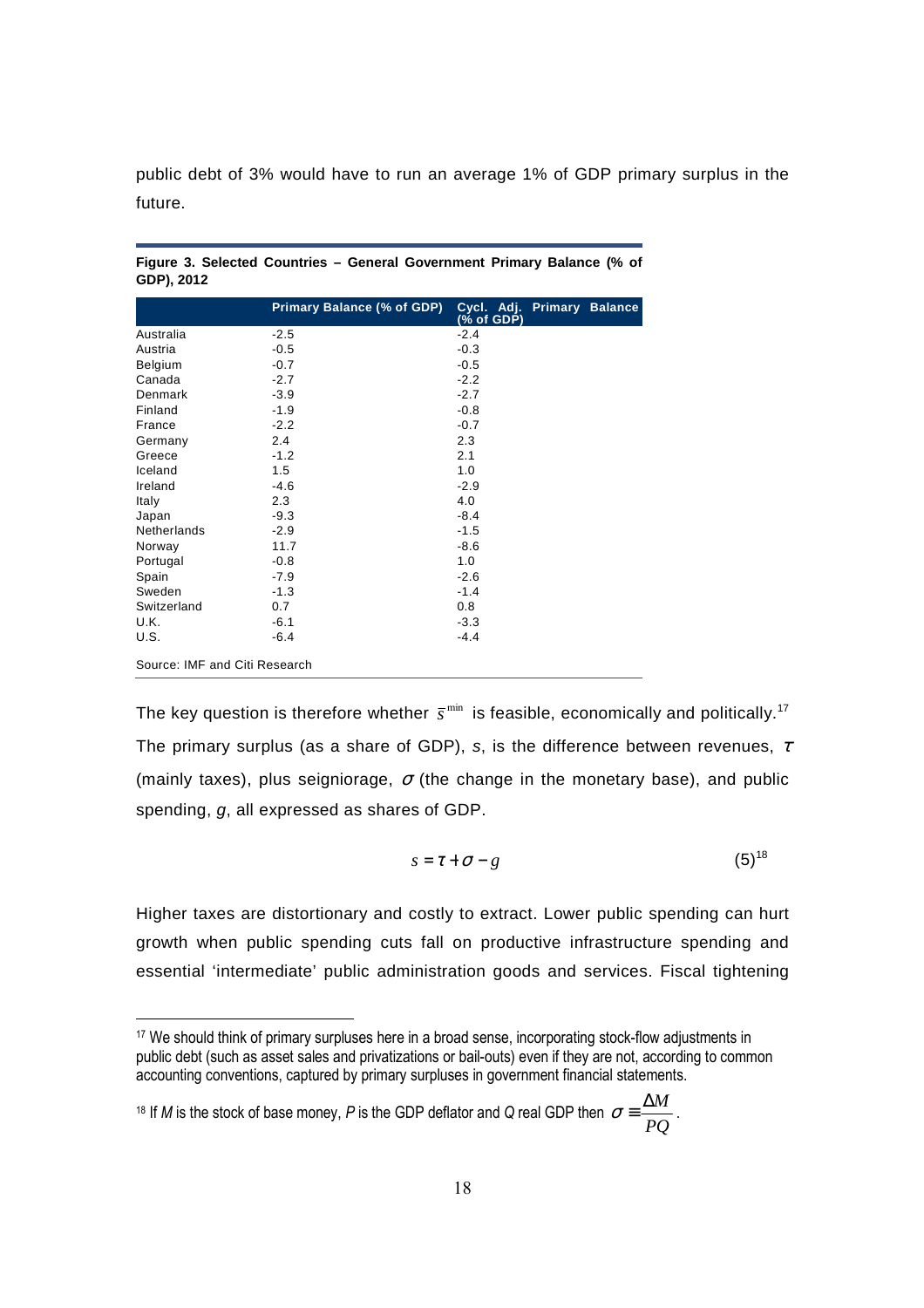public debt of 3% would have to run an average 1% of GDP primary surplus in the future.

**Figure 3. Selected Countries – General Government Primary Balance (% of GDP), 2012**

| | Primary Balance (% of GDP) | Cycl. Adj. Primary Balance (% of GDP) |
|---|---|---|
| Australia | -2.5 | -2.4 |
| Austria | -0.5 | -0.3 |
| Belgium | -0.7 | -0.5 |
| Canada | -2.7 | -2.2 |
| Denmark | -3.9 | -2.7 |
| Finland | -1.9 | -0.8 |
| France | -2.2 | -0.7 |
| Germany | 2.4 | 2.3 |
| Greece | -1.2 | 2.1 |
| Iceland | 1.5 | 1.0 |
| Ireland | -4.6 | -2.9 |
| Italy | 2.3 | 4.0 |
| Japan | -9.3 | -8.4 |
| Netherlands | -2.9 | -1.5 |
| Norway | 11.7 | -8.6 |
| Portugal | -0.8 | 1.0 |
| Spain | -7.9 | -2.6 |
| Sweden | -1.3 | -1.4 |
| Switzerland | 0.7 | 0.8 |
| U.K. | -6.1 | -3.3 |
| U.S. | -6.4 | -4.4 |

Source: IMF and Citi Research

The key question is therefore whether $\bar{s}^{\min}$ is feasible, economically and politically.[17] The primary surplus (as a share of GDP), *s*, is the difference between revenues, $\tau$ (mainly taxes), plus seigniorage, $\sigma$ (the change in the monetary base), and public spending, *g*, all expressed as shares of GDP.

$$s = \tau + \sigma - g \tag{5}$$
[18]

Higher taxes are distortionary and costly to extract. Lower public spending can hurt growth when public spending cuts fall on productive infrastructure spending and essential 'intermediate' public administration goods and services. Fiscal tightening

[17] We should think of primary surpluses here in a broad sense, incorporating stock-flow adjustments in public debt (such as asset sales and privatizations or bail-outs) even if they are not, according to common accounting conventions, captured by primary surpluses in government financial statements.

[18] If *M* is the stock of base money, *P* is the GDP deflator and *Q* real GDP then $\sigma \equiv \frac{\Delta M}{PQ}$.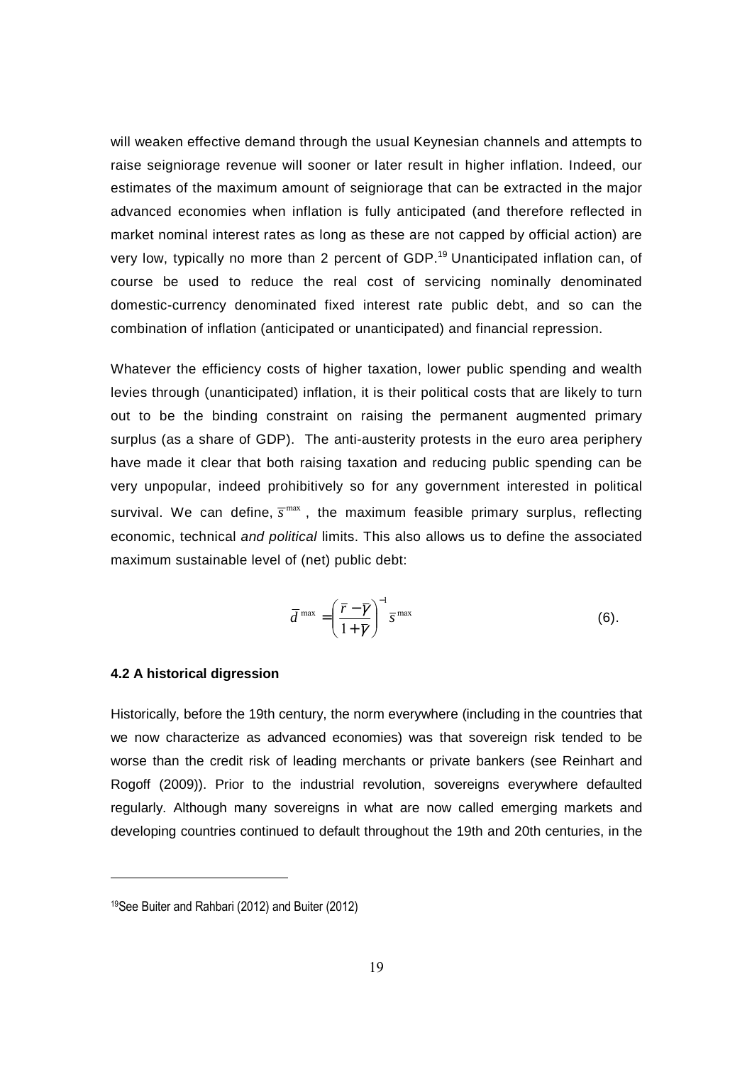will weaken effective demand through the usual Keynesian channels and attempts to raise seigniorage revenue will sooner or later result in higher inflation. Indeed, our estimates of the maximum amount of seigniorage that can be extracted in the major advanced economies when inflation is fully anticipated (and therefore reflected in market nominal interest rates as long as these are not capped by official action) are very low, typically no more than 2 percent of GDP.[19] Unanticipated inflation can, of course be used to reduce the real cost of servicing nominally denominated domestic-currency denominated fixed interest rate public debt, and so can the combination of inflation (anticipated or unanticipated) and financial repression.

Whatever the efficiency costs of higher taxation, lower public spending and wealth levies through (unanticipated) inflation, it is their political costs that are likely to turn out to be the binding constraint on raising the permanent augmented primary surplus (as a share of GDP). The anti-austerity protests in the euro area periphery have made it clear that both raising taxation and reducing public spending can be very unpopular, indeed prohibitively so for any government interested in political survival. We can define, $\bar{s}^{\max}$, the maximum feasible primary surplus, reflecting economic, technical *and political* limits. This also allows us to define the associated maximum sustainable level of (net) public debt:

$$\bar{d}^{\max} = \left(\frac{\bar{r} - \bar{\gamma}}{1 + \bar{\gamma}}\right)^{-1} \bar{s}^{\max} \qquad (6).$$

#### 4.2 A historical digression

Historically, before the 19th century, the norm everywhere (including in the countries that we now characterize as advanced economies) was that sovereign risk tended to be worse than the credit risk of leading merchants or private bankers (see Reinhart and Rogoff (2009)). Prior to the industrial revolution, sovereigns everywhere defaulted regularly. Although many sovereigns in what are now called emerging markets and developing countries continued to default throughout the 19th and 20th centuries, in the

---

[19] See Buiter and Rahbari (2012) and Buiter (2012)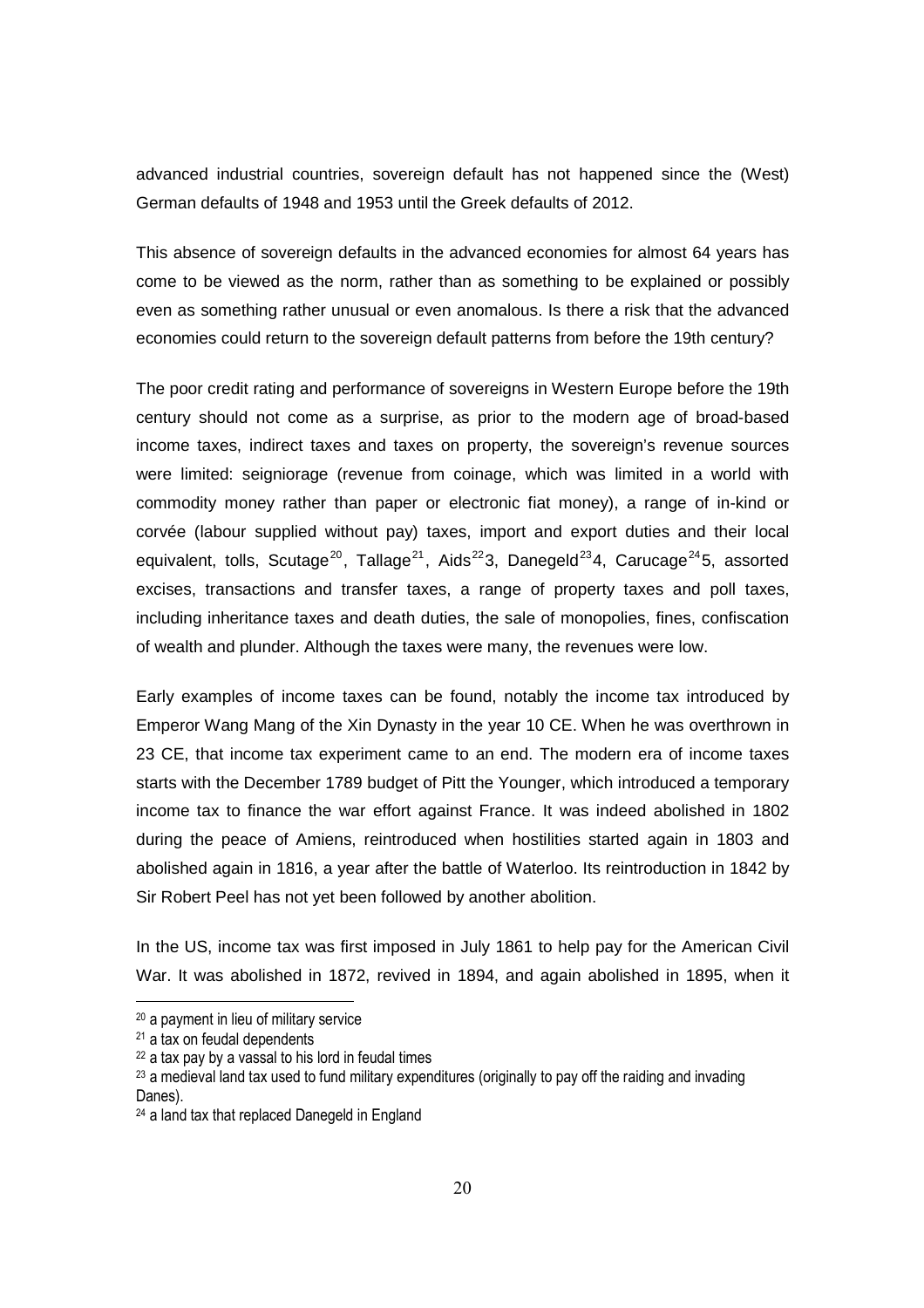advanced industrial countries, sovereign default has not happened since the (West) German defaults of 1948 and 1953 until the Greek defaults of 2012.

This absence of sovereign defaults in the advanced economies for almost 64 years has come to be viewed as the norm, rather than as something to be explained or possibly even as something rather unusual or even anomalous. Is there a risk that the advanced economies could return to the sovereign default patterns from before the 19th century?

The poor credit rating and performance of sovereigns in Western Europe before the 19th century should not come as a surprise, as prior to the modern age of broad-based income taxes, indirect taxes and taxes on property, the sovereign's revenue sources were limited: seigniorage (revenue from coinage, which was limited in a world with commodity money rather than paper or electronic fiat money), a range of in-kind or corvée (labour supplied without pay) taxes, import and export duties and their local equivalent, tolls, Scutage[20], Tallage[21], Aids[22]3, Danegeld[23]4, Carucage[24]5, assorted excises, transactions and transfer taxes, a range of property taxes and poll taxes, including inheritance taxes and death duties, the sale of monopolies, fines, confiscation of wealth and plunder. Although the taxes were many, the revenues were low.

Early examples of income taxes can be found, notably the income tax introduced by Emperor Wang Mang of the Xin Dynasty in the year 10 CE. When he was overthrown in 23 CE, that income tax experiment came to an end. The modern era of income taxes starts with the December 1789 budget of Pitt the Younger, which introduced a temporary income tax to finance the war effort against France. It was indeed abolished in 1802 during the peace of Amiens, reintroduced when hostilities started again in 1803 and abolished again in 1816, a year after the battle of Waterloo. Its reintroduction in 1842 by Sir Robert Peel has not yet been followed by another abolition.

In the US, income tax was first imposed in July 1861 to help pay for the American Civil War. It was abolished in 1872, revived in 1894, and again abolished in 1895, when it

---

[20] a payment in lieu of military service

[21] a tax on feudal dependents

[22] a tax pay by a vassal to his lord in feudal times

[23] a medieval land tax used to fund military expenditures (originally to pay off the raiding and invading Danes).

[24] a land tax that replaced Danegeld in England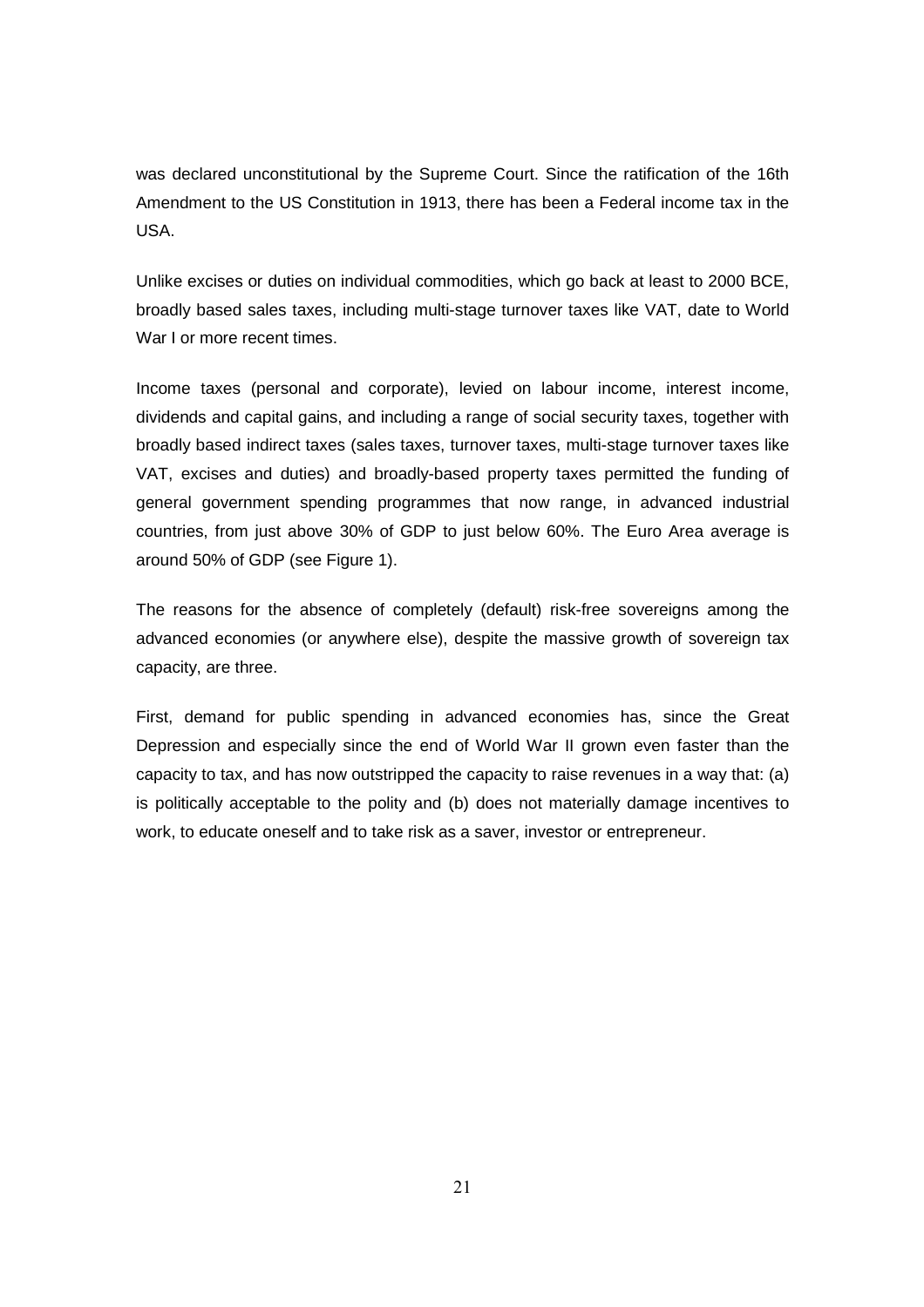was declared unconstitutional by the Supreme Court. Since the ratification of the 16th Amendment to the US Constitution in 1913, there has been a Federal income tax in the USA.

Unlike excises or duties on individual commodities, which go back at least to 2000 BCE, broadly based sales taxes, including multi-stage turnover taxes like VAT, date to World War I or more recent times.

Income taxes (personal and corporate), levied on labour income, interest income, dividends and capital gains, and including a range of social security taxes, together with broadly based indirect taxes (sales taxes, turnover taxes, multi-stage turnover taxes like VAT, excises and duties) and broadly-based property taxes permitted the funding of general government spending programmes that now range, in advanced industrial countries, from just above 30% of GDP to just below 60%. The Euro Area average is around 50% of GDP (see Figure 1).

The reasons for the absence of completely (default) risk-free sovereigns among the advanced economies (or anywhere else), despite the massive growth of sovereign tax capacity, are three.

First, demand for public spending in advanced economies has, since the Great Depression and especially since the end of World War II grown even faster than the capacity to tax, and has now outstripped the capacity to raise revenues in a way that: (a) is politically acceptable to the polity and (b) does not materially damage incentives to work, to educate oneself and to take risk as a saver, investor or entrepreneur.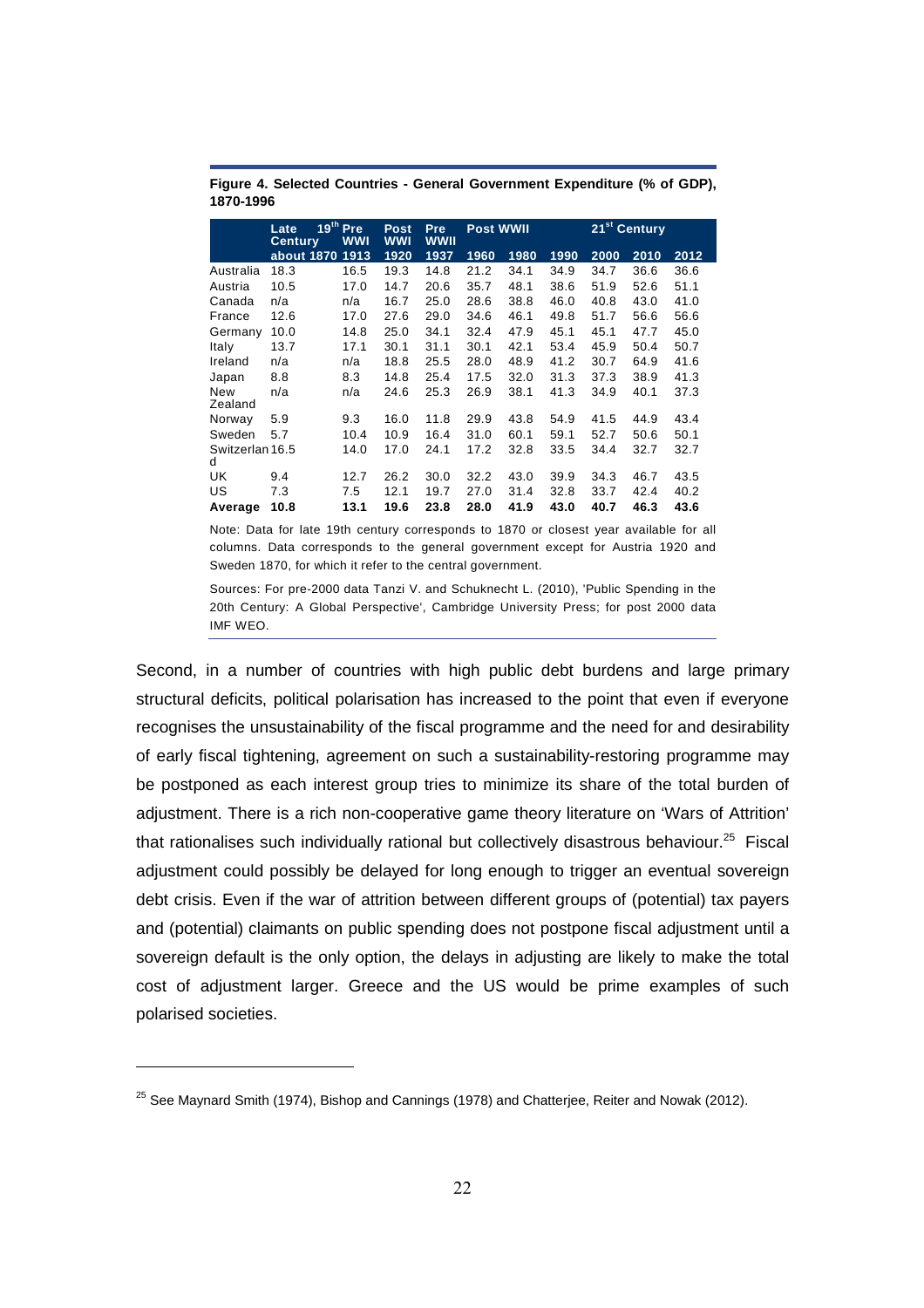**Figure 4. Selected Countries - General Government Expenditure (% of GDP), 1870-1996**

| | Late 19th Century | Pre WWI | Post WWI | Pre WWII | Post WWII | | | 21st Century | | |
|---|---|---|---|---|---|---|---|---|---|---|
| | about 1870 | 1913 | 1920 | 1937 | 1960 | 1980 | 1990 | 2000 | 2010 | 2012 |
| Australia | 18.3 | 16.5 | 19.3 | 14.8 | 21.2 | 34.1 | 34.9 | 34.7 | 36.6 | 36.6 |
| Austria | 10.5 | 17.0 | 14.7 | 20.6 | 35.7 | 48.1 | 38.6 | 51.9 | 52.6 | 51.1 |
| Canada | n/a | n/a | 16.7 | 25.0 | 28.6 | 38.8 | 46.0 | 40.8 | 43.0 | 41.0 |
| France | 12.6 | 17.0 | 27.6 | 29.0 | 34.6 | 46.1 | 49.8 | 51.7 | 56.6 | 56.6 |
| Germany | 10.0 | 14.8 | 25.0 | 34.1 | 32.4 | 47.9 | 45.1 | 45.1 | 47.7 | 45.0 |
| Italy | 13.7 | 17.1 | 30.1 | 31.1 | 30.1 | 42.1 | 53.4 | 45.9 | 50.4 | 50.7 |
| Ireland | n/a | n/a | 18.8 | 25.5 | 28.0 | 48.9 | 41.2 | 30.7 | 64.9 | 41.6 |
| Japan | 8.8 | 8.3 | 14.8 | 25.4 | 17.5 | 32.0 | 31.3 | 37.3 | 38.9 | 41.3 |
| New Zealand | n/a | n/a | 24.6 | 25.3 | 26.9 | 38.1 | 41.3 | 34.9 | 40.1 | 37.3 |
| Norway | 5.9 | 9.3 | 16.0 | 11.8 | 29.9 | 43.8 | 54.9 | 41.5 | 44.9 | 43.4 |
| Sweden | 5.7 | 10.4 | 10.9 | 16.4 | 31.0 | 60.1 | 59.1 | 52.7 | 50.6 | 50.1 |
| Switzerland | 16.5 | 14.0 | 17.0 | 24.1 | 17.2 | 32.8 | 33.5 | 34.4 | 32.7 | 32.7 |
| UK | 9.4 | 12.7 | 26.2 | 30.0 | 32.2 | 43.0 | 39.9 | 34.3 | 46.7 | 43.5 |
| US | 7.3 | 7.5 | 12.1 | 19.7 | 27.0 | 31.4 | 32.8 | 33.7 | 42.4 | 40.2 |
| **Average** | **10.8** | **13.1** | **19.6** | **23.8** | **28.0** | **41.9** | **43.0** | **40.7** | **46.3** | **43.6** |

Note: Data for late 19th century corresponds to 1870 or closest year available for all columns. Data corresponds to the general government except for Austria 1920 and Sweden 1870, for which it refer to the central government.

Sources: For pre-2000 data Tanzi V. and Schuknecht L. (2010), 'Public Spending in the 20th Century: A Global Perspective', Cambridge University Press; for post 2000 data IMF WEO.

Second, in a number of countries with high public debt burdens and large primary structural deficits, political polarisation has increased to the point that even if everyone recognises the unsustainability of the fiscal programme and the need for and desirability of early fiscal tightening, agreement on such a sustainability-restoring programme may be postponed as each interest group tries to minimize its share of the total burden of adjustment. There is a rich non-cooperative game theory literature on 'Wars of Attrition' that rationalises such individually rational but collectively disastrous behaviour.[25] Fiscal adjustment could possibly be delayed for long enough to trigger an eventual sovereign debt crisis. Even if the war of attrition between different groups of (potential) tax payers and (potential) claimants on public spending does not postpone fiscal adjustment until a sovereign default is the only option, the delays in adjusting are likely to make the total cost of adjustment larger. Greece and the US would be prime examples of such polarised societies.

[25] See Maynard Smith (1974), Bishop and Cannings (1978) and Chatterjee, Reiter and Nowak (2012).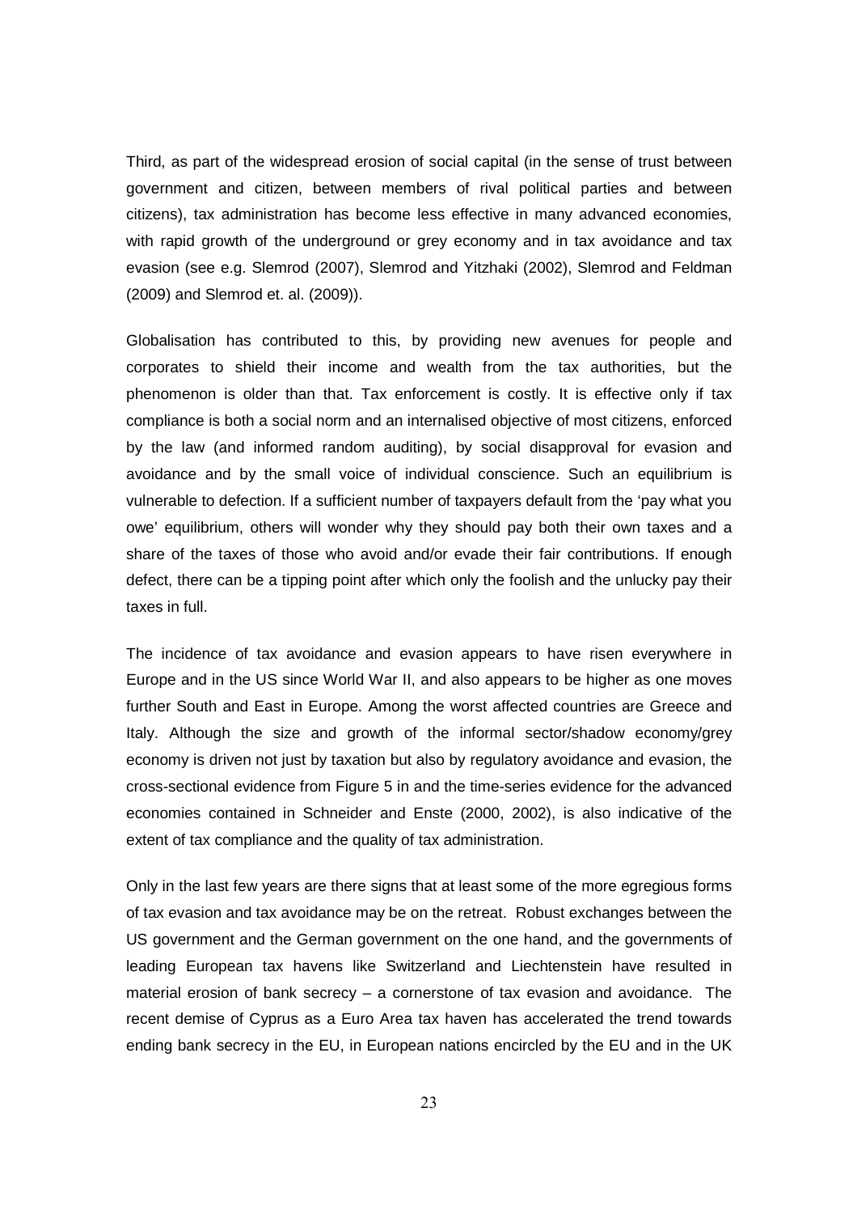Third, as part of the widespread erosion of social capital (in the sense of trust between government and citizen, between members of rival political parties and between citizens), tax administration has become less effective in many advanced economies, with rapid growth of the underground or grey economy and in tax avoidance and tax evasion (see e.g. Slemrod (2007), Slemrod and Yitzhaki (2002), Slemrod and Feldman (2009) and Slemrod et. al. (2009)).

Globalisation has contributed to this, by providing new avenues for people and corporates to shield their income and wealth from the tax authorities, but the phenomenon is older than that. Tax enforcement is costly. It is effective only if tax compliance is both a social norm and an internalised objective of most citizens, enforced by the law (and informed random auditing), by social disapproval for evasion and avoidance and by the small voice of individual conscience. Such an equilibrium is vulnerable to defection. If a sufficient number of taxpayers default from the 'pay what you owe' equilibrium, others will wonder why they should pay both their own taxes and a share of the taxes of those who avoid and/or evade their fair contributions. If enough defect, there can be a tipping point after which only the foolish and the unlucky pay their taxes in full.

The incidence of tax avoidance and evasion appears to have risen everywhere in Europe and in the US since World War II, and also appears to be higher as one moves further South and East in Europe. Among the worst affected countries are Greece and Italy. Although the size and growth of the informal sector/shadow economy/grey economy is driven not just by taxation but also by regulatory avoidance and evasion, the cross-sectional evidence from Figure 5 in and the time-series evidence for the advanced economies contained in Schneider and Enste (2000, 2002), is also indicative of the extent of tax compliance and the quality of tax administration.

Only in the last few years are there signs that at least some of the more egregious forms of tax evasion and tax avoidance may be on the retreat. Robust exchanges between the US government and the German government on the one hand, and the governments of leading European tax havens like Switzerland and Liechtenstein have resulted in material erosion of bank secrecy – a cornerstone of tax evasion and avoidance. The recent demise of Cyprus as a Euro Area tax haven has accelerated the trend towards ending bank secrecy in the EU, in European nations encircled by the EU and in the UK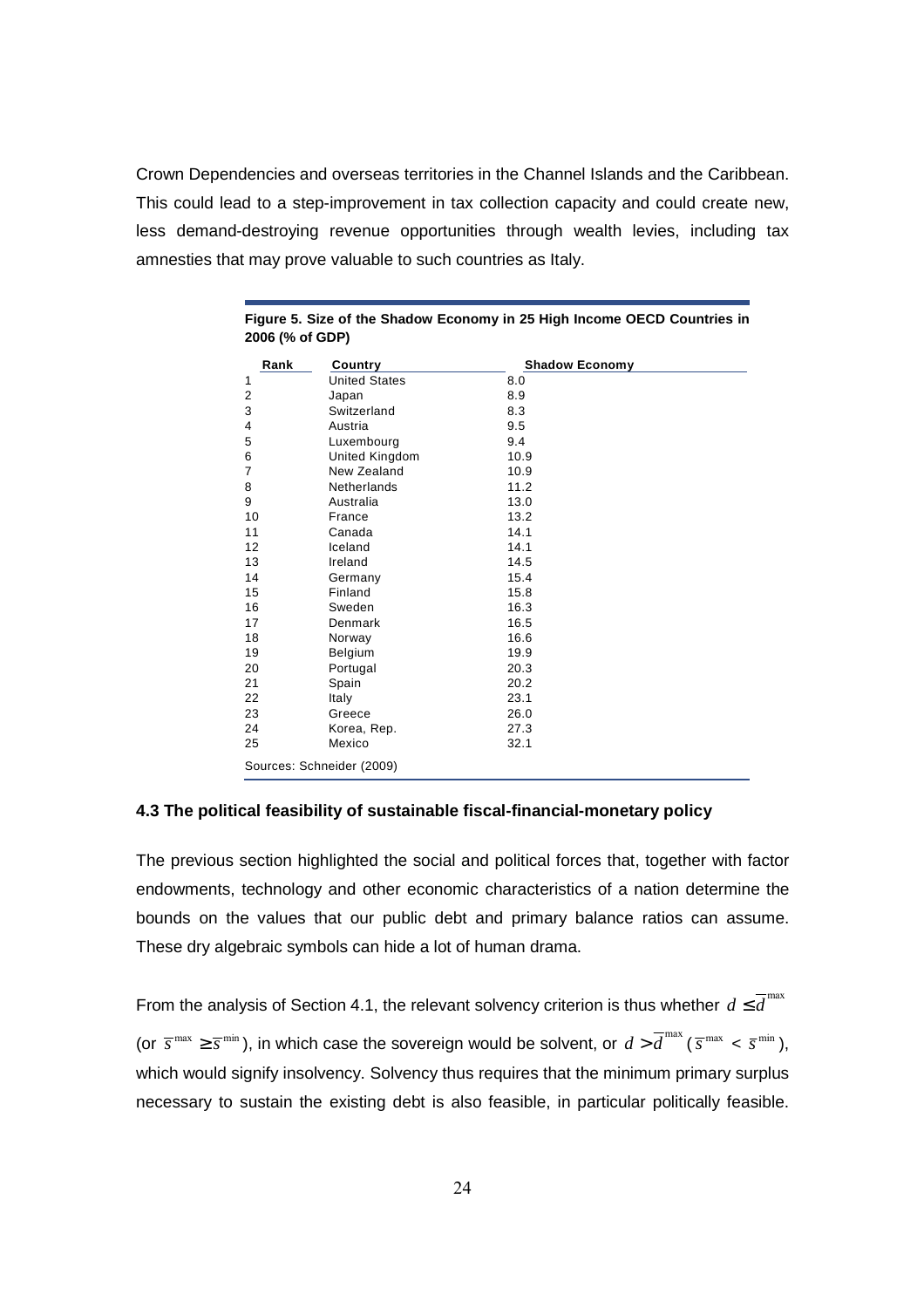Crown Dependencies and overseas territories in the Channel Islands and the Caribbean. This could lead to a step-improvement in tax collection capacity and could create new, less demand-destroying revenue opportunities through wealth levies, including tax amnesties that may prove valuable to such countries as Italy.

**Figure 5. Size of the Shadow Economy in 25 High Income OECD Countries in 2006 (% of GDP)**

| Rank | Country | Shadow Economy |
|---|---|---|
| 1 | United States | 8.0 |
| 2 | Japan | 8.9 |
| 3 | Switzerland | 8.3 |
| 4 | Austria | 9.5 |
| 5 | Luxembourg | 9.4 |
| 6 | United Kingdom | 10.9 |
| 7 | New Zealand | 10.9 |
| 8 | Netherlands | 11.2 |
| 9 | Australia | 13.0 |
| 10 | France | 13.2 |
| 11 | Canada | 14.1 |
| 12 | Iceland | 14.1 |
| 13 | Ireland | 14.5 |
| 14 | Germany | 15.4 |
| 15 | Finland | 15.8 |
| 16 | Sweden | 16.3 |
| 17 | Denmark | 16.5 |
| 18 | Norway | 16.6 |
| 19 | Belgium | 19.9 |
| 20 | Portugal | 20.3 |
| 21 | Spain | 20.2 |
| 22 | Italy | 23.1 |
| 23 | Greece | 26.0 |
| 24 | Korea, Rep. | 27.3 |
| 25 | Mexico | 32.1 |

Sources: Schneider (2009)

### 4.3 The political feasibility of sustainable fiscal-financial-monetary policy

The previous section highlighted the social and political forces that, together with factor endowments, technology and other economic characteristics of a nation determine the bounds on the values that our public debt and primary balance ratios can assume. These dry algebraic symbols can hide a lot of human drama.

From the analysis of Section 4.1, the relevant solvency criterion is thus whether $d \leq \overline{d}^{\max}$ (or $\overline{s}^{\max} \geq \overline{s}^{\min}$), in which case the sovereign would be solvent, or $d > \overline{d}^{\max}$ ($\overline{s}^{\max} < \overline{s}^{\min}$), which would signify insolvency. Solvency thus requires that the minimum primary surplus necessary to sustain the existing debt is also feasible, in particular politically feasible.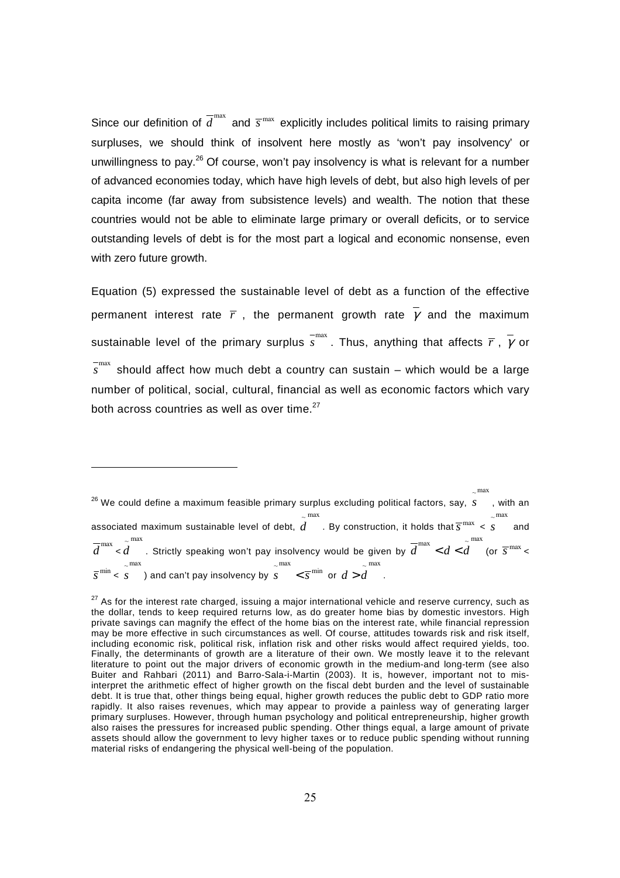Since our definition of $\overline{d}^{\max}$ and $\overline{s}^{\max}$ explicitly includes political limits to raising primary surpluses, we should think of insolvent here mostly as 'won't pay insolvency' or unwillingness to pay.[26] Of course, won't pay insolvency is what is relevant for a number of advanced economies today, which have high levels of debt, but also high levels of per capita income (far away from subsistence levels) and wealth. The notion that these countries would not be able to eliminate large primary or overall deficits, or to service outstanding levels of debt is for the most part a logical and economic nonsense, even with zero future growth.

Equation (5) expressed the sustainable level of debt as a function of the effective permanent interest rate $\overline{r}$, the permanent growth rate $\overline{\gamma}$ and the maximum sustainable level of the primary surplus $\overline{s}^{\max}$. Thus, anything that affects $\overline{r}$, $\overline{\gamma}$ or $\overline{s}^{\max}$ should affect how much debt a country can sustain – which would be a large number of political, social, cultural, financial as well as economic factors which vary both across countries as well as over time.[27]

---

[26] We could define a maximum feasible primary surplus excluding political factors, say, $\tilde{s}^{\max}$, with an associated maximum sustainable level of debt, $\tilde{d}^{\max}$. By construction, it holds that $\overline{s}^{\max} < \tilde{s}^{\max}$ and $\overline{d}^{\max} < \tilde{d}^{\max}$. Strictly speaking won't pay insolvency would be given by $\overline{d}^{\max} < d < \tilde{d}^{\max}$ (or $\overline{s}^{\max} < \overline{s}^{\min} < \tilde{s}^{\max}$) and can't pay insolvency by $\tilde{s}^{\max} < \overline{s}^{\min}$ or $d > \tilde{d}^{\max}$.

[27] As for the interest rate charged, issuing a major international vehicle and reserve currency, such as the dollar, tends to keep required returns low, as do greater home bias by domestic investors. High private savings can magnify the effect of the home bias on the interest rate, while financial repression may be more effective in such circumstances as well. Of course, attitudes towards risk and risk itself, including economic risk, political risk, inflation risk and other risks would affect required yields, too. Finally, the determinants of growth are a literature of their own. We mostly leave it to the relevant literature to point out the major drivers of economic growth in the medium-and long-term (see also Buiter and Rahbari (2011) and Barro-Sala-i-Martin (2003). It is, however, important not to misinterpret the arithmetic effect of higher growth on the fiscal debt burden and the level of sustainable debt. It is true that, other things being equal, higher growth reduces the public debt to GDP ratio more rapidly. It also raises revenues, which may appear to provide a painless way of generating larger primary surpluses. However, through human psychology and political entrepreneurship, higher growth also raises the pressures for increased public spending. Other things equal, a large amount of private assets should allow the government to levy higher taxes or to reduce public spending without running material risks of endangering the physical well-being of the population.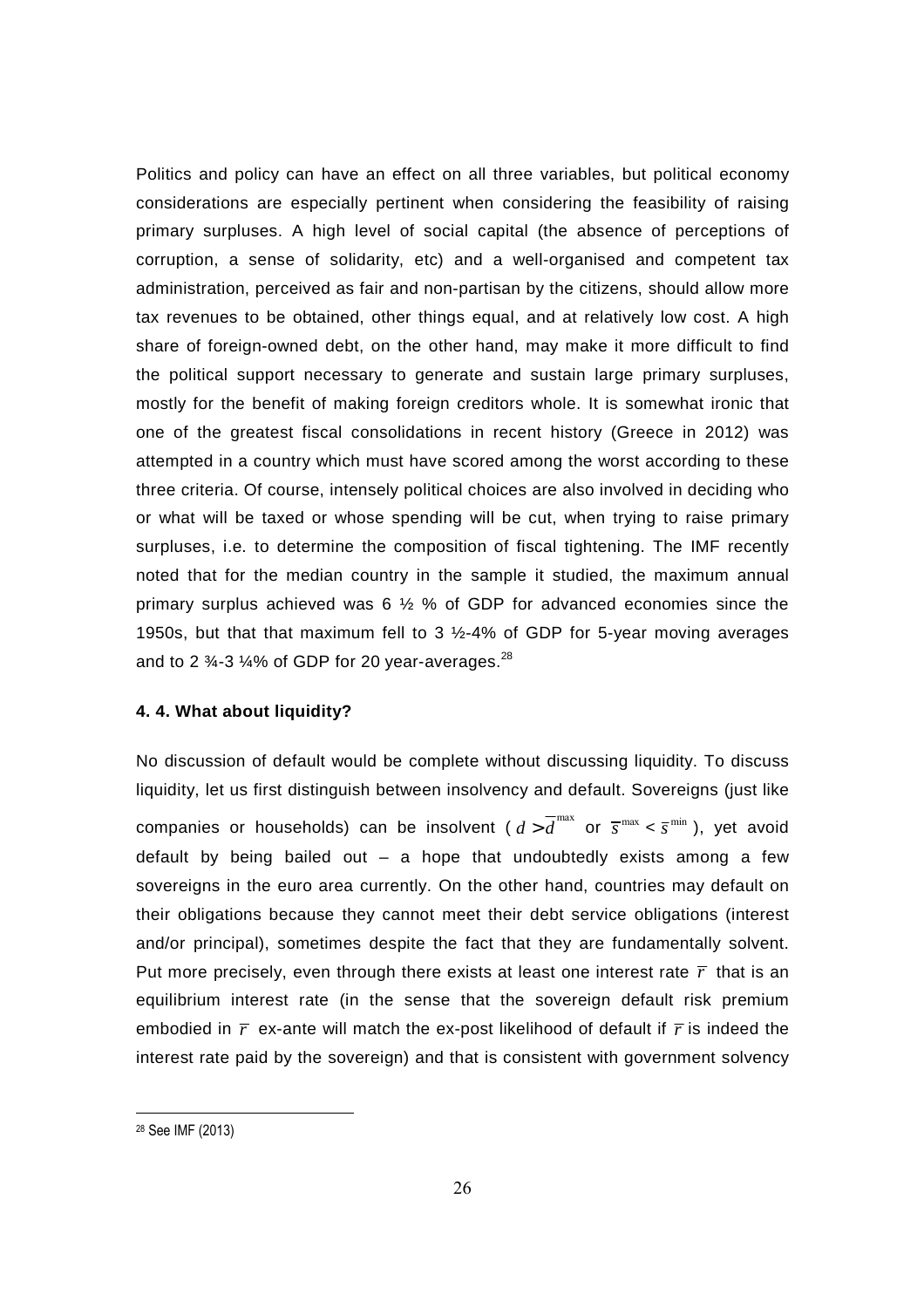Politics and policy can have an effect on all three variables, but political economy considerations are especially pertinent when considering the feasibility of raising primary surpluses. A high level of social capital (the absence of perceptions of corruption, a sense of solidarity, etc) and a well-organised and competent tax administration, perceived as fair and non-partisan by the citizens, should allow more tax revenues to be obtained, other things equal, and at relatively low cost. A high share of foreign-owned debt, on the other hand, may make it more difficult to find the political support necessary to generate and sustain large primary surpluses, mostly for the benefit of making foreign creditors whole. It is somewhat ironic that one of the greatest fiscal consolidations in recent history (Greece in 2012) was attempted in a country which must have scored among the worst according to these three criteria. Of course, intensely political choices are also involved in deciding who or what will be taxed or whose spending will be cut, when trying to raise primary surpluses, i.e. to determine the composition of fiscal tightening. The IMF recently noted that for the median country in the sample it studied, the maximum annual primary surplus achieved was 6 ½ % of GDP for advanced economies since the 1950s, but that that maximum fell to 3 ½-4% of GDP for 5-year moving averages and to 2 ¾-3 ¼% of GDP for 20 year-averages.[28]

### 4. 4. What about liquidity?

No discussion of default would be complete without discussing liquidity. To discuss liquidity, let us first distinguish between insolvency and default. Sovereigns (just like companies or households) can be insolvent ( $d > \overline{d}^{\max}$ or $\overline{s}^{\max} < \overline{s}^{\min}$ ), yet avoid default by being bailed out – a hope that undoubtedly exists among a few sovereigns in the euro area currently. On the other hand, countries may default on their obligations because they cannot meet their debt service obligations (interest and/or principal), sometimes despite the fact that they are fundamentally solvent. Put more precisely, even through there exists at least one interest rate $\overline{r}$ that is an equilibrium interest rate (in the sense that the sovereign default risk premium embodied in $\overline{r}$ ex-ante will match the ex-post likelihood of default if $\overline{r}$ is indeed the interest rate paid by the sovereign) and that is consistent with government solvency

[28] See IMF (2013)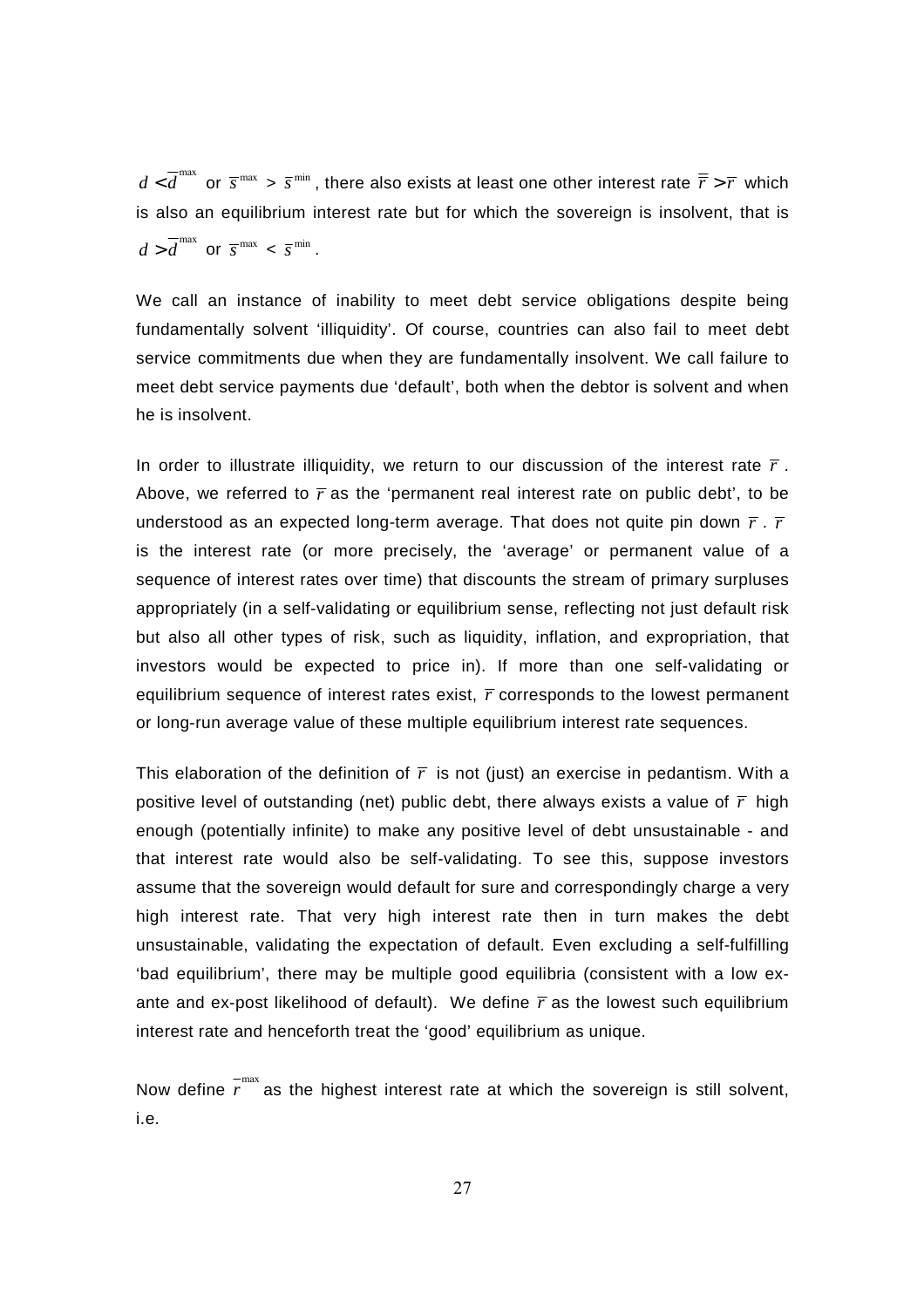$d < \bar{d}^{\max}$ or $\bar{s}^{\max} > \bar{s}^{\min}$, there also exists at least one other interest rate $\bar{\bar{r}} > \bar{r}$ which is also an equilibrium interest rate but for which the sovereign is insolvent, that is $d > \bar{d}^{\max}$ or $\bar{s}^{\max} < \bar{s}^{\min}$.

We call an instance of inability to meet debt service obligations despite being fundamentally solvent 'illiquidity'. Of course, countries can also fail to meet debt service commitments due when they are fundamentally insolvent. We call failure to meet debt service payments due 'default', both when the debtor is solvent and when he is insolvent.

In order to illustrate illiquidity, we return to our discussion of the interest rate $\bar{r}$. Above, we referred to $\bar{r}$ as the 'permanent real interest rate on public debt', to be understood as an expected long-term average. That does not quite pin down $\bar{r}$. $\bar{r}$ is the interest rate (or more precisely, the 'average' or permanent value of a sequence of interest rates over time) that discounts the stream of primary surpluses appropriately (in a self-validating or equilibrium sense, reflecting not just default risk but also all other types of risk, such as liquidity, inflation, and expropriation, that investors would be expected to price in). If more than one self-validating or equilibrium sequence of interest rates exist, $\bar{r}$ corresponds to the lowest permanent or long-run average value of these multiple equilibrium interest rate sequences.

This elaboration of the definition of $\bar{r}$ is not (just) an exercise in pedantism. With a positive level of outstanding (net) public debt, there always exists a value of $\bar{r}$ high enough (potentially infinite) to make any positive level of debt unsustainable - and that interest rate would also be self-validating. To see this, suppose investors assume that the sovereign would default for sure and correspondingly charge a very high interest rate. That very high interest rate then in turn makes the debt unsustainable, validating the expectation of default. Even excluding a self-fulfilling 'bad equilibrium', there may be multiple good equilibria (consistent with a low ex-ante and ex-post likelihood of default). We define $\bar{r}$ as the lowest such equilibrium interest rate and henceforth treat the 'good' equilibrium as unique.

Now define $\bar{r}^{\max}$ as the highest interest rate at which the sovereign is still solvent, i.e.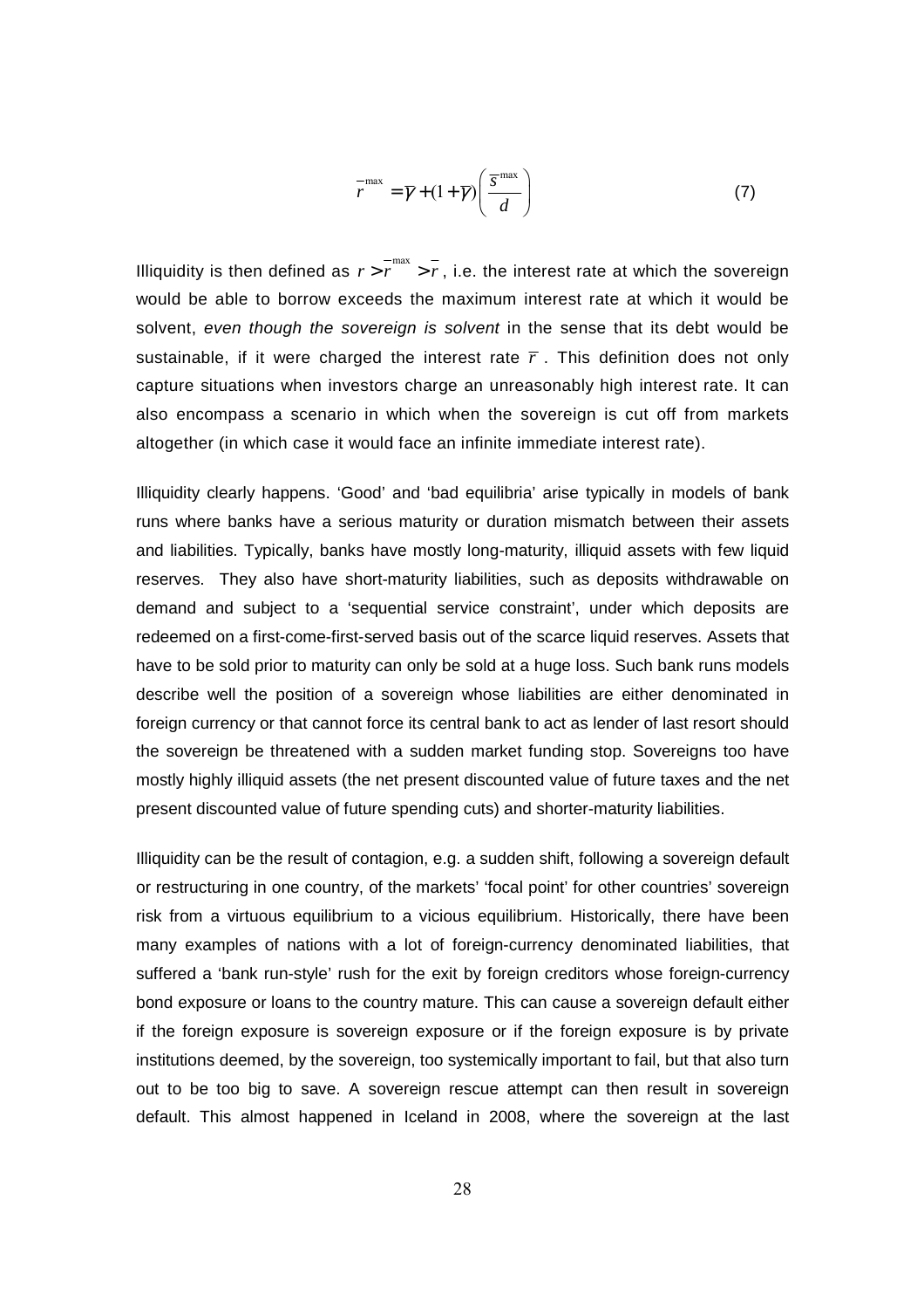$$\bar{r}^{\max} = \bar{\gamma} + (1+\bar{\gamma})\left(\frac{\bar{s}^{\max}}{d}\right) \tag{7}$$

Illiquidity is then defined as $r > \bar{r}^{\max} > \bar{r}$, i.e. the interest rate at which the sovereign would be able to borrow exceeds the maximum interest rate at which it would be solvent, *even though the sovereign is solvent* in the sense that its debt would be sustainable, if it were charged the interest rate $\bar{r}$. This definition does not only capture situations when investors charge an unreasonably high interest rate. It can also encompass a scenario in which when the sovereign is cut off from markets altogether (in which case it would face an infinite immediate interest rate).

Illiquidity clearly happens. 'Good' and 'bad equilibria' arise typically in models of bank runs where banks have a serious maturity or duration mismatch between their assets and liabilities. Typically, banks have mostly long-maturity, illiquid assets with few liquid reserves. They also have short-maturity liabilities, such as deposits withdrawable on demand and subject to a 'sequential service constraint', under which deposits are redeemed on a first-come-first-served basis out of the scarce liquid reserves. Assets that have to be sold prior to maturity can only be sold at a huge loss. Such bank runs models describe well the position of a sovereign whose liabilities are either denominated in foreign currency or that cannot force its central bank to act as lender of last resort should the sovereign be threatened with a sudden market funding stop. Sovereigns too have mostly highly illiquid assets (the net present discounted value of future taxes and the net present discounted value of future spending cuts) and shorter-maturity liabilities.

Illiquidity can be the result of contagion, e.g. a sudden shift, following a sovereign default or restructuring in one country, of the markets' 'focal point' for other countries' sovereign risk from a virtuous equilibrium to a vicious equilibrium. Historically, there have been many examples of nations with a lot of foreign-currency denominated liabilities, that suffered a 'bank run-style' rush for the exit by foreign creditors whose foreign-currency bond exposure or loans to the country mature. This can cause a sovereign default either if the foreign exposure is sovereign exposure or if the foreign exposure is by private institutions deemed, by the sovereign, too systemically important to fail, but that also turn out to be too big to save. A sovereign rescue attempt can then result in sovereign default. This almost happened in Iceland in 2008, where the sovereign at the last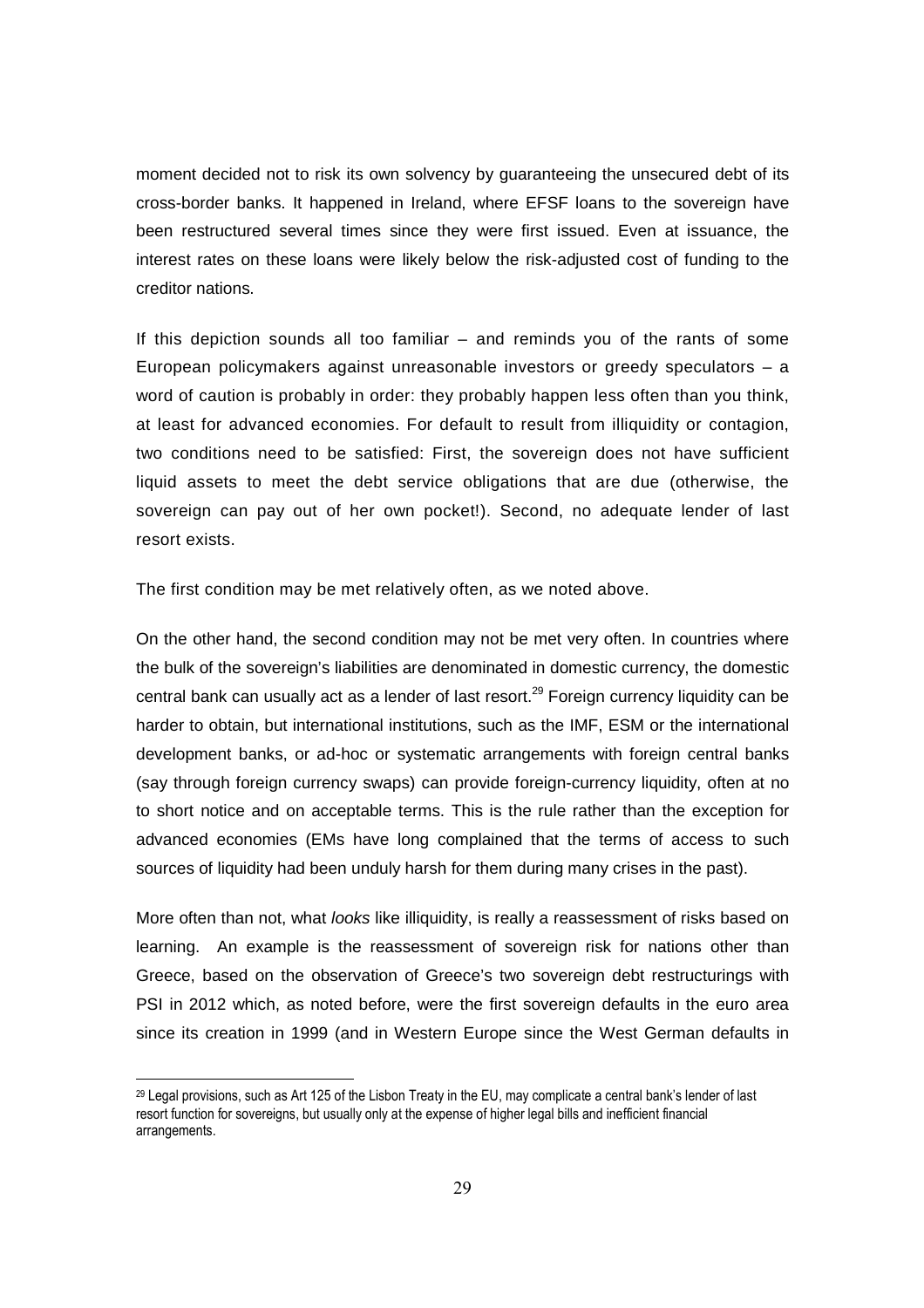moment decided not to risk its own solvency by guaranteeing the unsecured debt of its cross-border banks. It happened in Ireland, where EFSF loans to the sovereign have been restructured several times since they were first issued. Even at issuance, the interest rates on these loans were likely below the risk-adjusted cost of funding to the creditor nations.

If this depiction sounds all too familiar – and reminds you of the rants of some European policymakers against unreasonable investors or greedy speculators – a word of caution is probably in order: they probably happen less often than you think, at least for advanced economies. For default to result from illiquidity or contagion, two conditions need to be satisfied: First, the sovereign does not have sufficient liquid assets to meet the debt service obligations that are due (otherwise, the sovereign can pay out of her own pocket!). Second, no adequate lender of last resort exists.

The first condition may be met relatively often, as we noted above.

On the other hand, the second condition may not be met very often. In countries where the bulk of the sovereign's liabilities are denominated in domestic currency, the domestic central bank can usually act as a lender of last resort.[29] Foreign currency liquidity can be harder to obtain, but international institutions, such as the IMF, ESM or the international development banks, or ad-hoc or systematic arrangements with foreign central banks (say through foreign currency swaps) can provide foreign-currency liquidity, often at no to short notice and on acceptable terms. This is the rule rather than the exception for advanced economies (EMs have long complained that the terms of access to such sources of liquidity had been unduly harsh for them during many crises in the past).

More often than not, what *looks* like illiquidity, is really a reassessment of risks based on learning. An example is the reassessment of sovereign risk for nations other than Greece, based on the observation of Greece's two sovereign debt restructurings with PSI in 2012 which, as noted before, were the first sovereign defaults in the euro area since its creation in 1999 (and in Western Europe since the West German defaults in

---

[29] Legal provisions, such as Art 125 of the Lisbon Treaty in the EU, may complicate a central bank's lender of last resort function for sovereigns, but usually only at the expense of higher legal bills and inefficient financial arrangements.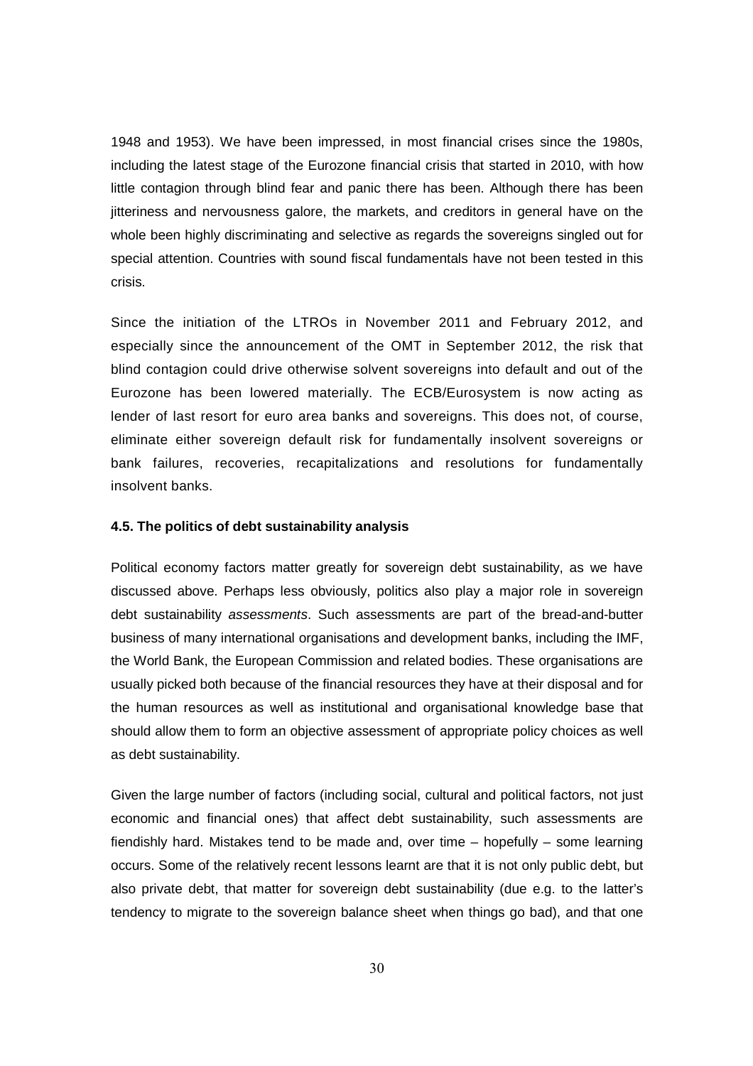1948 and 1953). We have been impressed, in most financial crises since the 1980s, including the latest stage of the Eurozone financial crisis that started in 2010, with how little contagion through blind fear and panic there has been. Although there has been jitteriness and nervousness galore, the markets, and creditors in general have on the whole been highly discriminating and selective as regards the sovereigns singled out for special attention. Countries with sound fiscal fundamentals have not been tested in this crisis.

Since the initiation of the LTROs in November 2011 and February 2012, and especially since the announcement of the OMT in September 2012, the risk that blind contagion could drive otherwise solvent sovereigns into default and out of the Eurozone has been lowered materially. The ECB/Eurosystem is now acting as lender of last resort for euro area banks and sovereigns. This does not, of course, eliminate either sovereign default risk for fundamentally insolvent sovereigns or bank failures, recoveries, recapitalizations and resolutions for fundamentally insolvent banks.

#### 4.5. The politics of debt sustainability analysis

Political economy factors matter greatly for sovereign debt sustainability, as we have discussed above. Perhaps less obviously, politics also play a major role in sovereign debt sustainability *assessments*. Such assessments are part of the bread-and-butter business of many international organisations and development banks, including the IMF, the World Bank, the European Commission and related bodies. These organisations are usually picked both because of the financial resources they have at their disposal and for the human resources as well as institutional and organisational knowledge base that should allow them to form an objective assessment of appropriate policy choices as well as debt sustainability.

Given the large number of factors (including social, cultural and political factors, not just economic and financial ones) that affect debt sustainability, such assessments are fiendishly hard. Mistakes tend to be made and, over time – hopefully – some learning occurs. Some of the relatively recent lessons learnt are that it is not only public debt, but also private debt, that matter for sovereign debt sustainability (due e.g. to the latter's tendency to migrate to the sovereign balance sheet when things go bad), and that one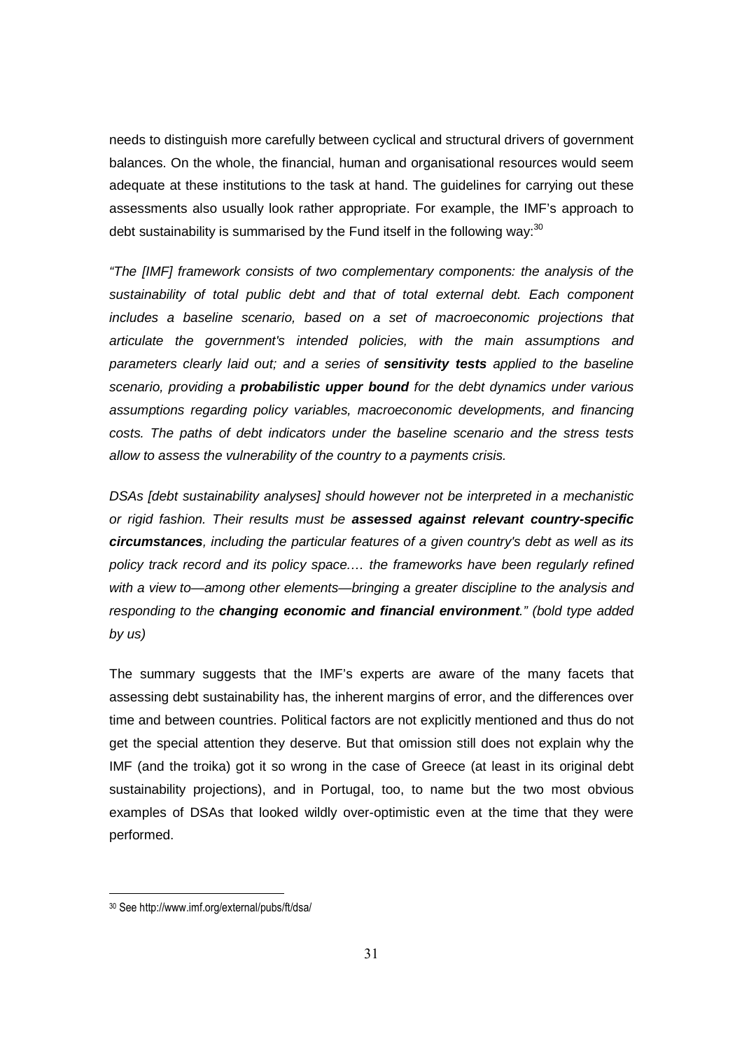needs to distinguish more carefully between cyclical and structural drivers of government balances. On the whole, the financial, human and organisational resources would seem adequate at these institutions to the task at hand. The guidelines for carrying out these assessments also usually look rather appropriate. For example, the IMF's approach to debt sustainability is summarised by the Fund itself in the following way:[30]

*"The [IMF] framework consists of two complementary components: the analysis of the sustainability of total public debt and that of total external debt. Each component includes a baseline scenario, based on a set of macroeconomic projections that articulate the government's intended policies, with the main assumptions and parameters clearly laid out; and a series of* ***sensitivity tests*** *applied to the baseline scenario, providing a* ***probabilistic upper bound*** *for the debt dynamics under various assumptions regarding policy variables, macroeconomic developments, and financing costs. The paths of debt indicators under the baseline scenario and the stress tests allow to assess the vulnerability of the country to a payments crisis.*

*DSAs [debt sustainability analyses] should however not be interpreted in a mechanistic or rigid fashion. Their results must be* ***assessed against relevant country-specific circumstances****, including the particular features of a given country's debt as well as its policy track record and its policy space.… the frameworks have been regularly refined with a view to—among other elements—bringing a greater discipline to the analysis and responding to the* ***changing economic and financial environment****." (bold type added by us)*

The summary suggests that the IMF's experts are aware of the many facets that assessing debt sustainability has, the inherent margins of error, and the differences over time and between countries. Political factors are not explicitly mentioned and thus do not get the special attention they deserve. But that omission still does not explain why the IMF (and the troika) got it so wrong in the case of Greece (at least in its original debt sustainability projections), and in Portugal, too, to name but the two most obvious examples of DSAs that looked wildly over-optimistic even at the time that they were performed.

---

[30] See http://www.imf.org/external/pubs/ft/dsa/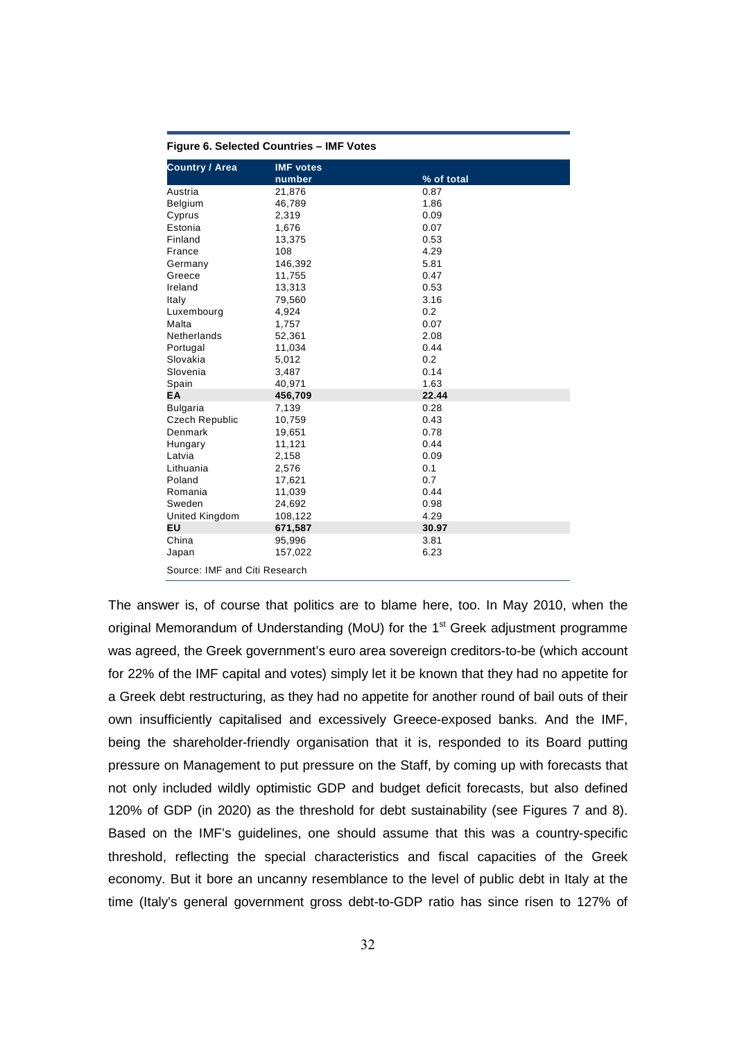**Figure 6. Selected Countries – IMF Votes**

| Country / Area | IMF votes number | % of total |
|---|---|---|
| Austria | 21,876 | 0.87 |
| Belgium | 46,789 | 1.86 |
| Cyprus | 2,319 | 0.09 |
| Estonia | 1,676 | 0.07 |
| Finland | 13,375 | 0.53 |
| France | 108 | 4.29 |
| Germany | 146,392 | 5.81 |
| Greece | 11,755 | 0.47 |
| Ireland | 13,313 | 0.53 |
| Italy | 79,560 | 3.16 |
| Luxembourg | 4,924 | 0.2 |
| Malta | 1,757 | 0.07 |
| Netherlands | 52,361 | 2.08 |
| Portugal | 11,034 | 0.44 |
| Slovakia | 5,012 | 0.2 |
| Slovenia | 3,487 | 0.14 |
| Spain | 40,971 | 1.63 |
| **EA** | **456,709** | **22.44** |
| Bulgaria | 7,139 | 0.28 |
| Czech Republic | 10,759 | 0.43 |
| Denmark | 19,651 | 0.78 |
| Hungary | 11,121 | 0.44 |
| Latvia | 2,158 | 0.09 |
| Lithuania | 2,576 | 0.1 |
| Poland | 17,621 | 0.7 |
| Romania | 11,039 | 0.44 |
| Sweden | 24,692 | 0.98 |
| United Kingdom | 108,122 | 4.29 |
| **EU** | **671,587** | **30.97** |
| China | 95,996 | 3.81 |
| Japan | 157,022 | 6.23 |

Source: IMF and Citi Research

The answer is, of course that politics are to blame here, too. In May 2010, when the original Memorandum of Understanding (MoU) for the 1st Greek adjustment programme was agreed, the Greek government's euro area sovereign creditors-to-be (which account for 22% of the IMF capital and votes) simply let it be known that they had no appetite for a Greek debt restructuring, as they had no appetite for another round of bail outs of their own insufficiently capitalised and excessively Greece-exposed banks. And the IMF, being the shareholder-friendly organisation that it is, responded to its Board putting pressure on Management to put pressure on the Staff, by coming up with forecasts that not only included wildly optimistic GDP and budget deficit forecasts, but also defined 120% of GDP (in 2020) as the threshold for debt sustainability (see Figures 7 and 8). Based on the IMF's guidelines, one should assume that this was a country-specific threshold, reflecting the special characteristics and fiscal capacities of the Greek economy. But it bore an uncanny resemblance to the level of public debt in Italy at the time (Italy's general government gross debt-to-GDP ratio has since risen to 127% of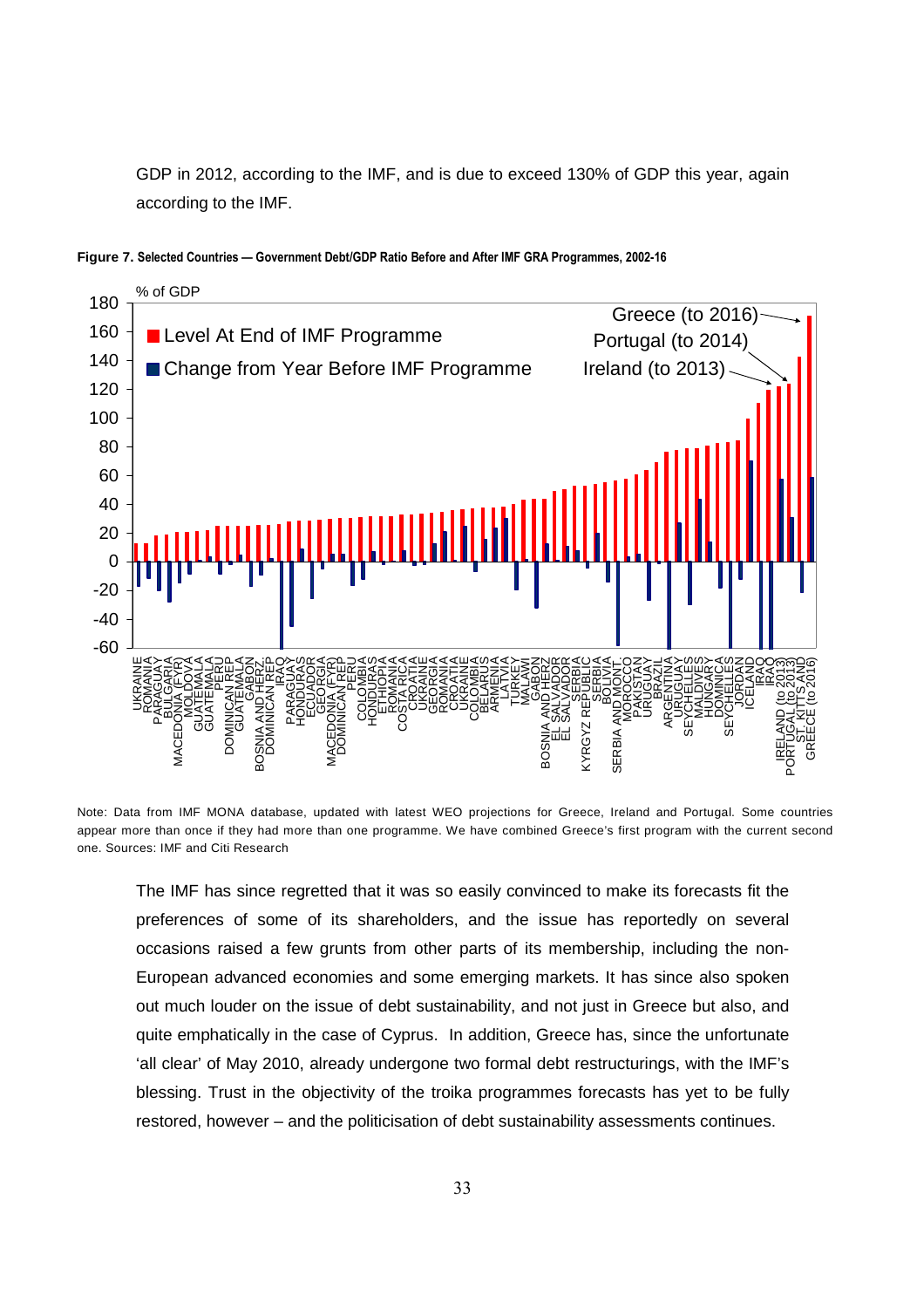GDP in 2012, according to the IMF, and is due to exceed 130% of GDP this year, again according to the IMF.

**Figure 7. Selected Countries — Government Debt/GDP Ratio Before and After IMF GRA Programmes, 2002-16**

Note: Data from IMF MONA database, updated with latest WEO projections for Greece, Ireland and Portugal. Some countries appear more than once if they had more than one programme. We have combined Greece's first program with the current second one. Sources: IMF and Citi Research

The IMF has since regretted that it was so easily convinced to make its forecasts fit the preferences of some of its shareholders, and the issue has reportedly on several occasions raised a few grunts from other parts of its membership, including the non-European advanced economies and some emerging markets. It has since also spoken out much louder on the issue of debt sustainability, and not just in Greece but also, and quite emphatically in the case of Cyprus. In addition, Greece has, since the unfortunate 'all clear' of May 2010, already undergone two formal debt restructurings, with the IMF's blessing. Trust in the objectivity of the troika programmes forecasts has yet to be fully restored, however – and the politicisation of debt sustainability assessments continues.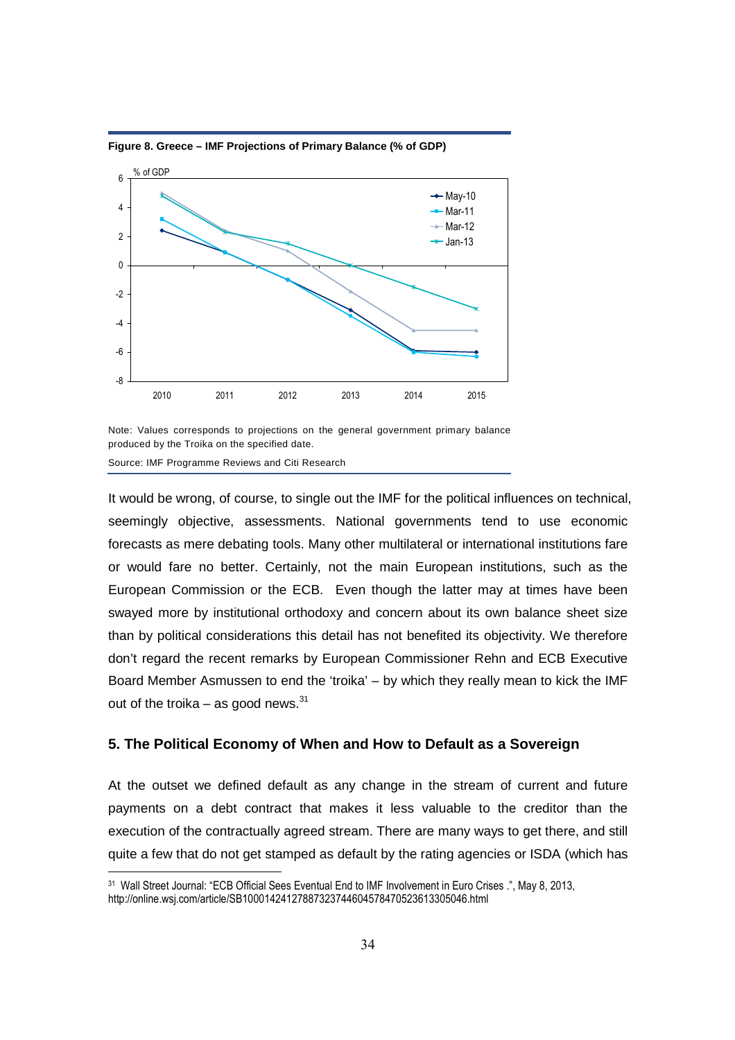**Figure 8. Greece – IMF Projections of Primary Balance (% of GDP)**

Note: Values corresponds to projections on the general government primary balance produced by the Troika on the specified date.

Source: IMF Programme Reviews and Citi Research

It would be wrong, of course, to single out the IMF for the political influences on technical, seemingly objective, assessments. National governments tend to use economic forecasts as mere debating tools. Many other multilateral or international institutions fare or would fare no better. Certainly, not the main European institutions, such as the European Commission or the ECB. Even though the latter may at times have been swayed more by institutional orthodoxy and concern about its own balance sheet size than by political considerations this detail has not benefited its objectivity. We therefore don't regard the recent remarks by European Commissioner Rehn and ECB Executive Board Member Asmussen to end the 'troika' – by which they really mean to kick the IMF out of the troika – as good news.[31]

## 5. The Political Economy of When and How to Default as a Sovereign

At the outset we defined default as any change in the stream of current and future payments on a debt contract that makes it less valuable to the creditor than the execution of the contractually agreed stream. There are many ways to get there, and still quite a few that do not get stamped as default by the rating agencies or ISDA (which has

[31] Wall Street Journal: "ECB Official Sees Eventual End to IMF Involvement in Euro Crises .", May 8, 2013, http://online.wsj.com/article/SB10001424127887323744604578470523613305046.html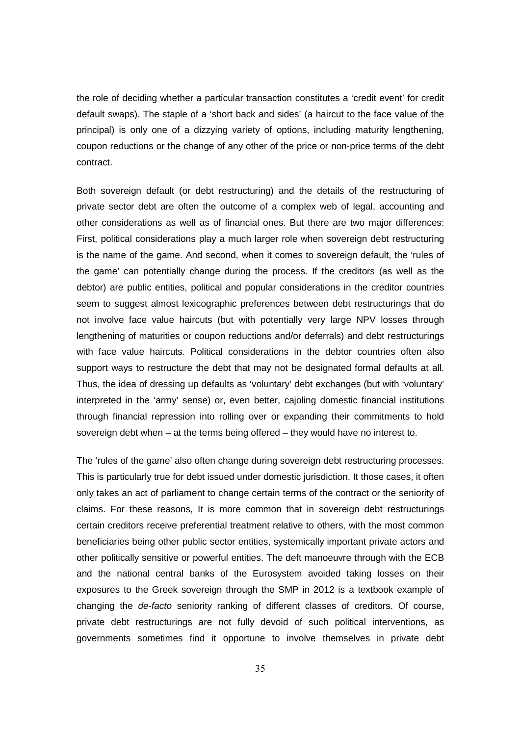the role of deciding whether a particular transaction constitutes a 'credit event' for credit default swaps). The staple of a 'short back and sides' (a haircut to the face value of the principal) is only one of a dizzying variety of options, including maturity lengthening, coupon reductions or the change of any other of the price or non-price terms of the debt contract.

Both sovereign default (or debt restructuring) and the details of the restructuring of private sector debt are often the outcome of a complex web of legal, accounting and other considerations as well as of financial ones. But there are two major differences: First, political considerations play a much larger role when sovereign debt restructuring is the name of the game. And second, when it comes to sovereign default, the 'rules of the game' can potentially change during the process. If the creditors (as well as the debtor) are public entities, political and popular considerations in the creditor countries seem to suggest almost lexicographic preferences between debt restructurings that do not involve face value haircuts (but with potentially very large NPV losses through lengthening of maturities or coupon reductions and/or deferrals) and debt restructurings with face value haircuts. Political considerations in the debtor countries often also support ways to restructure the debt that may not be designated formal defaults at all. Thus, the idea of dressing up defaults as 'voluntary' debt exchanges (but with 'voluntary' interpreted in the 'army' sense) or, even better, cajoling domestic financial institutions through financial repression into rolling over or expanding their commitments to hold sovereign debt when – at the terms being offered – they would have no interest to.

The 'rules of the game' also often change during sovereign debt restructuring processes. This is particularly true for debt issued under domestic jurisdiction. It those cases, it often only takes an act of parliament to change certain terms of the contract or the seniority of claims. For these reasons, It is more common that in sovereign debt restructurings certain creditors receive preferential treatment relative to others, with the most common beneficiaries being other public sector entities, systemically important private actors and other politically sensitive or powerful entities. The deft manoeuvre through with the ECB and the national central banks of the Eurosystem avoided taking losses on their exposures to the Greek sovereign through the SMP in 2012 is a textbook example of changing the *de-facto* seniority ranking of different classes of creditors. Of course, private debt restructurings are not fully devoid of such political interventions, as governments sometimes find it opportune to involve themselves in private debt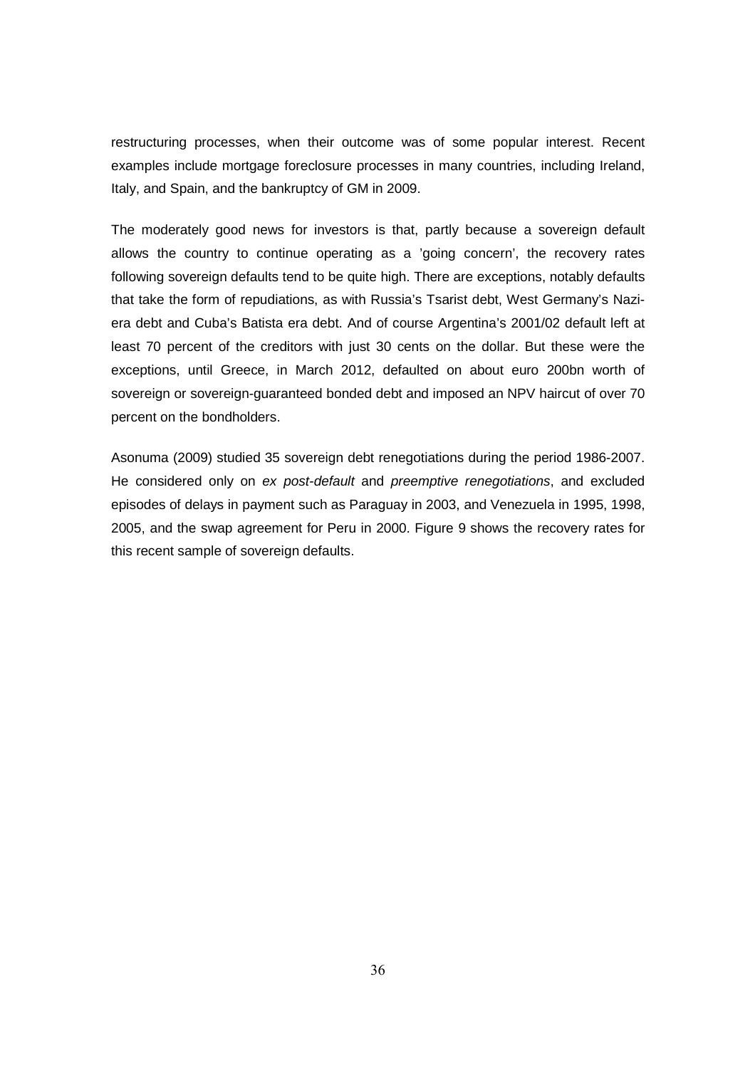restructuring processes, when their outcome was of some popular interest. Recent examples include mortgage foreclosure processes in many countries, including Ireland, Italy, and Spain, and the bankruptcy of GM in 2009.

The moderately good news for investors is that, partly because a sovereign default allows the country to continue operating as a 'going concern', the recovery rates following sovereign defaults tend to be quite high. There are exceptions, notably defaults that take the form of repudiations, as with Russia's Tsarist debt, West Germany's Nazi-era debt and Cuba's Batista era debt. And of course Argentina's 2001/02 default left at least 70 percent of the creditors with just 30 cents on the dollar. But these were the exceptions, until Greece, in March 2012, defaulted on about euro 200bn worth of sovereign or sovereign-guaranteed bonded debt and imposed an NPV haircut of over 70 percent on the bondholders.

Asonuma (2009) studied 35 sovereign debt renegotiations during the period 1986-2007. He considered only on *ex post-default* and *preemptive renegotiations*, and excluded episodes of delays in payment such as Paraguay in 2003, and Venezuela in 1995, 1998, 2005, and the swap agreement for Peru in 2000. Figure 9 shows the recovery rates for this recent sample of sovereign defaults.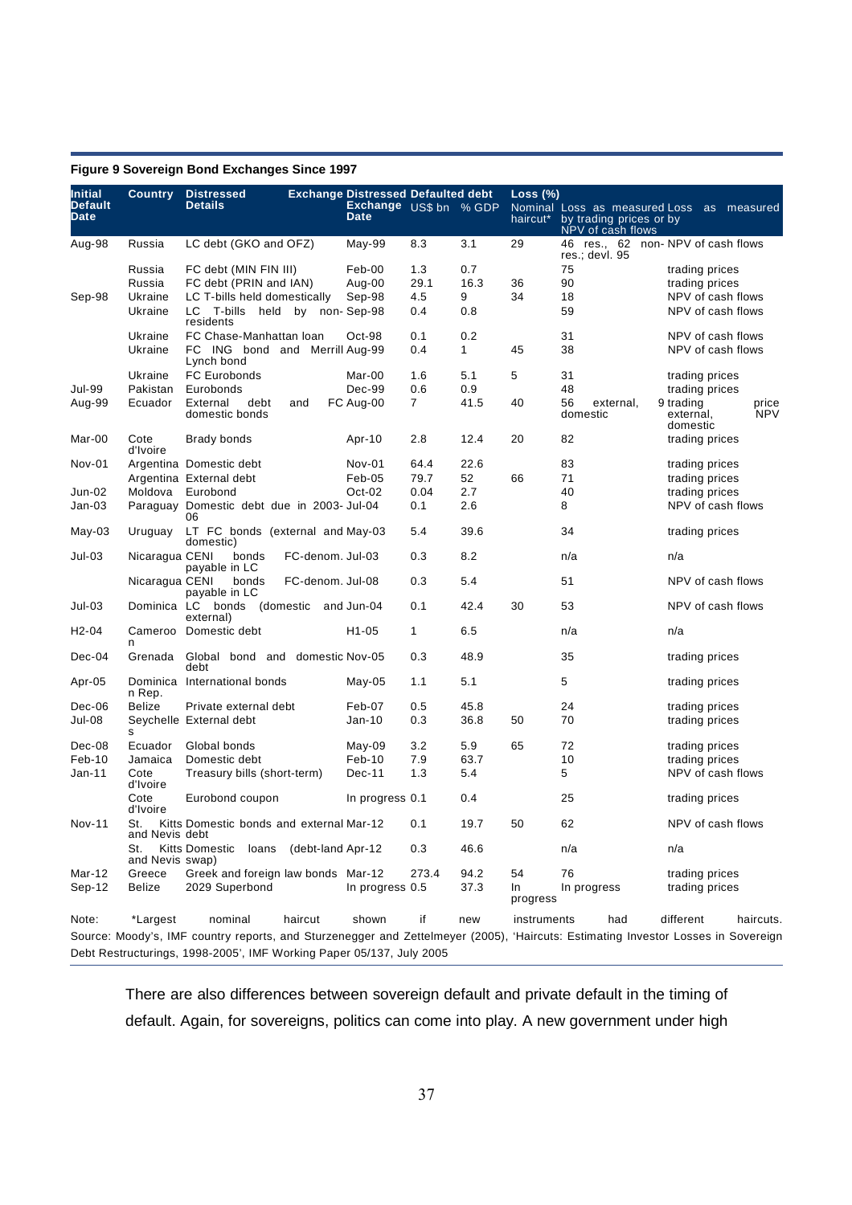**Figure 9 Sovereign Bond Exchanges Since 1997**

| Initial Default Date | Country | Distressed Details | Exchange Date | Distressed Defaulted debt US$ bn | % GDP | Loss (%) Nominal haircut* | Loss as measured by trading prices or by NPV of cash flows | Loss as measured |
|---|---|---|---|---|---|---|---|---|
| Aug-98 | Russia | LC debt (GKO and OFZ) | May-99 | 8.3 | 3.1 | 29 | 46 res., 62 res.; devl. 95 | non- NPV of cash flows |
| | Russia | FC debt (MIN FIN III) | Feb-00 | 1.3 | 0.7 | | 75 | trading prices |
| | Russia | FC debt (PRIN and IAN) | Aug-00 | 29.1 | 16.3 | 36 | 90 | trading prices |
| Sep-98 | Ukraine | LC T-bills held domestically | Sep-98 | 4.5 | 9 | 34 | 18 | NPV of cash flows |
| | Ukraine | LC T-bills held by non-residents | Sep-98 | 0.4 | 0.8 | | 59 | NPV of cash flows |
| | Ukraine | FC Chase-Manhattan loan | Oct-98 | 0.1 | 0.2 | | 31 | NPV of cash flows |
| | Ukraine | FC ING bond and Merrill Lynch bond | Aug-99 | 0.4 | 1 | 45 | 38 | NPV of cash flows |
| | Ukraine | FC Eurobonds | Mar-00 | 1.6 | 5.1 | 5 | 31 | trading prices |
| Jul-99 | Pakistan | Eurobonds | Dec-99 | 0.6 | 0.9 | | 48 | trading prices |
| Aug-99 | Ecuador | External debt and domestic bonds | FC Aug-00 | 7 | 41.5 | 40 | 56 external, domestic | 9 trading price external, NPV domestic |
| Mar-00 | Cote d'Ivoire | Brady bonds | Apr-10 | 2.8 | 12.4 | 20 | 82 | trading prices |
| Nov-01 | Argentina | Domestic debt | Nov-01 | 64.4 | 22.6 | | 83 | trading prices |
| | Argentina | External debt | Feb-05 | 79.7 | 52 | 66 | 71 | trading prices |
| Jun-02 | Moldova | Eurobond | Oct-02 | 0.04 | 2.7 | | 40 | trading prices |
| Jan-03 | Paraguay | Domestic debt due in 2003-06 | Jul-04 | 0.1 | 2.6 | | 8 | NPV of cash flows |
| May-03 | Uruguay | LT FC bonds (external and domestic) | May-03 | 5.4 | 39.6 | | 34 | trading prices |
| Jul-03 | Nicaragua | CENI bonds FC-denom. payable in LC | Jul-03 | 0.3 | 8.2 | | n/a | n/a |
| | Nicaragua | CENI bonds FC-denom. payable in LC | Jul-08 | 0.3 | 5.4 | | 51 | NPV of cash flows |
| Jul-03 | Dominica | LC bonds (domestic and external) | Jun-04 | 0.1 | 42.4 | 30 | 53 | NPV of cash flows |
| H2-04 | Cameroon | Domestic debt | H1-05 | 1 | 6.5 | | n/a | n/a |
| Dec-04 | Grenada | Global bond and domestic debt | Nov-05 | 0.3 | 48.9 | | 35 | trading prices |
| Apr-05 | Dominican Rep. | International bonds | May-05 | 1.1 | 5.1 | | 5 | trading prices |
| Dec-06 | Belize | Private external debt | Feb-07 | 0.5 | 45.8 | | 24 | trading prices |
| Jul-08 | Seychelles | External debt | Jan-10 | 0.3 | 36.8 | 50 | 70 | trading prices |
| Dec-08 | Ecuador | Global bonds | May-09 | 3.2 | 5.9 | 65 | 72 | trading prices |
| Feb-10 | Jamaica | Domestic debt | Feb-10 | 7.9 | 63.7 | | 10 | trading prices |
| Jan-11 | Cote d'Ivoire | Treasury bills (short-term) | Dec-11 | 1.3 | 5.4 | | 5 | NPV of cash flows |
| | Cote d'Ivoire | Eurobond coupon | In progress | 0.1 | 0.4 | | 25 | trading prices |
| Nov-11 | St. Kitts and Nevis | Domestic bonds and external debt | Mar-12 | 0.1 | 19.7 | 50 | 62 | NPV of cash flows |
| | St. Kitts and Nevis | Domestic loans (debt-land swap) | Apr-12 | 0.3 | 46.6 | | n/a | n/a |
| Mar-12 | Greece | Greek and foreign law bonds | Mar-12 | 273.4 | 94.2 | 54 | 76 | trading prices |
| Sep-12 | Belize | 2029 Superbond | In progress | 0.5 | 37.3 | In progress | In progress | trading prices |

Note: *Largest nominal haircut shown if new instruments had different haircuts.
Source: Moody's, IMF country reports, and Sturzenegger and Zettelmeyer (2005), 'Haircuts: Estimating Investor Losses in Sovereign Debt Restructurings, 1998-2005', IMF Working Paper 05/137, July 2005

There are also differences between sovereign default and private default in the timing of default. Again, for sovereigns, politics can come into play. A new government under high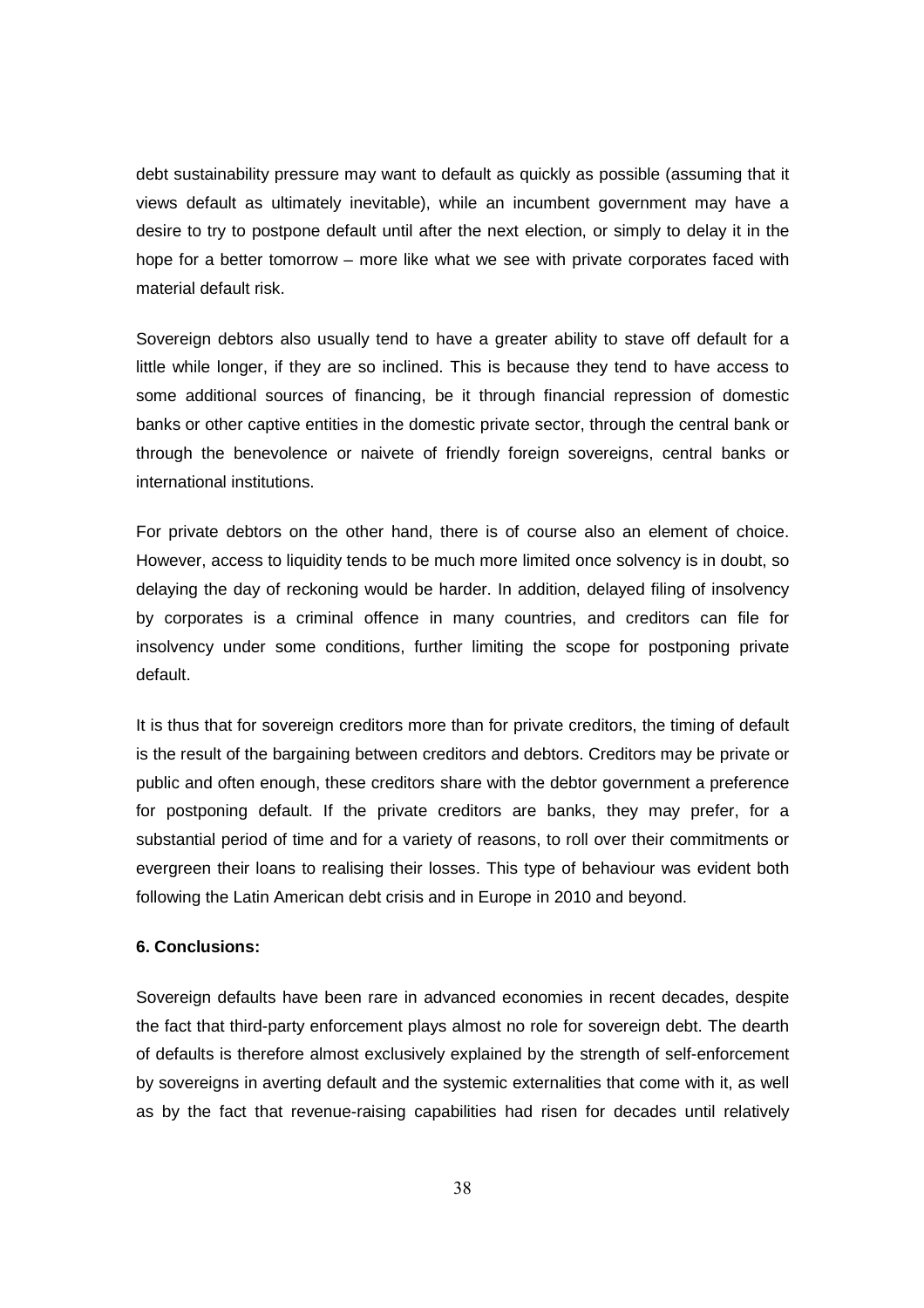debt sustainability pressure may want to default as quickly as possible (assuming that it views default as ultimately inevitable), while an incumbent government may have a desire to try to postpone default until after the next election, or simply to delay it in the hope for a better tomorrow – more like what we see with private corporates faced with material default risk.

Sovereign debtors also usually tend to have a greater ability to stave off default for a little while longer, if they are so inclined. This is because they tend to have access to some additional sources of financing, be it through financial repression of domestic banks or other captive entities in the domestic private sector, through the central bank or through the benevolence or naivete of friendly foreign sovereigns, central banks or international institutions.

For private debtors on the other hand, there is of course also an element of choice. However, access to liquidity tends to be much more limited once solvency is in doubt, so delaying the day of reckoning would be harder. In addition, delayed filing of insolvency by corporates is a criminal offence in many countries, and creditors can file for insolvency under some conditions, further limiting the scope for postponing private default.

It is thus that for sovereign creditors more than for private creditors, the timing of default is the result of the bargaining between creditors and debtors. Creditors may be private or public and often enough, these creditors share with the debtor government a preference for postponing default. If the private creditors are banks, they may prefer, for a substantial period of time and for a variety of reasons, to roll over their commitments or evergreen their loans to realising their losses. This type of behaviour was evident both following the Latin American debt crisis and in Europe in 2010 and beyond.

**6. Conclusions:**

Sovereign defaults have been rare in advanced economies in recent decades, despite the fact that third-party enforcement plays almost no role for sovereign debt. The dearth of defaults is therefore almost exclusively explained by the strength of self-enforcement by sovereigns in averting default and the systemic externalities that come with it, as well as by the fact that revenue-raising capabilities had risen for decades until relatively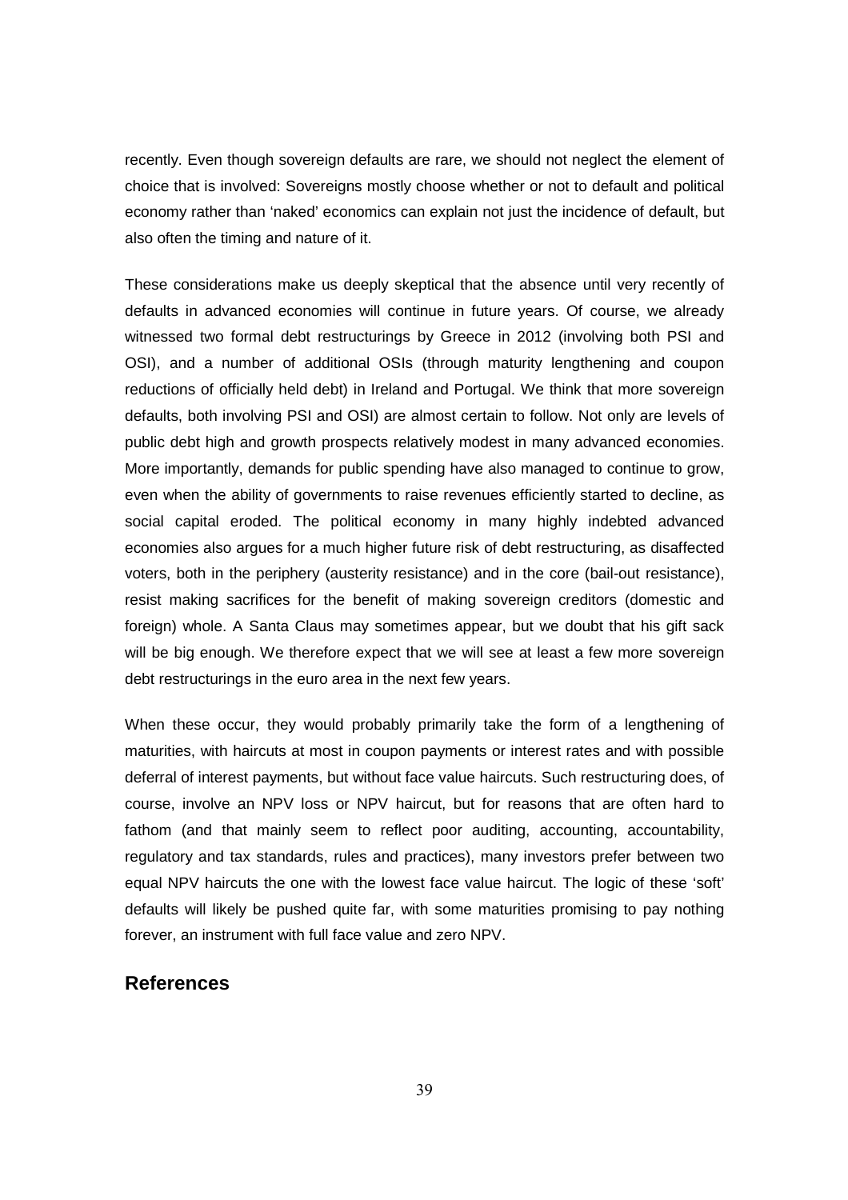recently. Even though sovereign defaults are rare, we should not neglect the element of choice that is involved: Sovereigns mostly choose whether or not to default and political economy rather than 'naked' economics can explain not just the incidence of default, but also often the timing and nature of it.

These considerations make us deeply skeptical that the absence until very recently of defaults in advanced economies will continue in future years. Of course, we already witnessed two formal debt restructurings by Greece in 2012 (involving both PSI and OSI), and a number of additional OSIs (through maturity lengthening and coupon reductions of officially held debt) in Ireland and Portugal. We think that more sovereign defaults, both involving PSI and OSI) are almost certain to follow. Not only are levels of public debt high and growth prospects relatively modest in many advanced economies. More importantly, demands for public spending have also managed to continue to grow, even when the ability of governments to raise revenues efficiently started to decline, as social capital eroded. The political economy in many highly indebted advanced economies also argues for a much higher future risk of debt restructuring, as disaffected voters, both in the periphery (austerity resistance) and in the core (bail-out resistance), resist making sacrifices for the benefit of making sovereign creditors (domestic and foreign) whole. A Santa Claus may sometimes appear, but we doubt that his gift sack will be big enough. We therefore expect that we will see at least a few more sovereign debt restructurings in the euro area in the next few years.

When these occur, they would probably primarily take the form of a lengthening of maturities, with haircuts at most in coupon payments or interest rates and with possible deferral of interest payments, but without face value haircuts. Such restructuring does, of course, involve an NPV loss or NPV haircut, but for reasons that are often hard to fathom (and that mainly seem to reflect poor auditing, accounting, accountability, regulatory and tax standards, rules and practices), many investors prefer between two equal NPV haircuts the one with the lowest face value haircut. The logic of these 'soft' defaults will likely be pushed quite far, with some maturities promising to pay nothing forever, an instrument with full face value and zero NPV.

## References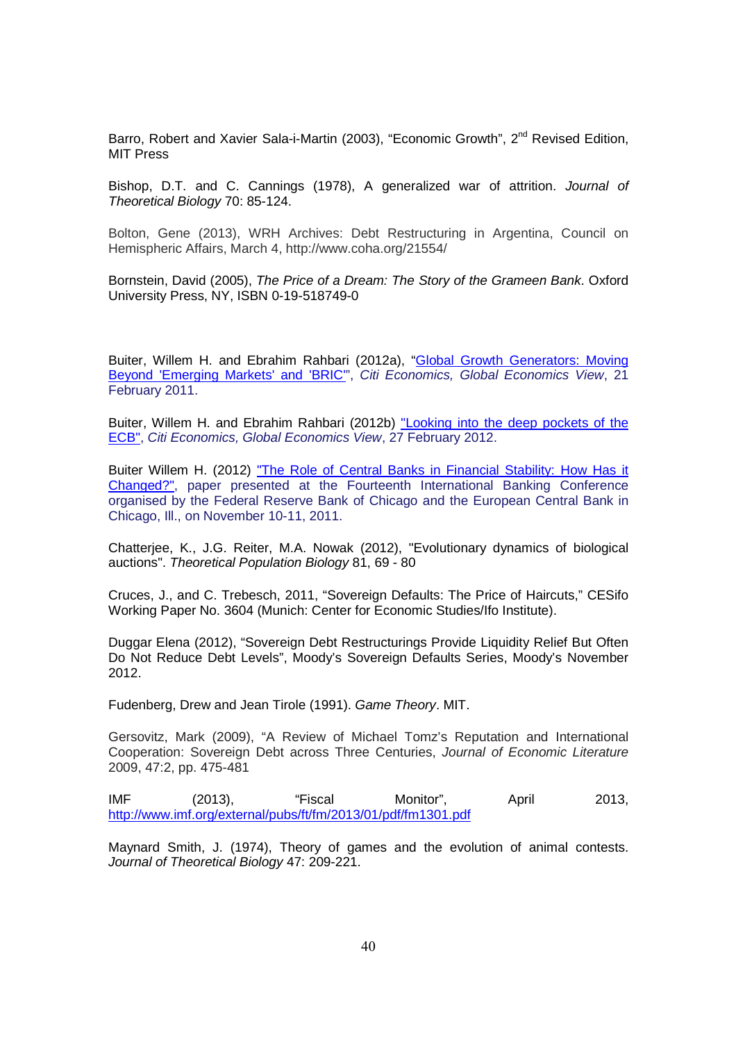Barro, Robert and Xavier Sala-i-Martin (2003), “Economic Growth”, 2nd Revised Edition, MIT Press

Bishop, D.T. and C. Cannings (1978), A generalized war of attrition. *Journal of Theoretical Biology* 70: 85-124.

Bolton, Gene (2013), WRH Archives: Debt Restructuring in Argentina, Council on Hemispheric Affairs, March 4, http://www.coha.org/21554/

Bornstein, David (2005), *The Price of a Dream: The Story of the Grameen Bank*. Oxford University Press, NY, ISBN 0-19-518749-0

Buiter, Willem H. and Ebrahim Rahbari (2012a), “Global Growth Generators: Moving Beyond 'Emerging Markets' and 'BRIC'”, *Citi Economics, Global Economics View*, 21 February 2011.

Buiter, Willem H. and Ebrahim Rahbari (2012b) "Looking into the deep pockets of the ECB", *Citi Economics, Global Economics View*, 27 February 2012.

Buiter Willem H. (2012) "The Role of Central Banks in Financial Stability: How Has it Changed?", paper presented at the Fourteenth International Banking Conference organised by the Federal Reserve Bank of Chicago and the European Central Bank in Chicago, Ill., on November 10-11, 2011.

Chatterjee, K., J.G. Reiter, M.A. Nowak (2012), "Evolutionary dynamics of biological auctions". *Theoretical Population Biology* 81, 69 - 80

Cruces, J., and C. Trebesch, 2011, “Sovereign Defaults: The Price of Haircuts,” CESifo Working Paper No. 3604 (Munich: Center for Economic Studies/Ifo Institute).

Duggar Elena (2012), “Sovereign Debt Restructurings Provide Liquidity Relief But Often Do Not Reduce Debt Levels”, Moody's Sovereign Defaults Series, Moody's November 2012.

Fudenberg, Drew and Jean Tirole (1991). *Game Theory*. MIT.

Gersovitz, Mark (2009), “A Review of Michael Tomz's Reputation and International Cooperation: Sovereign Debt across Three Centuries, *Journal of Economic Literature* 2009, 47:2, pp. 475-481

IMF (2013), “Fiscal Monitor”, April 2013, http://www.imf.org/external/pubs/ft/fm/2013/01/pdf/fm1301.pdf

Maynard Smith, J. (1974), Theory of games and the evolution of animal contests. *Journal of Theoretical Biology* 47: 209-221.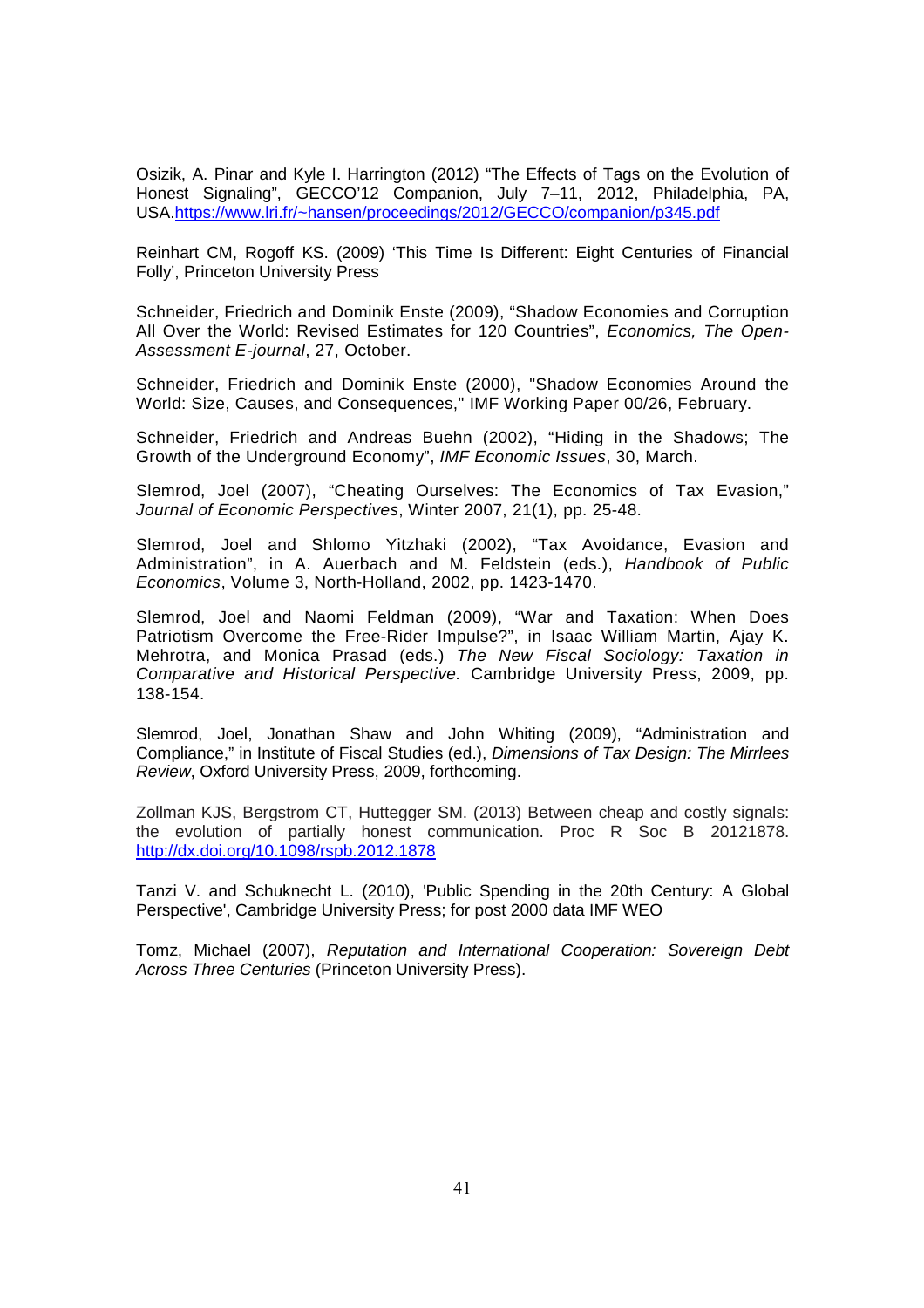Osizik, A. Pinar and Kyle I. Harrington (2012) "The Effects of Tags on the Evolution of Honest Signaling", GECCO'12 Companion, July 7–11, 2012, Philadelphia, PA, USA.https://www.lri.fr/~hansen/proceedings/2012/GECCO/companion/p345.pdf

Reinhart CM, Rogoff KS. (2009) 'This Time Is Different: Eight Centuries of Financial Folly', Princeton University Press

Schneider, Friedrich and Dominik Enste (2009), "Shadow Economies and Corruption All Over the World: Revised Estimates for 120 Countries", *Economics, The Open-Assessment E-journal*, 27, October.

Schneider, Friedrich and Dominik Enste (2000), "Shadow Economies Around the World: Size, Causes, and Consequences," IMF Working Paper 00/26, February.

Schneider, Friedrich and Andreas Buehn (2002), "Hiding in the Shadows; The Growth of the Underground Economy", *IMF Economic Issues*, 30, March.

Slemrod, Joel (2007), "Cheating Ourselves: The Economics of Tax Evasion," *Journal of Economic Perspectives*, Winter 2007, 21(1), pp. 25-48.

Slemrod, Joel and Shlomo Yitzhaki (2002), "Tax Avoidance, Evasion and Administration", in A. Auerbach and M. Feldstein (eds.), *Handbook of Public Economics*, Volume 3, North-Holland, 2002, pp. 1423-1470.

Slemrod, Joel and Naomi Feldman (2009), "War and Taxation: When Does Patriotism Overcome the Free-Rider Impulse?", in Isaac William Martin, Ajay K. Mehrotra, and Monica Prasad (eds.) *The New Fiscal Sociology: Taxation in Comparative and Historical Perspective.* Cambridge University Press, 2009, pp. 138-154.

Slemrod, Joel, Jonathan Shaw and John Whiting (2009), "Administration and Compliance," in Institute of Fiscal Studies (ed.), *Dimensions of Tax Design: The Mirrlees Review*, Oxford University Press, 2009, forthcoming.

Zollman KJS, Bergstrom CT, Huttegger SM. (2013) Between cheap and costly signals: the evolution of partially honest communication. Proc R Soc B 20121878. http://dx.doi.org/10.1098/rspb.2012.1878

Tanzi V. and Schuknecht L. (2010), 'Public Spending in the 20th Century: A Global Perspective', Cambridge University Press; for post 2000 data IMF WEO

Tomz, Michael (2007), *Reputation and International Cooperation: Sovereign Debt Across Three Centuries* (Princeton University Press).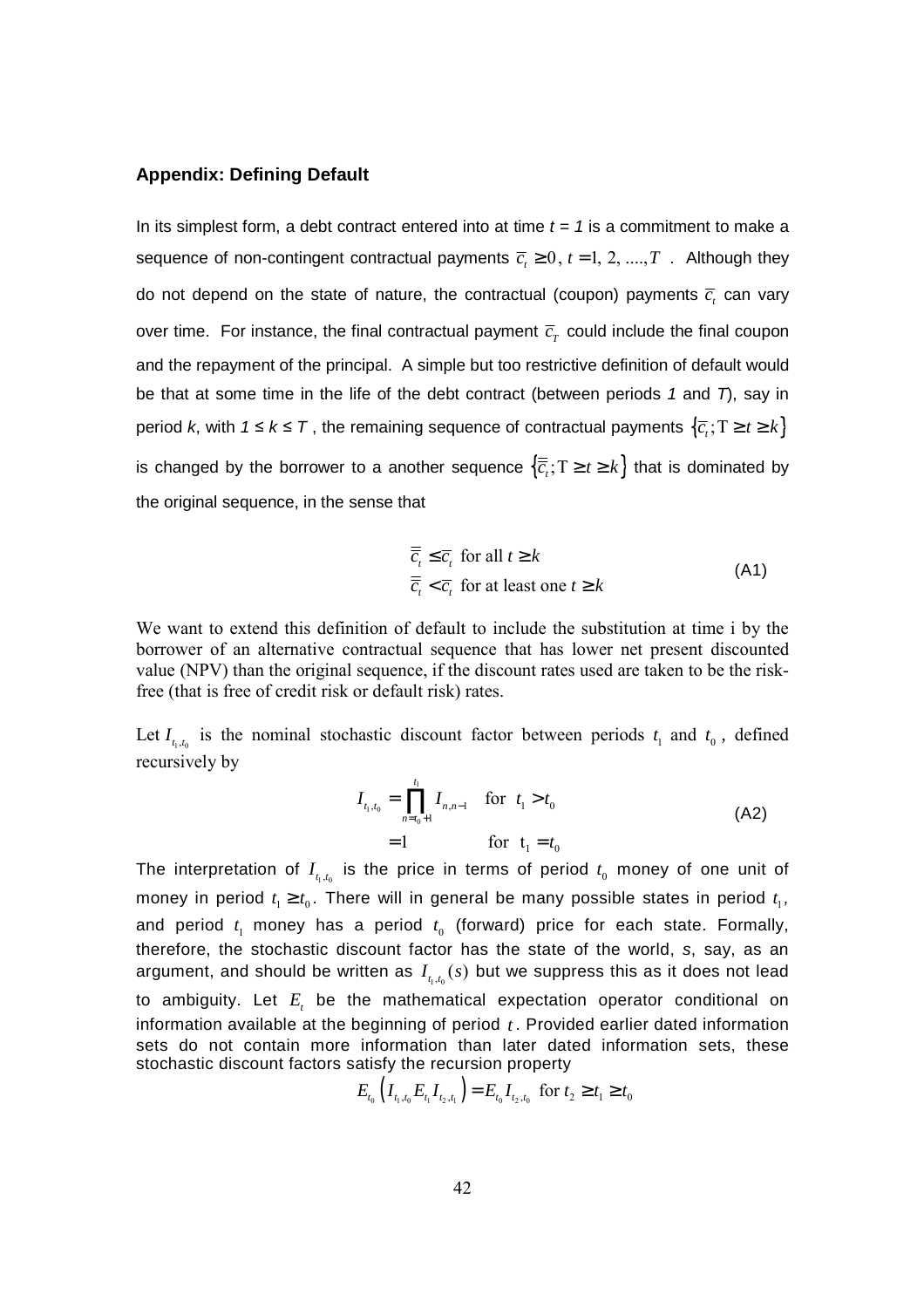## Appendix: Defining Default

In its simplest form, a debt contract entered into at time $t = 1$ is a commitment to make a sequence of non-contingent contractual payments $\overline{c}_t \geq 0$, $t = 1, 2, ...., T$ . Although they do not depend on the state of nature, the contractual (coupon) payments $\overline{c}_t$ can vary over time. For instance, the final contractual payment $\overline{c}_T$ could include the final coupon and the repayment of the principal. A simple but too restrictive definition of default would be that at some time in the life of the debt contract (between periods *1* and *T*), say in period *k*, with $1 \leq k \leq T$ , the remaining sequence of contractual payments $\left\{\overline{c}_t; T \geq t \geq k\right\}$ is changed by the borrower to a another sequence $\left\{\overline{\overline{c}}_t; T \geq t \geq k\right\}$ that is dominated by the original sequence, in the sense that

$$
\begin{aligned}
&\overline{\overline{c}}_t \leq \overline{c}_t \text{ for all } t \geq k \\
&\overline{\overline{c}}_t < \overline{c}_t \text{ for at least one } t \geq k
\end{aligned}
\tag{A1}
$$

We want to extend this definition of default to include the substitution at time i by the borrower of an alternative contractual sequence that has lower net present discounted value (NPV) than the original sequence, if the discount rates used are taken to be the risk-free (that is free of credit risk or default risk) rates.

Let $I_{t_1,t_0}$ is the nominal stochastic discount factor between periods $t_1$ and $t_0$, defined recursively by

$$
\begin{aligned}
I_{t_1,t_0} &= \prod_{n=t_0+1}^{t_1} I_{n,n-1} \quad \text{for } t_1 > t_0 \\
&= 1 \qquad\qquad\quad \text{for } t_1 = t_0
\end{aligned}
\tag{A2}
$$

The interpretation of $I_{t_1,t_0}$ is the price in terms of period $t_0$ money of one unit of money in period $t_1 \geq t_0$. There will in general be many possible states in period $t_1$, and period $t_1$ money has a period $t_0$ (forward) price for each state. Formally, therefore, the stochastic discount factor has the state of the world, *s*, say, as an argument, and should be written as $I_{t_1,t_0}(s)$ but we suppress this as it does not lead to ambiguity. Let $E_t$ be the mathematical expectation operator conditional on information available at the beginning of period $t$. Provided earlier dated information sets do not contain more information than later dated information sets, these stochastic discount factors satisfy the recursion property

$$
E_{t_0}\left(I_{t_1,t_0} E_{t_1} I_{t_2,t_1}\right) = E_{t_0} I_{t_2,t_0} \text{ for } t_2 \geq t_1 \geq t_0
$$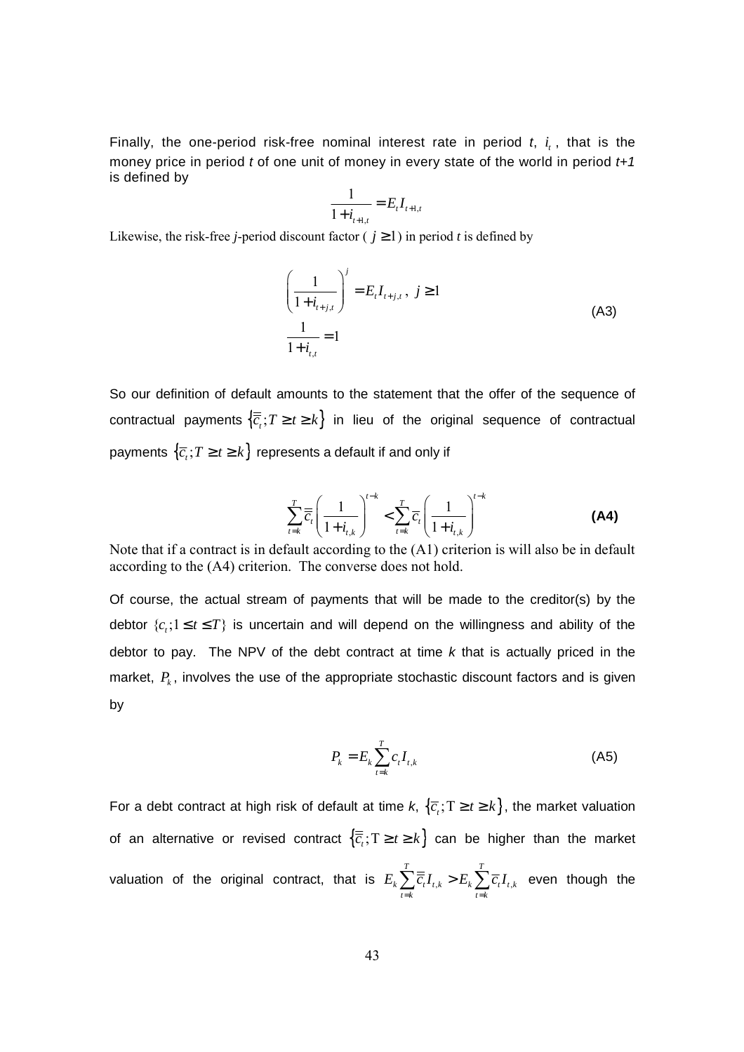Finally, the one-period risk-free nominal interest rate in period $t$, $i_t$, that is the money price in period $t$ of one unit of money in every state of the world in period $t+1$ is defined by

$$\frac{1}{1+i_{t+1,t}} = E_t I_{t+1,t}$$

Likewise, the risk-free $j$-period discount factor ( $j \geq 1$) in period $t$ is defined by

$$\begin{aligned} \left( \frac{1}{1+i_{t+j,t}} \right)^j &= E_t I_{t+j,t}, \ j \geq 1 \\ \frac{1}{1+i_{t,t}} &= 1 \end{aligned} \tag{A3}$$

So our definition of default amounts to the statement that the offer of the sequence of contractual payments $\left\{ \overline{\overline{c}}_t ; T \geq t \geq k \right\}$ in lieu of the original sequence of contractual payments $\left\{ \overline{c}_t ; T \geq t \geq k \right\}$ represents a default if and only if

$$\sum_{t=k}^{T} \overline{\overline{c}}_t \left( \frac{1}{1+i_{t,k}} \right)^{t-k} < \sum_{t=k}^{T} \overline{c}_t \left( \frac{1}{1+i_{t,k}} \right)^{t-k} \tag{A4}$$

Note that if a contract is in default according to the (A1) criterion is will also be in default according to the (A4) criterion. The converse does not hold.

Of course, the actual stream of payments that will be made to the creditor(s) by the debtor $\{c_t ; 1 \leq t \leq T\}$ is uncertain and will depend on the willingness and ability of the debtor to pay. The NPV of the debt contract at time $k$ that is actually priced in the market, $P_k$, involves the use of the appropriate stochastic discount factors and is given by

$$P_k = E_k \sum_{t=k}^{T} c_t I_{t,k} \tag{A5}$$

For a debt contract at high risk of default at time $k$, $\left\{ \overline{c}_t ; \mathrm{T} \geq t \geq k \right\}$, the market valuation of an alternative or revised contract $\left\{ \overline{\overline{c}}_t ; \mathrm{T} \geq t \geq k \right\}$ can be higher than the market valuation of the original contract, that is $E_k \sum_{t=k}^{T} \overline{\overline{c}}_t I_{t,k} > E_k \sum_{t=k}^{T} \overline{c}_t I_{t,k}$ even though the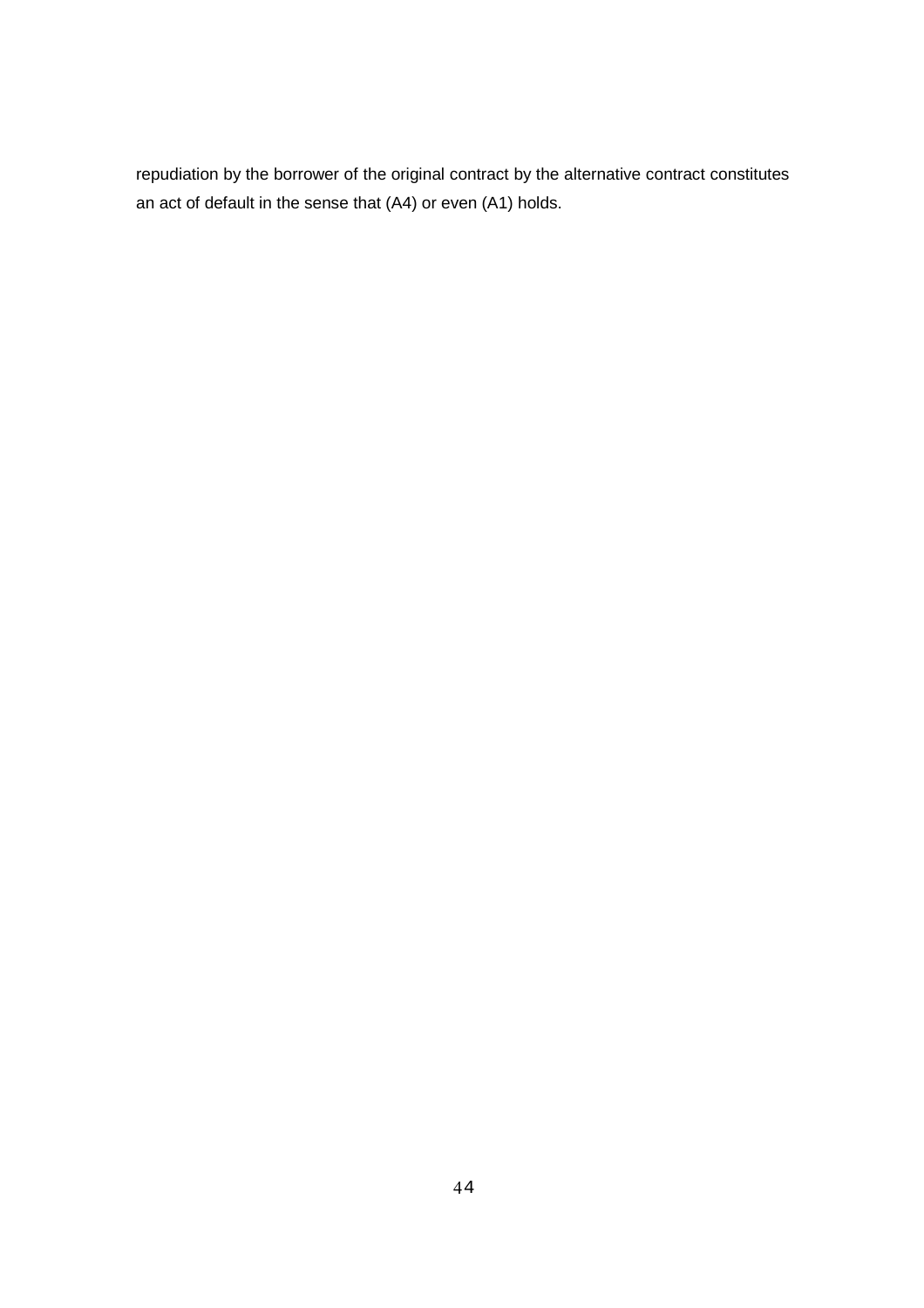repudiation by the borrower of the original contract by the alternative contract constitutes an act of default in the sense that (A4) or even (A1) holds.